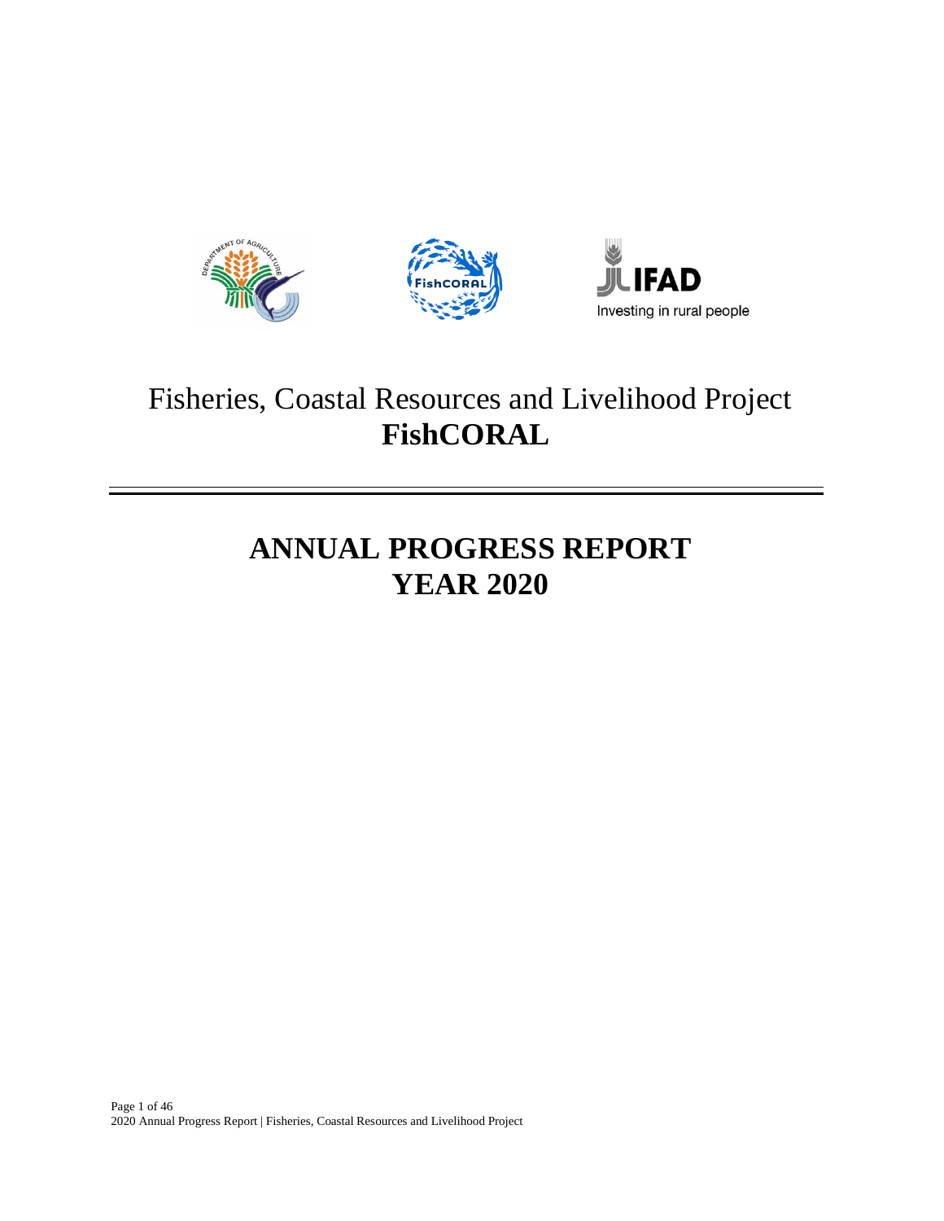Fisheries, Coastal Resources and Livelihood Project

# FishCORAL

# ANNUAL PROGRESS REPORT
# YEAR 2020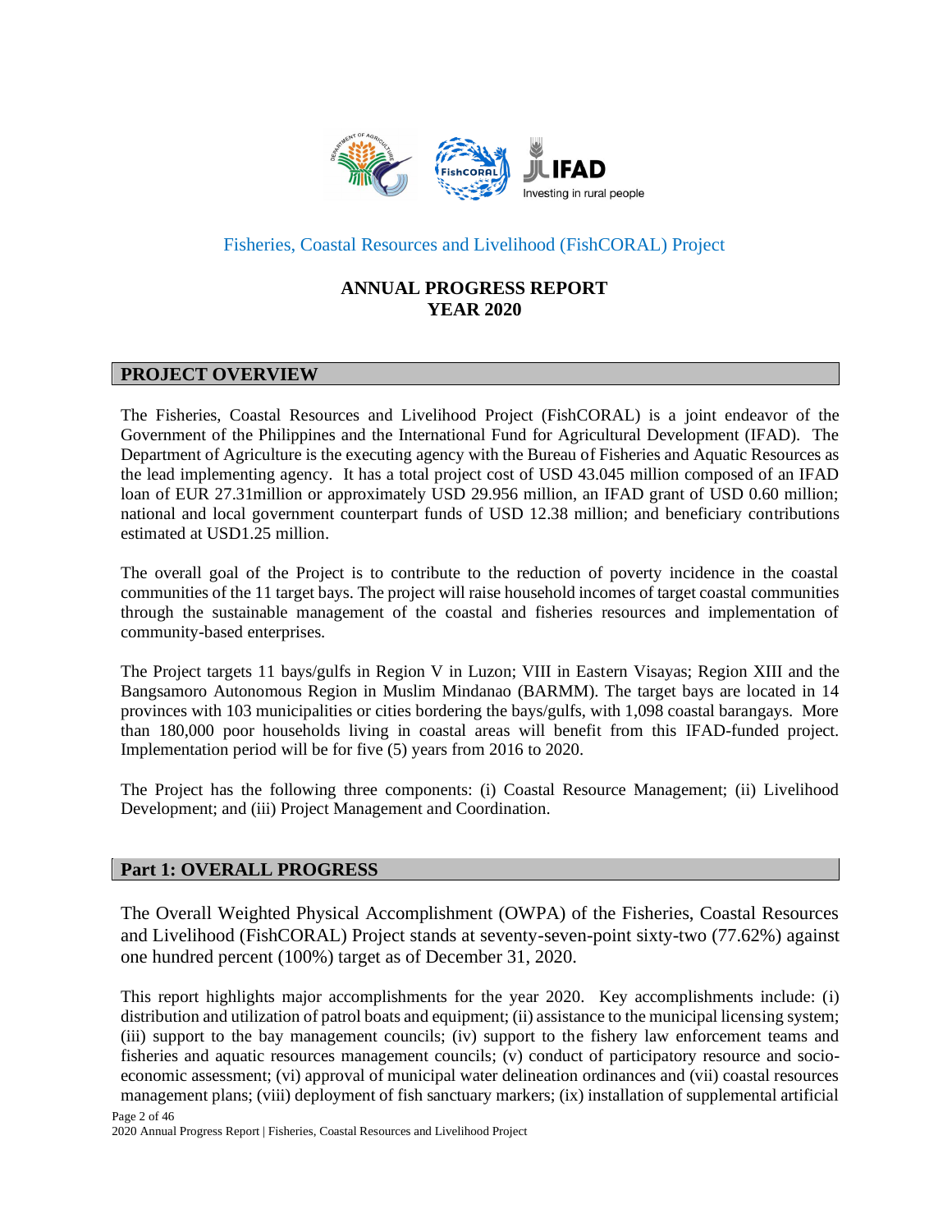Fisheries, Coastal Resources and Livelihood (FishCORAL) Project

# ANNUAL PROGRESS REPORT
# YEAR 2020

## PROJECT OVERVIEW

The Fisheries, Coastal Resources and Livelihood Project (FishCORAL) is a joint endeavor of the Government of the Philippines and the International Fund for Agricultural Development (IFAD). The Department of Agriculture is the executing agency with the Bureau of Fisheries and Aquatic Resources as the lead implementing agency. It has a total project cost of USD 43.045 million composed of an IFAD loan of EUR 27.31million or approximately USD 29.956 million, an IFAD grant of USD 0.60 million; national and local government counterpart funds of USD 12.38 million; and beneficiary contributions estimated at USD1.25 million.

The overall goal of the Project is to contribute to the reduction of poverty incidence in the coastal communities of the 11 target bays. The project will raise household incomes of target coastal communities through the sustainable management of the coastal and fisheries resources and implementation of community-based enterprises.

The Project targets 11 bays/gulfs in Region V in Luzon; VIII in Eastern Visayas; Region XIII and the Bangsamoro Autonomous Region in Muslim Mindanao (BARMM). The target bays are located in 14 provinces with 103 municipalities or cities bordering the bays/gulfs, with 1,098 coastal barangays. More than 180,000 poor households living in coastal areas will benefit from this IFAD-funded project. Implementation period will be for five (5) years from 2016 to 2020.

The Project has the following three components: (i) Coastal Resource Management; (ii) Livelihood Development; and (iii) Project Management and Coordination.

## Part 1: OVERALL PROGRESS

The Overall Weighted Physical Accomplishment (OWPA) of the Fisheries, Coastal Resources and Livelihood (FishCORAL) Project stands at seventy-seven-point sixty-two (77.62%) against one hundred percent (100%) target as of December 31, 2020.

This report highlights major accomplishments for the year 2020. Key accomplishments include: (i) distribution and utilization of patrol boats and equipment; (ii) assistance to the municipal licensing system; (iii) support to the bay management councils; (iv) support to the fishery law enforcement teams and fisheries and aquatic resources management councils; (v) conduct of participatory resource and socio-economic assessment; (vi) approval of municipal water delineation ordinances and (vii) coastal resources management plans; (viii) deployment of fish sanctuary markers; (ix) installation of supplemental artificial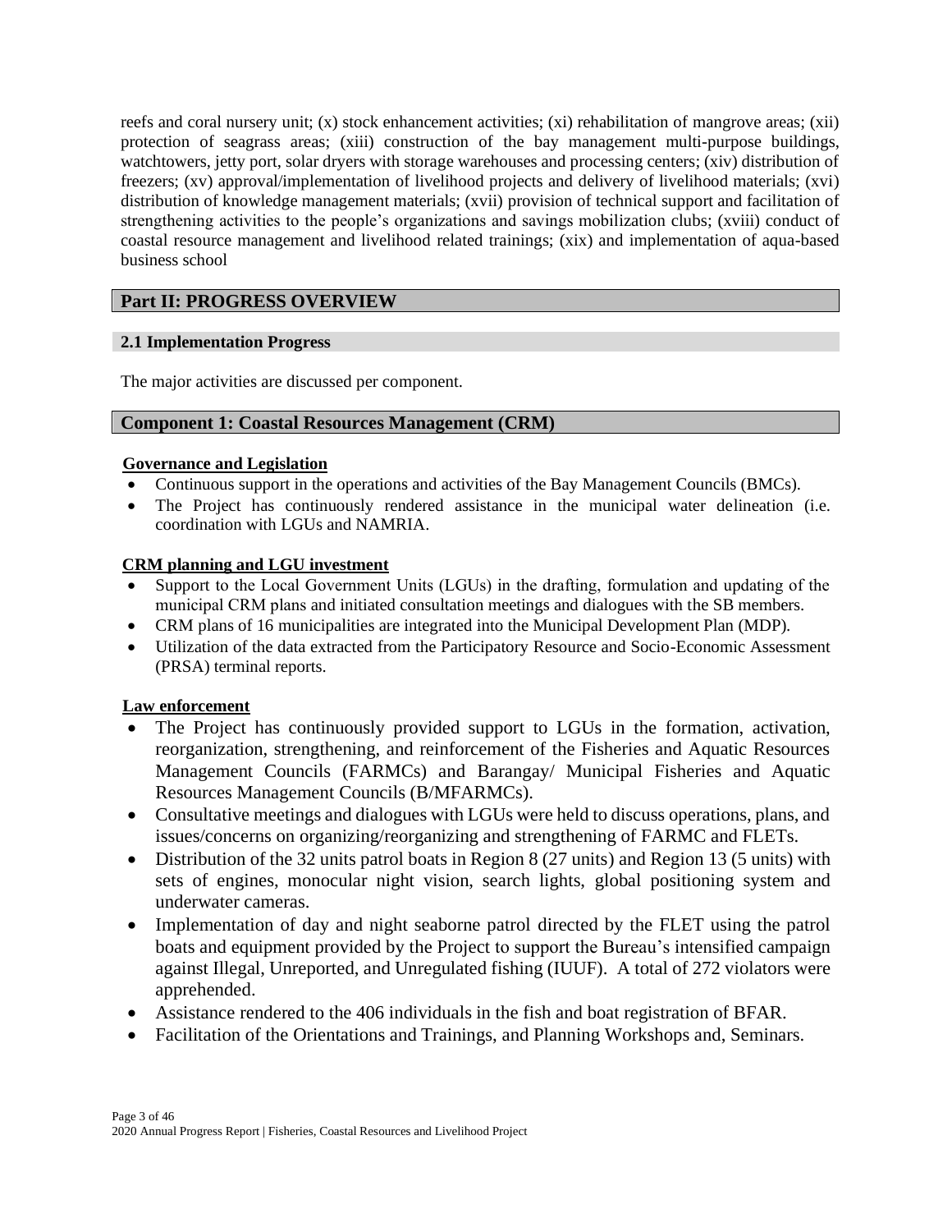reefs and coral nursery unit; (x) stock enhancement activities; (xi) rehabilitation of mangrove areas; (xii) protection of seagrass areas; (xiii) construction of the bay management multi-purpose buildings, watchtowers, jetty port, solar dryers with storage warehouses and processing centers; (xiv) distribution of freezers; (xv) approval/implementation of livelihood projects and delivery of livelihood materials; (xvi) distribution of knowledge management materials; (xvii) provision of technical support and facilitation of strengthening activities to the people's organizations and savings mobilization clubs; (xviii) conduct of coastal resource management and livelihood related trainings; (xix) and implementation of aqua-based business school

## Part II: PROGRESS OVERVIEW

### 2.1 Implementation Progress

The major activities are discussed per component.

### Component 1: Coastal Resources Management (CRM)

**Governance and Legislation**

- Continuous support in the operations and activities of the Bay Management Councils (BMCs).
- The Project has continuously rendered assistance in the municipal water delineation (i.e. coordination with LGUs and NAMRIA.

**CRM planning and LGU investment**

- Support to the Local Government Units (LGUs) in the drafting, formulation and updating of the municipal CRM plans and initiated consultation meetings and dialogues with the SB members.
- CRM plans of 16 municipalities are integrated into the Municipal Development Plan (MDP).
- Utilization of the data extracted from the Participatory Resource and Socio-Economic Assessment (PRSA) terminal reports.

**Law enforcement**

- The Project has continuously provided support to LGUs in the formation, activation, reorganization, strengthening, and reinforcement of the Fisheries and Aquatic Resources Management Councils (FARMCs) and Barangay/ Municipal Fisheries and Aquatic Resources Management Councils (B/MFARMCs).
- Consultative meetings and dialogues with LGUs were held to discuss operations, plans, and issues/concerns on organizing/reorganizing and strengthening of FARMC and FLETs.
- Distribution of the 32 units patrol boats in Region 8 (27 units) and Region 13 (5 units) with sets of engines, monocular night vision, search lights, global positioning system and underwater cameras.
- Implementation of day and night seaborne patrol directed by the FLET using the patrol boats and equipment provided by the Project to support the Bureau's intensified campaign against Illegal, Unreported, and Unregulated fishing (IUUF). A total of 272 violators were apprehended.
- Assistance rendered to the 406 individuals in the fish and boat registration of BFAR.
- Facilitation of the Orientations and Trainings, and Planning Workshops and, Seminars.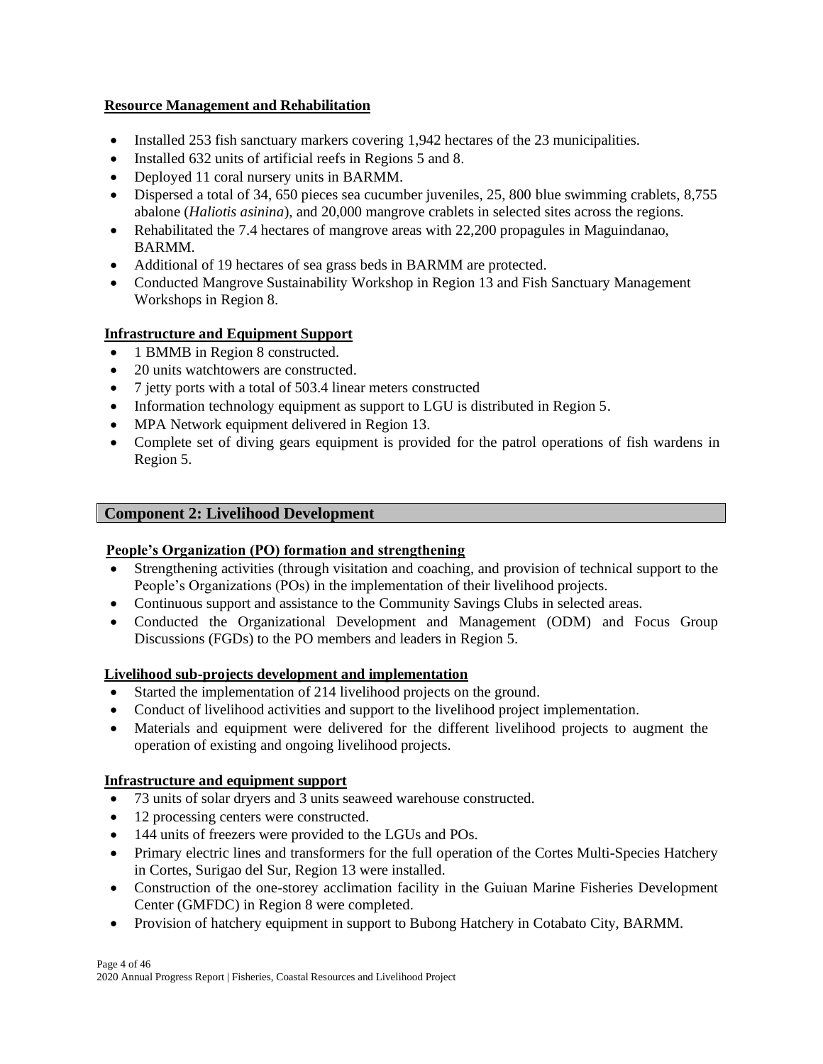**Resource Management and Rehabilitation**

- Installed 253 fish sanctuary markers covering 1,942 hectares of the 23 municipalities.
- Installed 632 units of artificial reefs in Regions 5 and 8.
- Deployed 11 coral nursery units in BARMM.
- Dispersed a total of 34, 650 pieces sea cucumber juveniles, 25, 800 blue swimming crablets, 8,755 abalone (*Haliotis asinina*), and 20,000 mangrove crablets in selected sites across the regions.
- Rehabilitated the 7.4 hectares of mangrove areas with 22,200 propagules in Maguindanao, BARMM.
- Additional of 19 hectares of sea grass beds in BARMM are protected.
- Conducted Mangrove Sustainability Workshop in Region 13 and Fish Sanctuary Management Workshops in Region 8.

**Infrastructure and Equipment Support**

- 1 BMMB in Region 8 constructed.
- 20 units watchtowers are constructed.
- 7 jetty ports with a total of 503.4 linear meters constructed
- Information technology equipment as support to LGU is distributed in Region 5.
- MPA Network equipment delivered in Region 13.
- Complete set of diving gears equipment is provided for the patrol operations of fish wardens in Region 5.

## Component 2: Livelihood Development

**People's Organization (PO) formation and strengthening**

- Strengthening activities (through visitation and coaching, and provision of technical support to the People's Organizations (POs) in the implementation of their livelihood projects.
- Continuous support and assistance to the Community Savings Clubs in selected areas.
- Conducted the Organizational Development and Management (ODM) and Focus Group Discussions (FGDs) to the PO members and leaders in Region 5.

**Livelihood sub-projects development and implementation**

- Started the implementation of 214 livelihood projects on the ground.
- Conduct of livelihood activities and support to the livelihood project implementation.
- Materials and equipment were delivered for the different livelihood projects to augment the operation of existing and ongoing livelihood projects.

**Infrastructure and equipment support**

- 73 units of solar dryers and 3 units seaweed warehouse constructed.
- 12 processing centers were constructed.
- 144 units of freezers were provided to the LGUs and POs.
- Primary electric lines and transformers for the full operation of the Cortes Multi-Species Hatchery in Cortes, Surigao del Sur, Region 13 were installed.
- Construction of the one-storey acclimation facility in the Guiuan Marine Fisheries Development Center (GMFDC) in Region 8 were completed.
- Provision of hatchery equipment in support to Bubong Hatchery in Cotabato City, BARMM.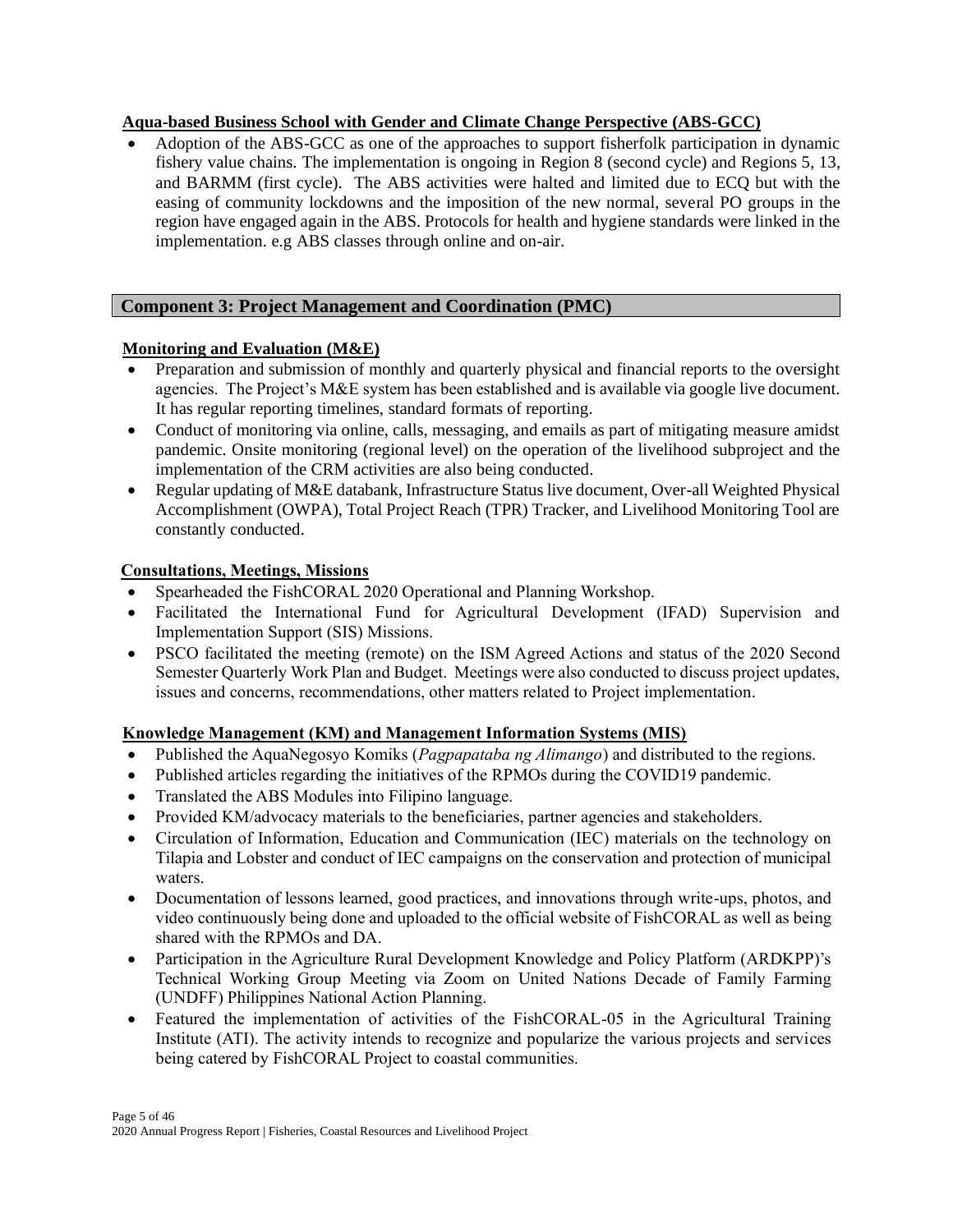**Aqua-based Business School with Gender and Climate Change Perspective (ABS-GCC)**

- Adoption of the ABS-GCC as one of the approaches to support fisherfolk participation in dynamic fishery value chains. The implementation is ongoing in Region 8 (second cycle) and Regions 5, 13, and BARMM (first cycle). The ABS activities were halted and limited due to ECQ but with the easing of community lockdowns and the imposition of the new normal, several PO groups in the region have engaged again in the ABS. Protocols for health and hygiene standards were linked in the implementation. e.g ABS classes through online and on-air.

## Component 3: Project Management and Coordination (PMC)

**Monitoring and Evaluation (M&E)**

- Preparation and submission of monthly and quarterly physical and financial reports to the oversight agencies. The Project's M&E system has been established and is available via google live document. It has regular reporting timelines, standard formats of reporting.
- Conduct of monitoring via online, calls, messaging, and emails as part of mitigating measure amidst pandemic. Onsite monitoring (regional level) on the operation of the livelihood subproject and the implementation of the CRM activities are also being conducted.
- Regular updating of M&E databank, Infrastructure Status live document, Over-all Weighted Physical Accomplishment (OWPA), Total Project Reach (TPR) Tracker, and Livelihood Monitoring Tool are constantly conducted.

**Consultations, Meetings, Missions**

- Spearheaded the FishCORAL 2020 Operational and Planning Workshop.
- Facilitated the International Fund for Agricultural Development (IFAD) Supervision and Implementation Support (SIS) Missions.
- PSCO facilitated the meeting (remote) on the ISM Agreed Actions and status of the 2020 Second Semester Quarterly Work Plan and Budget. Meetings were also conducted to discuss project updates, issues and concerns, recommendations, other matters related to Project implementation.

**Knowledge Management (KM) and Management Information Systems (MIS)**

- Published the AquaNegosyo Komiks (*Pagpapataba ng Alimango*) and distributed to the regions.
- Published articles regarding the initiatives of the RPMOs during the COVID19 pandemic.
- Translated the ABS Modules into Filipino language.
- Provided KM/advocacy materials to the beneficiaries, partner agencies and stakeholders.
- Circulation of Information, Education and Communication (IEC) materials on the technology on Tilapia and Lobster and conduct of IEC campaigns on the conservation and protection of municipal waters.
- Documentation of lessons learned, good practices, and innovations through write-ups, photos, and video continuously being done and uploaded to the official website of FishCORAL as well as being shared with the RPMOs and DA.
- Participation in the Agriculture Rural Development Knowledge and Policy Platform (ARDKPP)'s Technical Working Group Meeting via Zoom on United Nations Decade of Family Farming (UNDFF) Philippines National Action Planning.
- Featured the implementation of activities of the FishCORAL-05 in the Agricultural Training Institute (ATI). The activity intends to recognize and popularize the various projects and services being catered by FishCORAL Project to coastal communities.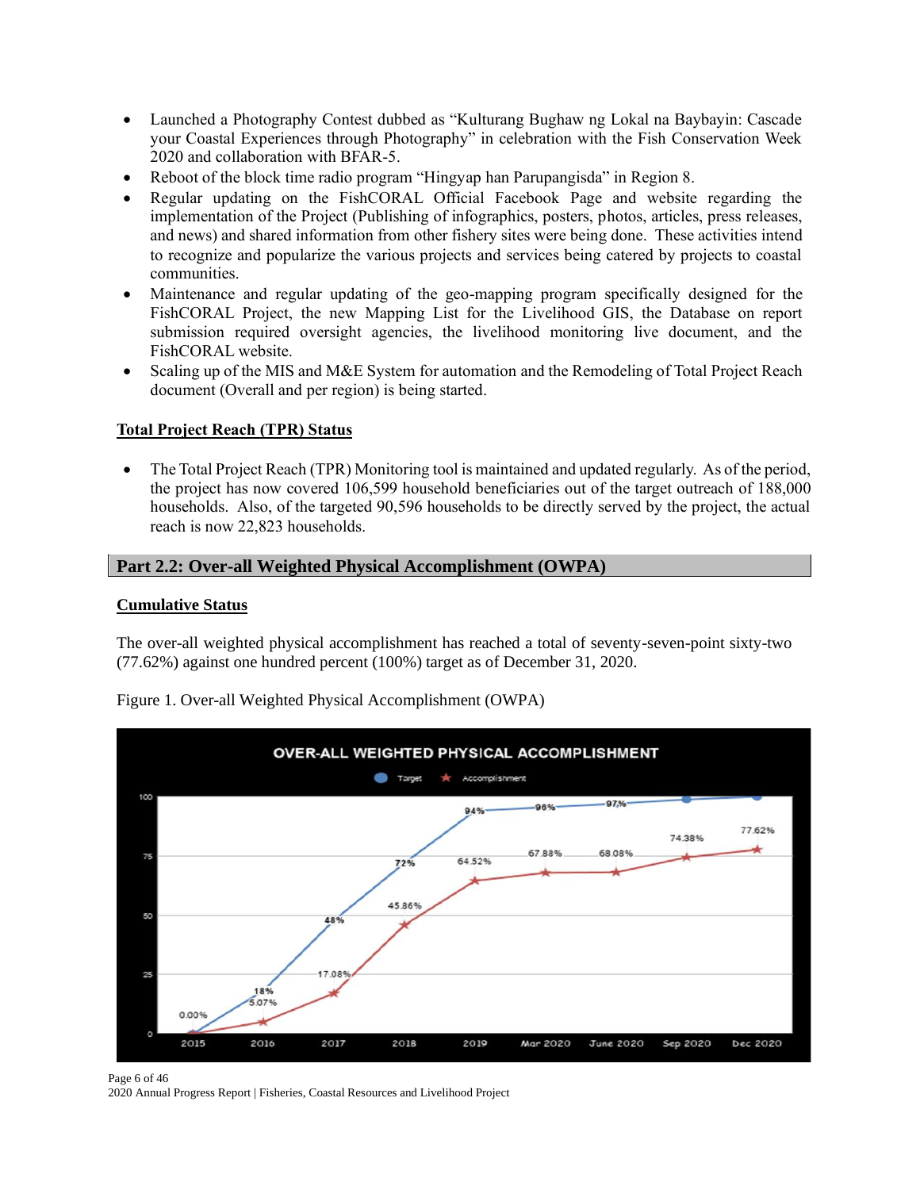- Launched a Photography Contest dubbed as "Kulturang Bughaw ng Lokal na Baybayin: Cascade your Coastal Experiences through Photography" in celebration with the Fish Conservation Week 2020 and collaboration with BFAR-5.
- Reboot of the block time radio program "Hingyap han Parupangisda" in Region 8.
- Regular updating on the FishCORAL Official Facebook Page and website regarding the implementation of the Project (Publishing of infographics, posters, photos, articles, press releases, and news) and shared information from other fishery sites were being done. These activities intend to recognize and popularize the various projects and services being catered by projects to coastal communities.
- Maintenance and regular updating of the geo-mapping program specifically designed for the FishCORAL Project, the new Mapping List for the Livelihood GIS, the Database on report submission required oversight agencies, the livelihood monitoring live document, and the FishCORAL website.
- Scaling up of the MIS and M&E System for automation and the Remodeling of Total Project Reach document (Overall and per region) is being started.

**Total Project Reach (TPR) Status**

- The Total Project Reach (TPR) Monitoring tool is maintained and updated regularly. As of the period, the project has now covered 106,599 household beneficiaries out of the target outreach of 188,000 households. Also, of the targeted 90,596 households to be directly served by the project, the actual reach is now 22,823 households.

## Part 2.2: Over-all Weighted Physical Accomplishment (OWPA)

**Cumulative Status**

The over-all weighted physical accomplishment has reached a total of seventy-seven-point sixty-two (77.62%) against one hundred percent (100%) target as of December 31, 2020.

Figure 1. Over-all Weighted Physical Accomplishment (OWPA)

OVER-ALL WEIGHTED PHYSICAL ACCOMPLISHMENT

| Period | Target | Accomplishment |
|---|---|---|
| 2015 | | 0.00% |
| 2016 | 18% | 5.07% |
| 2017 | 48% | 17.08% |
| 2018 | 72% | 45.86% |
| 2019 | 94% | 64.52% |
| Mar 2020 | 96% | 67.88% |
| June 2020 | 97% | 68.08% |
| Sep 2020 | | 74.38% |
| Dec 2020 | | 77.62% |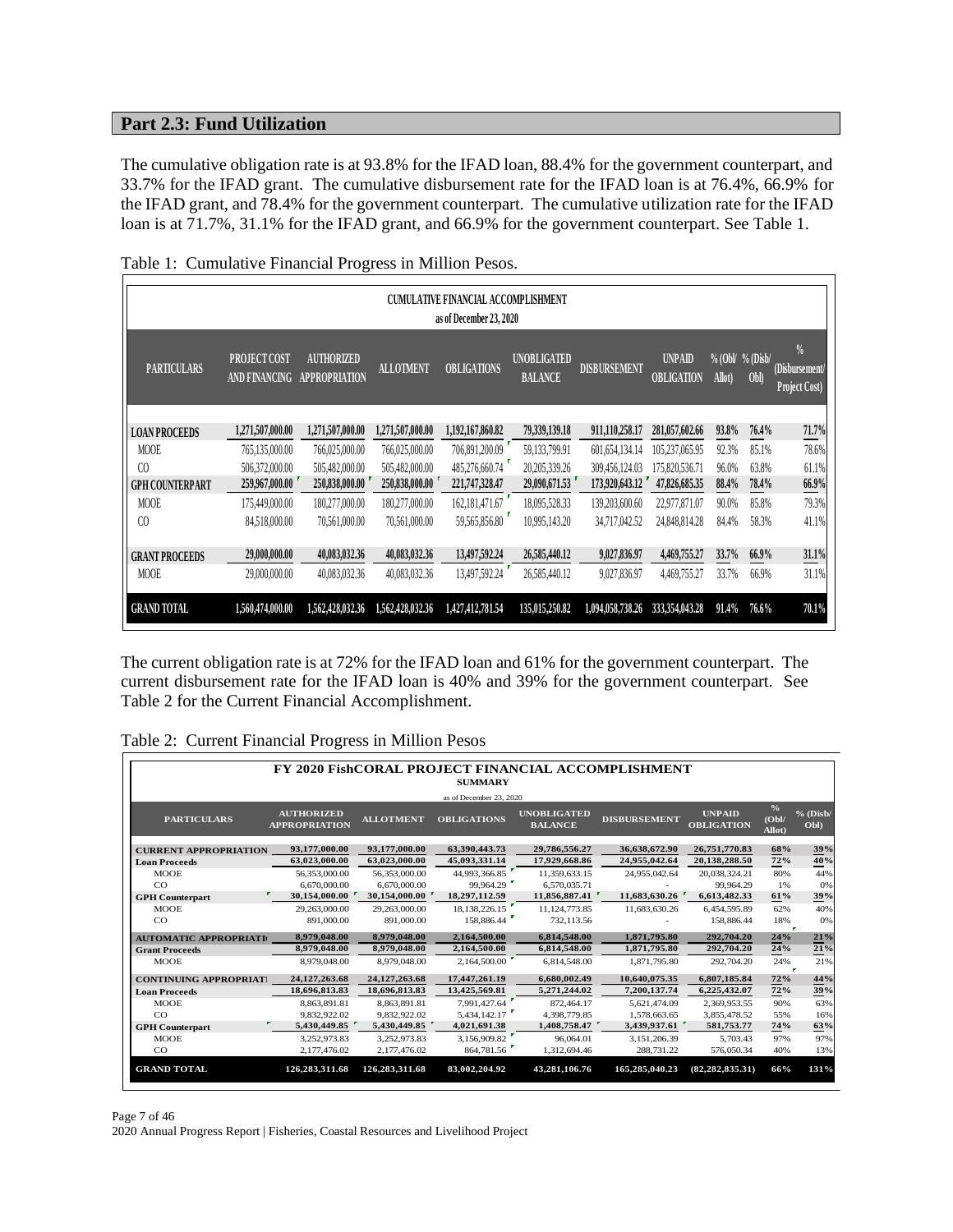## Part 2.3: Fund Utilization

The cumulative obligation rate is at 93.8% for the IFAD loan, 88.4% for the government counterpart, and 33.7% for the IFAD grant. The cumulative disbursement rate for the IFAD loan is at 76.4%, 66.9% for the IFAD grant, and 78.4% for the government counterpart. The cumulative utilization rate for the IFAD loan is at 71.7%, 31.1% for the IFAD grant, and 66.9% for the government counterpart. See Table 1.

Table 1: Cumulative Financial Progress in Million Pesos.

| CUMULATIVE FINANCIAL ACCOMPLISHMENT as of December 23, 2020 | | | | | | | | | | |
|---|---|---|---|---|---|---|---|---|---|---|
| PARTICULARS | PROJECT COST AND FINANCING | AUTHORIZED APPROPRIATION | ALLOTMENT | OBLIGATIONS | UNOBLIGATED BALANCE | DISBURSEMENT | UNPAID OBLIGATION | % (Obl/ Allot) | % (Disb/ Obl) | % (Disbursement/ Project Cost) |
| **LOAN PROCEEDS** | **1,271,507,000.00** | **1,271,507,000.00** | **1,271,507,000.00** | **1,192,167,860.82** | **79,339,139.18** | **911,110,258.17** | **281,057,602.66** | **93.8%** | **76.4%** | **71.7%** |
| MOOE | 765,135,000.00 | 766,025,000.00 | 766,025,000.00 | 706,891,200.09 | 59,133,799.91 | 601,654,134.14 | 105,237,065.95 | 92.3% | 85.1% | 78.6% |
| CO | 506,372,000.00 | 505,482,000.00 | 505,482,000.00 | 485,276,660.74 | 20,205,339.26 | 309,456,124.03 | 175,820,536.71 | 96.0% | 63.8% | 61.1% |
| **GPH COUNTERPART** | **259,967,000.00** | **250,838,000.00** | **250,838,000.00** | **221,747,328.47** | **29,090,671.53** | **173,920,643.12** | **47,826,685.35** | **88.4%** | **78.4%** | **66.9%** |
| MOOE | 175,449,000.00 | 180,277,000.00 | 180,277,000.00 | 162,181,471.67 | 18,095,528.33 | 139,203,600.60 | 22,977,871.07 | 90.0% | 85.8% | 79.3% |
| CO | 84,518,000.00 | 70,561,000.00 | 70,561,000.00 | 59,565,856.80 | 10,995,143.20 | 34,717,042.52 | 24,848,814.28 | 84.4% | 58.3% | 41.1% |
| **GRANT PROCEEDS** | **29,000,000.00** | **40,083,032.36** | **40,083,032.36** | **13,497,592.24** | **26,585,440.12** | **9,027,836.97** | **4,469,755.27** | **33.7%** | **66.9%** | **31.1%** |
| MOOE | 29,000,000.00 | 40,083,032.36 | 40,083,032.36 | 13,497,592.24 | 26,585,440.12 | 9,027,836.97 | 4,469,755.27 | 33.7% | 66.9% | 31.1% |
| **GRAND TOTAL** | **1,560,474,000.00** | **1,562,428,032.36** | **1,562,428,032.36** | **1,427,412,781.54** | **135,015,250.82** | **1,094,058,738.26** | **333,354,043.28** | **91.4%** | **76.6%** | **70.1%** |

The current obligation rate is at 72% for the IFAD loan and 61% for the government counterpart. The current disbursement rate for the IFAD loan is 40% and 39% for the government counterpart. See Table 2 for the Current Financial Accomplishment.

Table 2: Current Financial Progress in Million Pesos

| FY 2020 FishCORAL PROJECT FINANCIAL ACCOMPLISHMENT SUMMARY as of December 23, 2020 | | | | | | | | |
|---|---|---|---|---|---|---|---|---|
| PARTICULARS | AUTHORIZED APPROPRIATION | ALLOTMENT | OBLIGATIONS | UNOBLIGATED BALANCE | DISBURSEMENT | UNPAID OBLIGATION | % (Obl/ Allot) | % (Disb/ Obl) |
| **CURRENT APPROPRIATION** | **93,177,000.00** | **93,177,000.00** | **63,390,443.73** | **29,786,556.27** | **36,638,672.90** | **26,751,770.83** | **68%** | **39%** |
| **Loan Proceeds** | **63,023,000.00** | **63,023,000.00** | **45,093,331.14** | **17,929,668.86** | **24,955,042.64** | **20,138,288.50** | **72%** | **40%** |
| MOOE | 56,353,000.00 | 56,353,000.00 | 44,993,366.85 | 11,359,633.15 | 24,955,042.64 | 20,038,324.21 | 80% | 44% |
| CO | 6,670,000.00 | 6,670,000.00 | 99,964.29 | 6,570,035.71 | - | 99,964.29 | 1% | 0% |
| **GPH Counterpart** | **30,154,000.00** | **30,154,000.00** | **18,297,112.59** | **11,856,887.41** | **11,683,630.26** | **6,613,482.33** | **61%** | **39%** |
| MOOE | 29,263,000.00 | 29,263,000.00 | 18,138,226.15 | 11,124,773.85 | 11,683,630.26 | 6,454,595.89 | 62% | 40% |
| CO | 891,000.00 | 891,000.00 | 158,886.44 | 732,113.56 | - | 158,886.44 | 18% | 0% |
| **AUTOMATIC APPROPRIATI** | **8,979,048.00** | **8,979,048.00** | **2,164,500.00** | **6,814,548.00** | **1,871,795.80** | **292,704.20** | **24%** | **21%** |
| **Grant Proceeds** | **8,979,048.00** | **8,979,048.00** | **2,164,500.00** | **6,814,548.00** | **1,871,795.80** | **292,704.20** | **24%** | **21%** |
| MOOE | 8,979,048.00 | 8,979,048.00 | 2,164,500.00 | 6,814,548.00 | 1,871,795.80 | 292,704.20 | 24% | 21% |
| **CONTINUING APPROPRIAT** | **24,127,263.68** | **24,127,263.68** | **17,447,261.19** | **6,680,002.49** | **10,640,075.35** | **6,807,185.84** | **72%** | **44%** |
| **Loan Proceeds** | **18,696,813.83** | **18,696,813.83** | **13,425,569.81** | **5,271,244.02** | **7,200,137.74** | **6,225,432.07** | **72%** | **39%** |
| MOOE | 8,863,891.81 | 8,863,891.81 | 7,991,427.64 | 872,464.17 | 5,621,474.09 | 2,369,953.55 | 90% | 63% |
| CO | 9,832,922.02 | 9,832,922.02 | 5,434,142.17 | 4,398,779.85 | 1,578,663.65 | 3,855,478.52 | 55% | 16% |
| **GPH Counterpart** | **5,430,449.85** | **5,430,449.85** | **4,021,691.38** | **1,408,758.47** | **3,439,937.61** | **581,753.77** | **74%** | **63%** |
| MOOE | 3,252,973.83 | 3,252,973.83 | 3,156,909.82 | 96,064.01 | 3,151,206.39 | 5,703.43 | 97% | 97% |
| CO | 2,177,476.02 | 2,177,476.02 | 864,781.56 | 1,312,694.46 | 288,731.22 | 576,050.34 | 40% | 13% |
| **GRAND TOTAL** | **126,283,311.68** | **126,283,311.68** | **83,002,204.92** | **43,281,106.76** | **165,285,040.23** | **(82,282,835.31)** | **66%** | **131%** |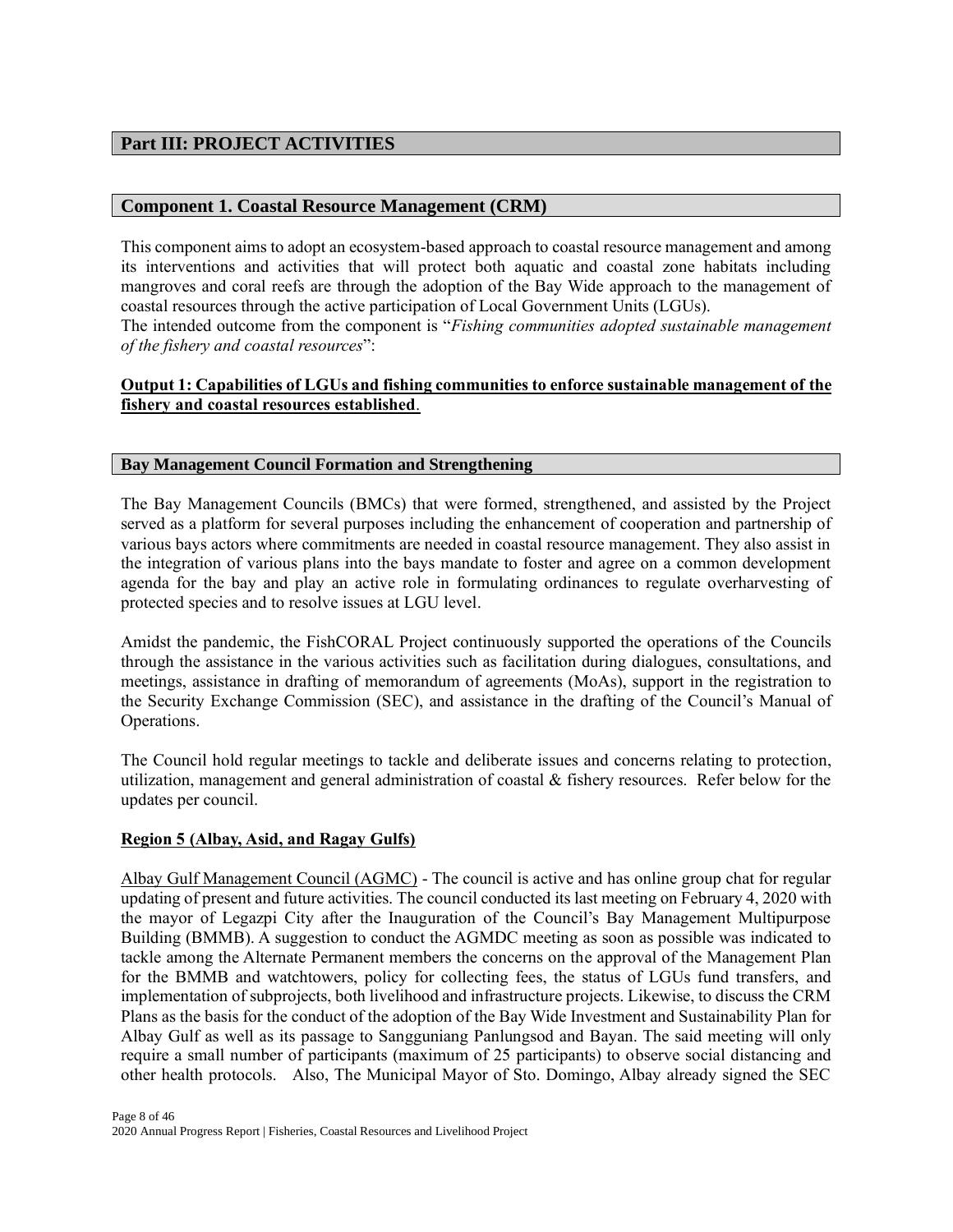## Part III: PROJECT ACTIVITIES

### Component 1. Coastal Resource Management (CRM)

This component aims to adopt an ecosystem-based approach to coastal resource management and among its interventions and activities that will protect both aquatic and coastal zone habitats including mangroves and coral reefs are through the adoption of the Bay Wide approach to the management of coastal resources through the active participation of Local Government Units (LGUs).
The intended outcome from the component is "*Fishing communities adopted sustainable management of the fishery and coastal resources*":

**Output 1: Capabilities of LGUs and fishing communities to enforce sustainable management of the fishery and coastal resources established**.

#### Bay Management Council Formation and Strengthening

The Bay Management Councils (BMCs) that were formed, strengthened, and assisted by the Project served as a platform for several purposes including the enhancement of cooperation and partnership of various bays actors where commitments are needed in coastal resource management. They also assist in the integration of various plans into the bays mandate to foster and agree on a common development agenda for the bay and play an active role in formulating ordinances to regulate overharvesting of protected species and to resolve issues at LGU level.

Amidst the pandemic, the FishCORAL Project continuously supported the operations of the Councils through the assistance in the various activities such as facilitation during dialogues, consultations, and meetings, assistance in drafting of memorandum of agreements (MoAs), support in the registration to the Security Exchange Commission (SEC), and assistance in the drafting of the Council's Manual of Operations.

The Council hold regular meetings to tackle and deliberate issues and concerns relating to protection, utilization, management and general administration of coastal & fishery resources. Refer below for the updates per council.

**Region 5 (Albay, Asid, and Ragay Gulfs)**

Albay Gulf Management Council (AGMC) - The council is active and has online group chat for regular updating of present and future activities. The council conducted its last meeting on February 4, 2020 with the mayor of Legazpi City after the Inauguration of the Council's Bay Management Multipurpose Building (BMMB). A suggestion to conduct the AGMDC meeting as soon as possible was indicated to tackle among the Alternate Permanent members the concerns on the approval of the Management Plan for the BMMB and watchtowers, policy for collecting fees, the status of LGUs fund transfers, and implementation of subprojects, both livelihood and infrastructure projects. Likewise, to discuss the CRM Plans as the basis for the conduct of the adoption of the Bay Wide Investment and Sustainability Plan for Albay Gulf as well as its passage to Sangguniang Panlungsod and Bayan. The said meeting will only require a small number of participants (maximum of 25 participants) to observe social distancing and other health protocols. Also, The Municipal Mayor of Sto. Domingo, Albay already signed the SEC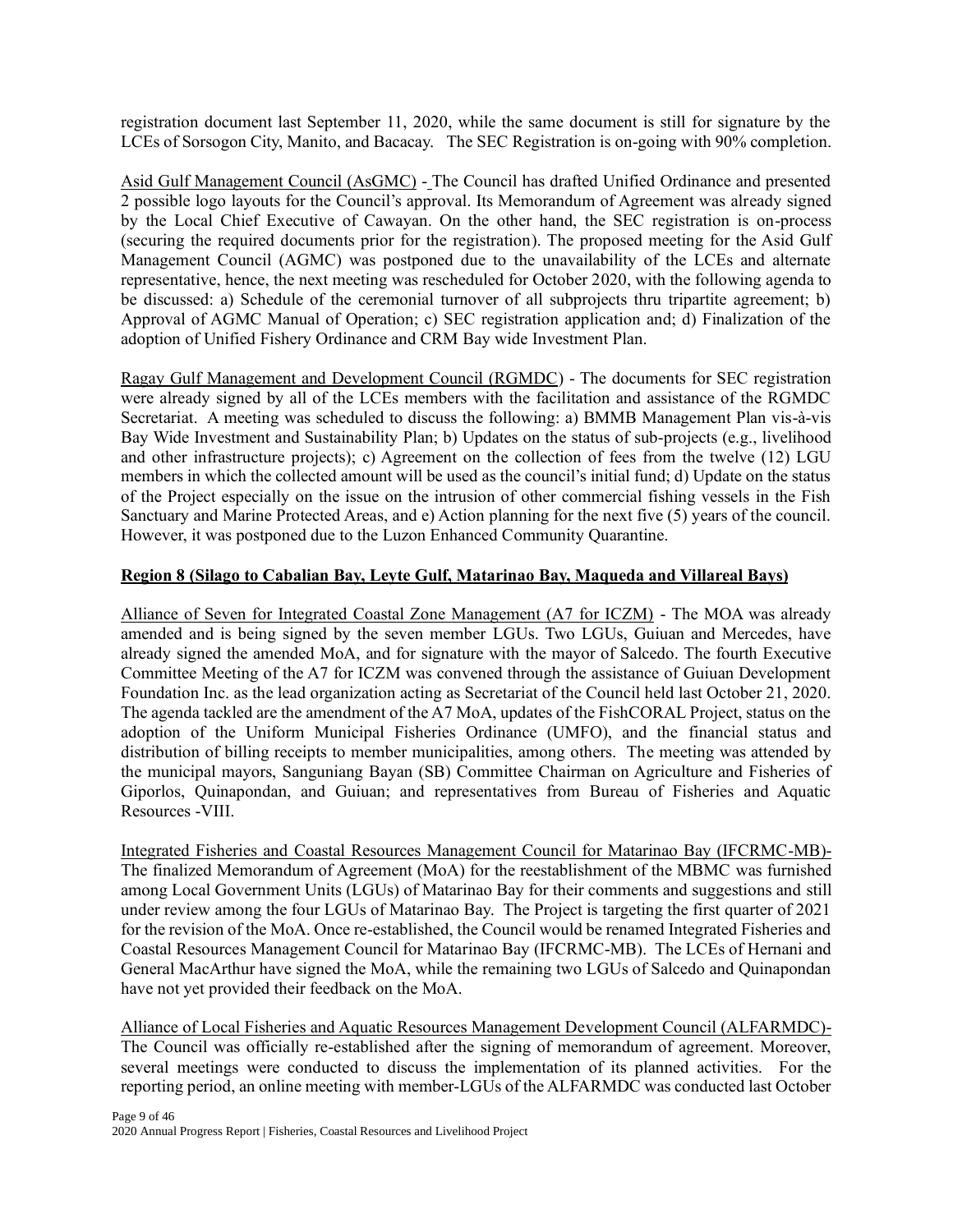registration document last September 11, 2020, while the same document is still for signature by the LCEs of Sorsogon City, Manito, and Bacacay. The SEC Registration is on-going with 90% completion.

Asid Gulf Management Council (AsGMC) - The Council has drafted Unified Ordinance and presented 2 possible logo layouts for the Council's approval. Its Memorandum of Agreement was already signed by the Local Chief Executive of Cawayan. On the other hand, the SEC registration is on-process (securing the required documents prior for the registration). The proposed meeting for the Asid Gulf Management Council (AGMC) was postponed due to the unavailability of the LCEs and alternate representative, hence, the next meeting was rescheduled for October 2020, with the following agenda to be discussed: a) Schedule of the ceremonial turnover of all subprojects thru tripartite agreement; b) Approval of AGMC Manual of Operation; c) SEC registration application and; d) Finalization of the adoption of Unified Fishery Ordinance and CRM Bay wide Investment Plan.

Ragay Gulf Management and Development Council (RGMDC) - The documents for SEC registration were already signed by all of the LCEs members with the facilitation and assistance of the RGMDC Secretariat. A meeting was scheduled to discuss the following: a) BMMB Management Plan vis-à-vis Bay Wide Investment and Sustainability Plan; b) Updates on the status of sub-projects (e.g., livelihood and other infrastructure projects); c) Agreement on the collection of fees from the twelve (12) LGU members in which the collected amount will be used as the council's initial fund; d) Update on the status of the Project especially on the issue on the intrusion of other commercial fishing vessels in the Fish Sanctuary and Marine Protected Areas, and e) Action planning for the next five (5) years of the council. However, it was postponed due to the Luzon Enhanced Community Quarantine.

**Region 8 (Silago to Cabalian Bay, Leyte Gulf, Matarinao Bay, Maqueda and Villareal Bays)**

Alliance of Seven for Integrated Coastal Zone Management (A7 for ICZM) - The MOA was already amended and is being signed by the seven member LGUs. Two LGUs, Guiuan and Mercedes, have already signed the amended MoA, and for signature with the mayor of Salcedo. The fourth Executive Committee Meeting of the A7 for ICZM was convened through the assistance of Guiuan Development Foundation Inc. as the lead organization acting as Secretariat of the Council held last October 21, 2020. The agenda tackled are the amendment of the A7 MoA, updates of the FishCORAL Project, status on the adoption of the Uniform Municipal Fisheries Ordinance (UMFO), and the financial status and distribution of billing receipts to member municipalities, among others. The meeting was attended by the municipal mayors, Sanguniang Bayan (SB) Committee Chairman on Agriculture and Fisheries of Giporlos, Quinapondan, and Guiuan; and representatives from Bureau of Fisheries and Aquatic Resources -VIII.

Integrated Fisheries and Coastal Resources Management Council for Matarinao Bay (IFCRMC-MB)- The finalized Memorandum of Agreement (MoA) for the reestablishment of the MBMC was furnished among Local Government Units (LGUs) of Matarinao Bay for their comments and suggestions and still under review among the four LGUs of Matarinao Bay. The Project is targeting the first quarter of 2021 for the revision of the MoA. Once re-established, the Council would be renamed Integrated Fisheries and Coastal Resources Management Council for Matarinao Bay (IFCRMC-MB). The LCEs of Hernani and General MacArthur have signed the MoA, while the remaining two LGUs of Salcedo and Quinapondan have not yet provided their feedback on the MoA.

Alliance of Local Fisheries and Aquatic Resources Management Development Council (ALFARMDC)- The Council was officially re-established after the signing of memorandum of agreement. Moreover, several meetings were conducted to discuss the implementation of its planned activities. For the reporting period, an online meeting with member-LGUs of the ALFARMDC was conducted last October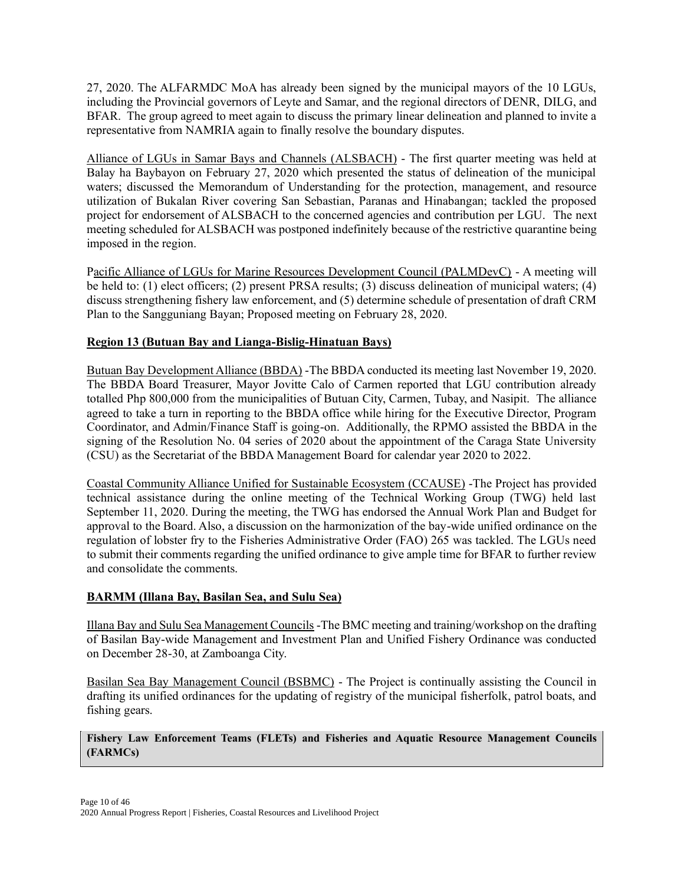27, 2020. The ALFARMDC MoA has already been signed by the municipal mayors of the 10 LGUs, including the Provincial governors of Leyte and Samar, and the regional directors of DENR, DILG, and BFAR. The group agreed to meet again to discuss the primary linear delineation and planned to invite a representative from NAMRIA again to finally resolve the boundary disputes.

Alliance of LGUs in Samar Bays and Channels (ALSBACH) - The first quarter meeting was held at Balay ha Baybayon on February 27, 2020 which presented the status of delineation of the municipal waters; discussed the Memorandum of Understanding for the protection, management, and resource utilization of Bukalan River covering San Sebastian, Paranas and Hinabangan; tackled the proposed project for endorsement of ALSBACH to the concerned agencies and contribution per LGU. The next meeting scheduled for ALSBACH was postponed indefinitely because of the restrictive quarantine being imposed in the region.

Pacific Alliance of LGUs for Marine Resources Development Council (PALMDevC) - A meeting will be held to: (1) elect officers; (2) present PRSA results; (3) discuss delineation of municipal waters; (4) discuss strengthening fishery law enforcement, and (5) determine schedule of presentation of draft CRM Plan to the Sangguniang Bayan; Proposed meeting on February 28, 2020.

**Region 13 (Butuan Bay and Lianga-Bislig-Hinatuan Bays)**

Butuan Bay Development Alliance (BBDA) -The BBDA conducted its meeting last November 19, 2020. The BBDA Board Treasurer, Mayor Jovitte Calo of Carmen reported that LGU contribution already totalled Php 800,000 from the municipalities of Butuan City, Carmen, Tubay, and Nasipit. The alliance agreed to take a turn in reporting to the BBDA office while hiring for the Executive Director, Program Coordinator, and Admin/Finance Staff is going-on. Additionally, the RPMO assisted the BBDA in the signing of the Resolution No. 04 series of 2020 about the appointment of the Caraga State University (CSU) as the Secretariat of the BBDA Management Board for calendar year 2020 to 2022.

Coastal Community Alliance Unified for Sustainable Ecosystem (CCAUSE) -The Project has provided technical assistance during the online meeting of the Technical Working Group (TWG) held last September 11, 2020. During the meeting, the TWG has endorsed the Annual Work Plan and Budget for approval to the Board. Also, a discussion on the harmonization of the bay-wide unified ordinance on the regulation of lobster fry to the Fisheries Administrative Order (FAO) 265 was tackled. The LGUs need to submit their comments regarding the unified ordinance to give ample time for BFAR to further review and consolidate the comments.

**BARMM (Illana Bay, Basilan Sea, and Sulu Sea)**

Illana Bay and Sulu Sea Management Councils -The BMC meeting and training/workshop on the drafting of Basilan Bay-wide Management and Investment Plan and Unified Fishery Ordinance was conducted on December 28-30, at Zamboanga City.

Basilan Sea Bay Management Council (BSBMC) - The Project is continually assisting the Council in drafting its unified ordinances for the updating of registry of the municipal fisherfolk, patrol boats, and fishing gears.

**Fishery Law Enforcement Teams (FLETs) and Fisheries and Aquatic Resource Management Councils (FARMCs)**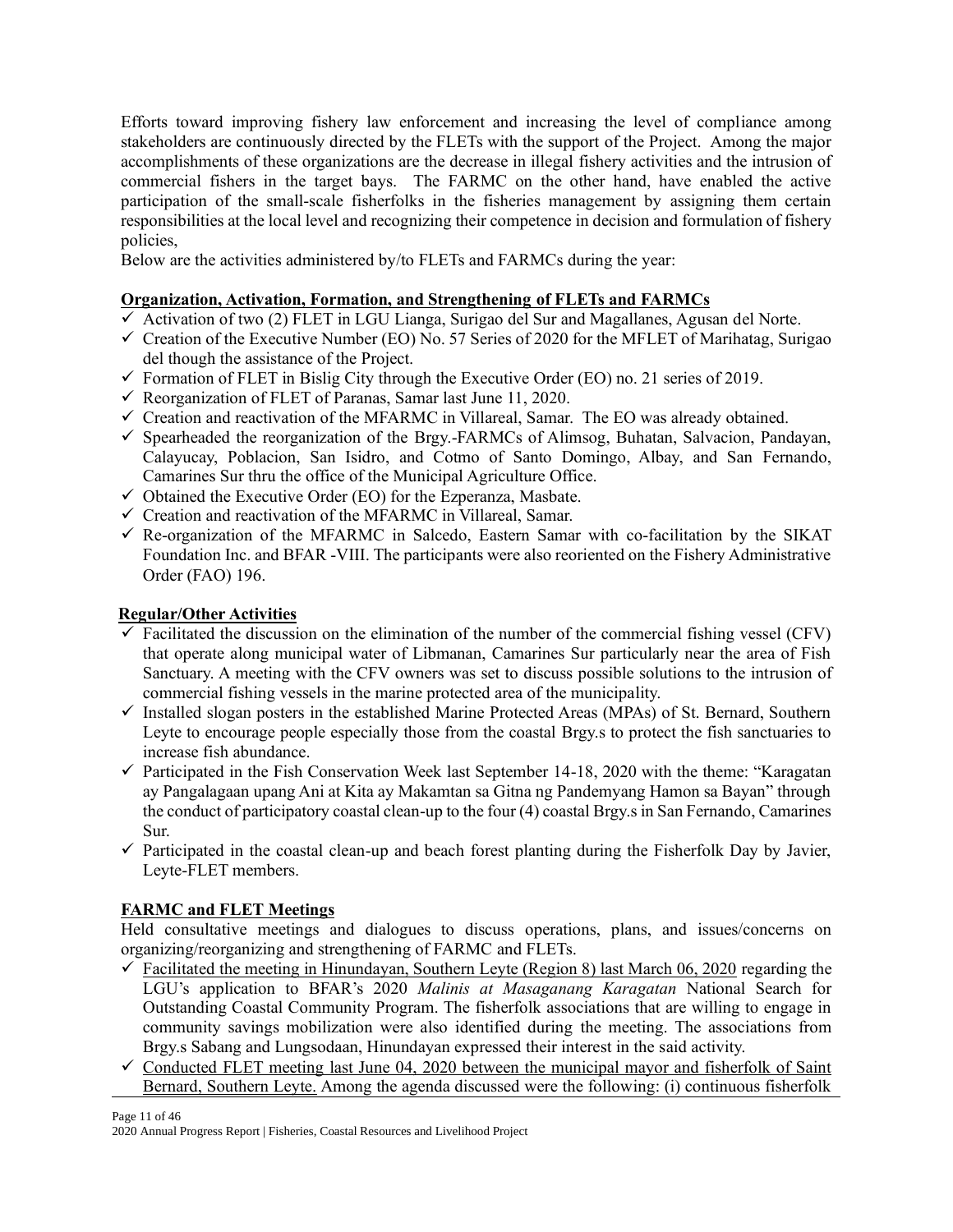Efforts toward improving fishery law enforcement and increasing the level of compliance among stakeholders are continuously directed by the FLETs with the support of the Project. Among the major accomplishments of these organizations are the decrease in illegal fishery activities and the intrusion of commercial fishers in the target bays. The FARMC on the other hand, have enabled the active participation of the small-scale fisherfolks in the fisheries management by assigning them certain responsibilities at the local level and recognizing their competence in decision and formulation of fishery policies,

Below are the activities administered by/to FLETs and FARMCs during the year:

**Organization, Activation, Formation, and Strengthening of FLETs and FARMCs**

- ✓ Activation of two (2) FLET in LGU Lianga, Surigao del Sur and Magallanes, Agusan del Norte.
- ✓ Creation of the Executive Number (EO) No. 57 Series of 2020 for the MFLET of Marihatag, Surigao del though the assistance of the Project.
- ✓ Formation of FLET in Bislig City through the Executive Order (EO) no. 21 series of 2019.
- ✓ Reorganization of FLET of Paranas, Samar last June 11, 2020.
- ✓ Creation and reactivation of the MFARMC in Villareal, Samar. The EO was already obtained.
- ✓ Spearheaded the reorganization of the Brgy.-FARMCs of Alimsog, Buhatan, Salvacion, Pandayan, Calayucay, Poblacion, San Isidro, and Cotmo of Santo Domingo, Albay, and San Fernando, Camarines Sur thru the office of the Municipal Agriculture Office.
- ✓ Obtained the Executive Order (EO) for the Ezperanza, Masbate.
- ✓ Creation and reactivation of the MFARMC in Villareal, Samar.
- ✓ Re-organization of the MFARMC in Salcedo, Eastern Samar with co-facilitation by the SIKAT Foundation Inc. and BFAR -VIII. The participants were also reoriented on the Fishery Administrative Order (FAO) 196.

**Regular/Other Activities**

- ✓ Facilitated the discussion on the elimination of the number of the commercial fishing vessel (CFV) that operate along municipal water of Libmanan, Camarines Sur particularly near the area of Fish Sanctuary. A meeting with the CFV owners was set to discuss possible solutions to the intrusion of commercial fishing vessels in the marine protected area of the municipality.
- ✓ Installed slogan posters in the established Marine Protected Areas (MPAs) of St. Bernard, Southern Leyte to encourage people especially those from the coastal Brgy.s to protect the fish sanctuaries to increase fish abundance.
- ✓ Participated in the Fish Conservation Week last September 14-18, 2020 with the theme: "Karagatan ay Pangalagaan upang Ani at Kita ay Makamtan sa Gitna ng Pandemyang Hamon sa Bayan" through the conduct of participatory coastal clean-up to the four (4) coastal Brgy.s in San Fernando, Camarines Sur.
- ✓ Participated in the coastal clean-up and beach forest planting during the Fisherfolk Day by Javier, Leyte-FLET members.

**FARMC and FLET Meetings**

Held consultative meetings and dialogues to discuss operations, plans, and issues/concerns on organizing/reorganizing and strengthening of FARMC and FLETs.

- ✓ Facilitated the meeting in Hinundayan, Southern Leyte (Region 8) last March 06, 2020 regarding the LGU's application to BFAR's 2020 *Malinis at Masaganang Karagatan* National Search for Outstanding Coastal Community Program. The fisherfolk associations that are willing to engage in community savings mobilization were also identified during the meeting. The associations from Brgy.s Sabang and Lungsodaan, Hinundayan expressed their interest in the said activity.
- ✓ Conducted FLET meeting last June 04, 2020 between the municipal mayor and fisherfolk of Saint Bernard, Southern Leyte. Among the agenda discussed were the following: (i) continuous fisherfolk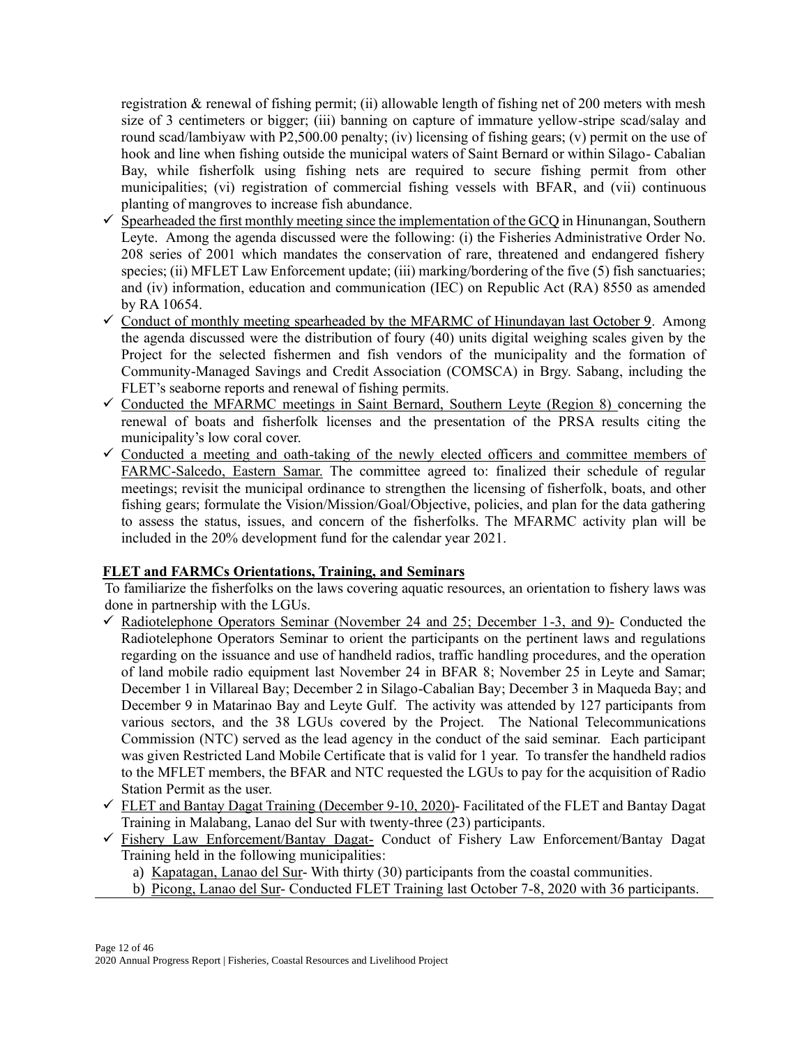registration & renewal of fishing permit; (ii) allowable length of fishing net of 200 meters with mesh size of 3 centimeters or bigger; (iii) banning on capture of immature yellow-stripe scad/salay and round scad/lambiyaw with P2,500.00 penalty; (iv) licensing of fishing gears; (v) permit on the use of hook and line when fishing outside the municipal waters of Saint Bernard or within Silago- Cabalian Bay, while fisherfolk using fishing nets are required to secure fishing permit from other municipalities; (vi) registration of commercial fishing vessels with BFAR, and (vii) continuous planting of mangroves to increase fish abundance.

- ✓ Spearheaded the first monthly meeting since the implementation of the GCQ in Hinunangan, Southern Leyte. Among the agenda discussed were the following: (i) the Fisheries Administrative Order No. 208 series of 2001 which mandates the conservation of rare, threatened and endangered fishery species; (ii) MFLET Law Enforcement update; (iii) marking/bordering of the five (5) fish sanctuaries; and (iv) information, education and communication (IEC) on Republic Act (RA) 8550 as amended by RA 10654.
- ✓ Conduct of monthly meeting spearheaded by the MFARMC of Hinundayan last October 9. Among the agenda discussed were the distribution of foury (40) units digital weighing scales given by the Project for the selected fishermen and fish vendors of the municipality and the formation of Community-Managed Savings and Credit Association (COMSCA) in Brgy. Sabang, including the FLET's seaborne reports and renewal of fishing permits.
- ✓ Conducted the MFARMC meetings in Saint Bernard, Southern Leyte (Region 8) concerning the renewal of boats and fisherfolk licenses and the presentation of the PRSA results citing the municipality's low coral cover.
- ✓ Conducted a meeting and oath-taking of the newly elected officers and committee members of FARMC-Salcedo, Eastern Samar. The committee agreed to: finalized their schedule of regular meetings; revisit the municipal ordinance to strengthen the licensing of fisherfolk, boats, and other fishing gears; formulate the Vision/Mission/Goal/Objective, policies, and plan for the data gathering to assess the status, issues, and concern of the fisherfolks. The MFARMC activity plan will be included in the 20% development fund for the calendar year 2021.

**FLET and FARMCs Orientations, Training, and Seminars**

To familiarize the fisherfolks on the laws covering aquatic resources, an orientation to fishery laws was done in partnership with the LGUs.

- ✓ Radiotelephone Operators Seminar (November 24 and 25; December 1-3, and 9)- Conducted the Radiotelephone Operators Seminar to orient the participants on the pertinent laws and regulations regarding on the issuance and use of handheld radios, traffic handling procedures, and the operation of land mobile radio equipment last November 24 in BFAR 8; November 25 in Leyte and Samar; December 1 in Villareal Bay; December 2 in Silago-Cabalian Bay; December 3 in Maqueda Bay; and December 9 in Matarinao Bay and Leyte Gulf. The activity was attended by 127 participants from various sectors, and the 38 LGUs covered by the Project. The National Telecommunications Commission (NTC) served as the lead agency in the conduct of the said seminar. Each participant was given Restricted Land Mobile Certificate that is valid for 1 year. To transfer the handheld radios to the MFLET members, the BFAR and NTC requested the LGUs to pay for the acquisition of Radio Station Permit as the user.
- ✓ FLET and Bantay Dagat Training (December 9-10, 2020)- Facilitated of the FLET and Bantay Dagat Training in Malabang, Lanao del Sur with twenty-three (23) participants.
- ✓ Fishery Law Enforcement/Bantay Dagat- Conduct of Fishery Law Enforcement/Bantay Dagat Training held in the following municipalities:
    a) Kapatagan, Lanao del Sur- With thirty (30) participants from the coastal communities.
    b) Picong, Lanao del Sur- Conducted FLET Training last October 7-8, 2020 with 36 participants.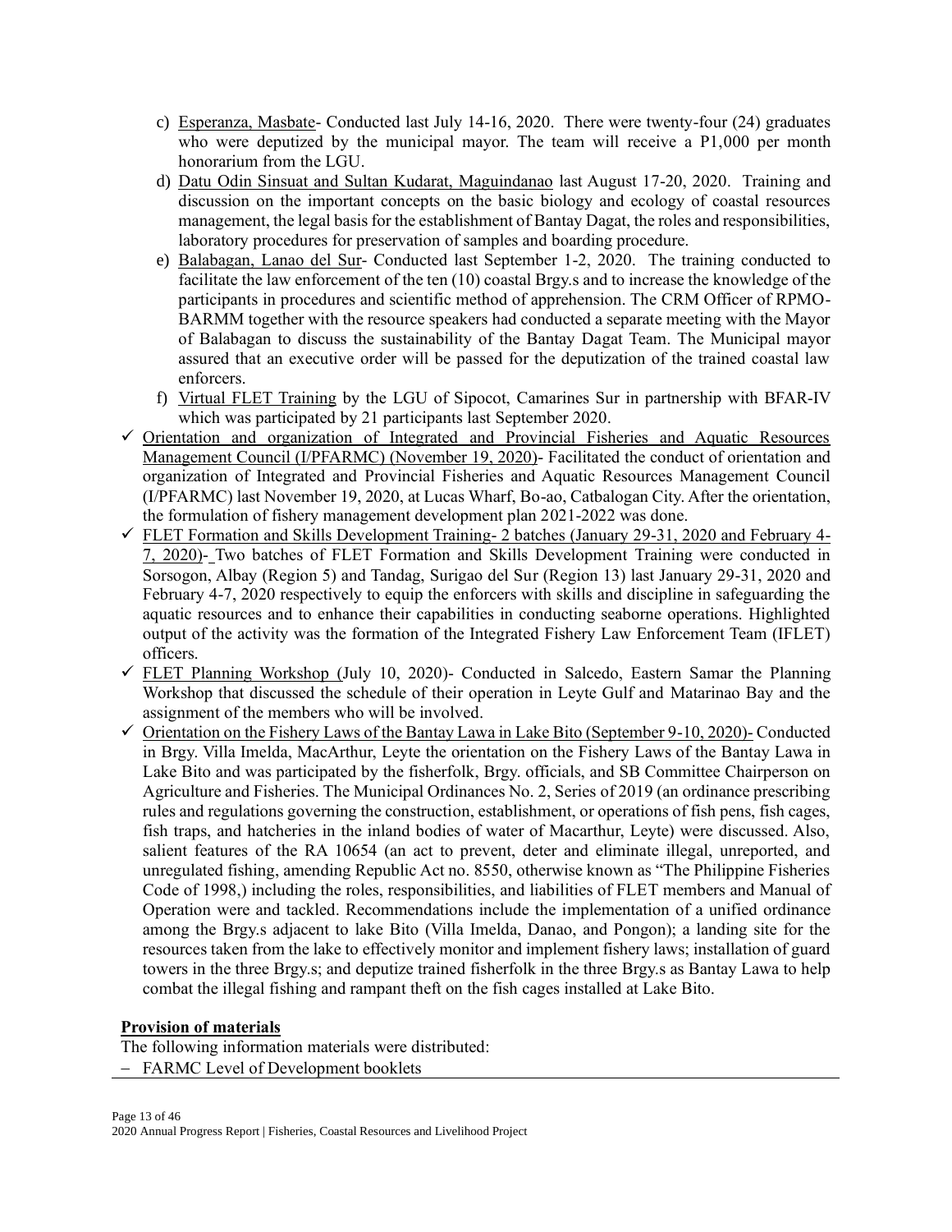c) Esperanza, Masbate- Conducted last July 14-16, 2020. There were twenty-four (24) graduates who were deputized by the municipal mayor. The team will receive a P1,000 per month honorarium from the LGU.

d) Datu Odin Sinsuat and Sultan Kudarat, Maguindanao last August 17-20, 2020. Training and discussion on the important concepts on the basic biology and ecology of coastal resources management, the legal basis for the establishment of Bantay Dagat, the roles and responsibilities, laboratory procedures for preservation of samples and boarding procedure.

e) Balabagan, Lanao del Sur- Conducted last September 1-2, 2020. The training conducted to facilitate the law enforcement of the ten (10) coastal Brgy.s and to increase the knowledge of the participants in procedures and scientific method of apprehension. The CRM Officer of RPMO-BARMM together with the resource speakers had conducted a separate meeting with the Mayor of Balabagan to discuss the sustainability of the Bantay Dagat Team. The Municipal mayor assured that an executive order will be passed for the deputization of the trained coastal law enforcers.

f) Virtual FLET Training by the LGU of Sipocot, Camarines Sur in partnership with BFAR-IV which was participated by 21 participants last September 2020.

- ✓ Orientation and organization of Integrated and Provincial Fisheries and Aquatic Resources Management Council (I/PFARMC) (November 19, 2020)- Facilitated the conduct of orientation and organization of Integrated and Provincial Fisheries and Aquatic Resources Management Council (I/PFARMC) last November 19, 2020, at Lucas Wharf, Bo-ao, Catbalogan City. After the orientation, the formulation of fishery management development plan 2021-2022 was done.
- ✓ FLET Formation and Skills Development Training- 2 batches (January 29-31, 2020 and February 4-7, 2020)- Two batches of FLET Formation and Skills Development Training were conducted in Sorsogon, Albay (Region 5) and Tandag, Surigao del Sur (Region 13) last January 29-31, 2020 and February 4-7, 2020 respectively to equip the enforcers with skills and discipline in safeguarding the aquatic resources and to enhance their capabilities in conducting seaborne operations. Highlighted output of the activity was the formation of the Integrated Fishery Law Enforcement Team (IFLET) officers.
- ✓ FLET Planning Workshop (July 10, 2020)- Conducted in Salcedo, Eastern Samar the Planning Workshop that discussed the schedule of their operation in Leyte Gulf and Matarinao Bay and the assignment of the members who will be involved.
- ✓ Orientation on the Fishery Laws of the Bantay Lawa in Lake Bito (September 9-10, 2020)- Conducted in Brgy. Villa Imelda, MacArthur, Leyte the orientation on the Fishery Laws of the Bantay Lawa in Lake Bito and was participated by the fisherfolk, Brgy. officials, and SB Committee Chairperson on Agriculture and Fisheries. The Municipal Ordinances No. 2, Series of 2019 (an ordinance prescribing rules and regulations governing the construction, establishment, or operations of fish pens, fish cages, fish traps, and hatcheries in the inland bodies of water of Macarthur, Leyte) were discussed. Also, salient features of the RA 10654 (an act to prevent, deter and eliminate illegal, unreported, and unregulated fishing, amending Republic Act no. 8550, otherwise known as "The Philippine Fisheries Code of 1998,) including the roles, responsibilities, and liabilities of FLET members and Manual of Operation were and tackled. Recommendations include the implementation of a unified ordinance among the Brgy.s adjacent to lake Bito (Villa Imelda, Danao, and Pongon); a landing site for the resources taken from the lake to effectively monitor and implement fishery laws; installation of guard towers in the three Brgy.s; and deputize trained fisherfolk in the three Brgy.s as Bantay Lawa to help combat the illegal fishing and rampant theft on the fish cages installed at Lake Bito.

**Provision of materials**

The following information materials were distributed:

- FARMC Level of Development booklets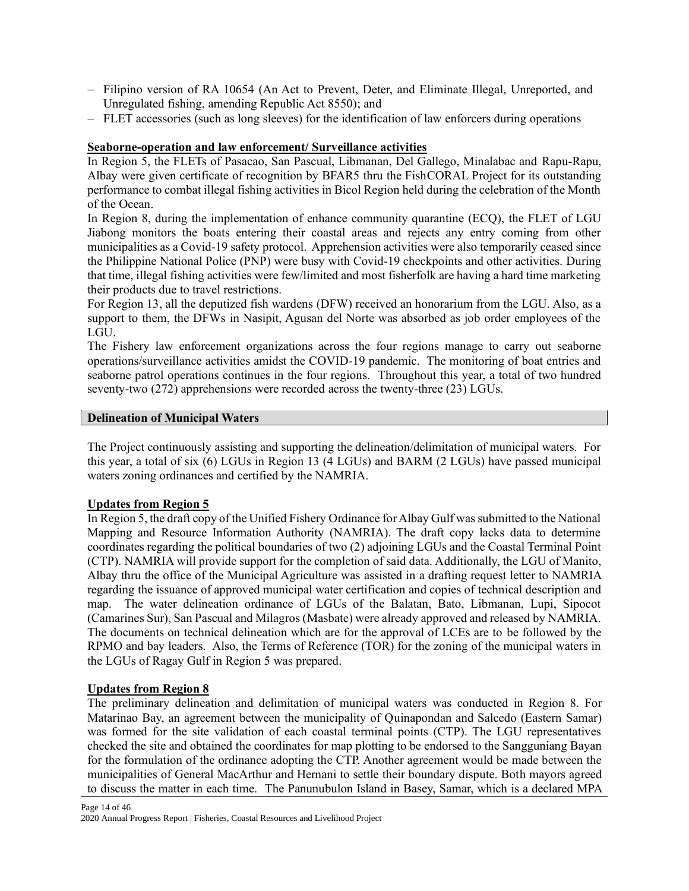- Filipino version of RA 10654 (An Act to Prevent, Deter, and Eliminate Illegal, Unreported, and Unregulated fishing, amending Republic Act 8550); and
- FLET accessories (such as long sleeves) for the identification of law enforcers during operations

**Seaborne-operation and law enforcement/ Surveillance activities**

In Region 5, the FLETs of Pasacao, San Pascual, Libmanan, Del Gallego, Minalabac and Rapu-Rapu, Albay were given certificate of recognition by BFAR5 thru the FishCORAL Project for its outstanding performance to combat illegal fishing activities in Bicol Region held during the celebration of the Month of the Ocean.

In Region 8, during the implementation of enhance community quarantine (ECQ), the FLET of LGU Jiabong monitors the boats entering their coastal areas and rejects any entry coming from other municipalities as a Covid-19 safety protocol. Apprehension activities were also temporarily ceased since the Philippine National Police (PNP) were busy with Covid-19 checkpoints and other activities. During that time, illegal fishing activities were few/limited and most fisherfolk are having a hard time marketing their products due to travel restrictions.

For Region 13, all the deputized fish wardens (DFW) received an honorarium from the LGU. Also, as a support to them, the DFWs in Nasipit, Agusan del Norte was absorbed as job order employees of the LGU.

The Fishery law enforcement organizations across the four regions manage to carry out seaborne operations/surveillance activities amidst the COVID-19 pandemic. The monitoring of boat entries and seaborne patrol operations continues in the four regions. Throughout this year, a total of two hundred seventy-two (272) apprehensions were recorded across the twenty-three (23) LGUs.

## Delineation of Municipal Waters

The Project continuously assisting and supporting the delineation/delimitation of municipal waters. For this year, a total of six (6) LGUs in Region 13 (4 LGUs) and BARM (2 LGUs) have passed municipal waters zoning ordinances and certified by the NAMRIA.

**Updates from Region 5**

In Region 5, the draft copy of the Unified Fishery Ordinance for Albay Gulf was submitted to the National Mapping and Resource Information Authority (NAMRIA). The draft copy lacks data to determine coordinates regarding the political boundaries of two (2) adjoining LGUs and the Coastal Terminal Point (CTP). NAMRIA will provide support for the completion of said data. Additionally, the LGU of Manito, Albay thru the office of the Municipal Agriculture was assisted in a drafting request letter to NAMRIA regarding the issuance of approved municipal water certification and copies of technical description and map. The water delineation ordinance of LGUs of the Balatan, Bato, Libmanan, Lupi, Sipocot (Camarines Sur), San Pascual and Milagros (Masbate) were already approved and released by NAMRIA. The documents on technical delineation which are for the approval of LCEs are to be followed by the RPMO and bay leaders. Also, the Terms of Reference (TOR) for the zoning of the municipal waters in the LGUs of Ragay Gulf in Region 5 was prepared.

**Updates from Region 8**

The preliminary delineation and delimitation of municipal waters was conducted in Region 8. For Matarinao Bay, an agreement between the municipality of Quinapondan and Salcedo (Eastern Samar) was formed for the site validation of each coastal terminal points (CTP). The LGU representatives checked the site and obtained the coordinates for map plotting to be endorsed to the Sangguniang Bayan for the formulation of the ordinance adopting the CTP. Another agreement would be made between the municipalities of General MacArthur and Hernani to settle their boundary dispute. Both mayors agreed to discuss the matter in each time. The Panunubulon Island in Basey, Samar, which is a declared MPA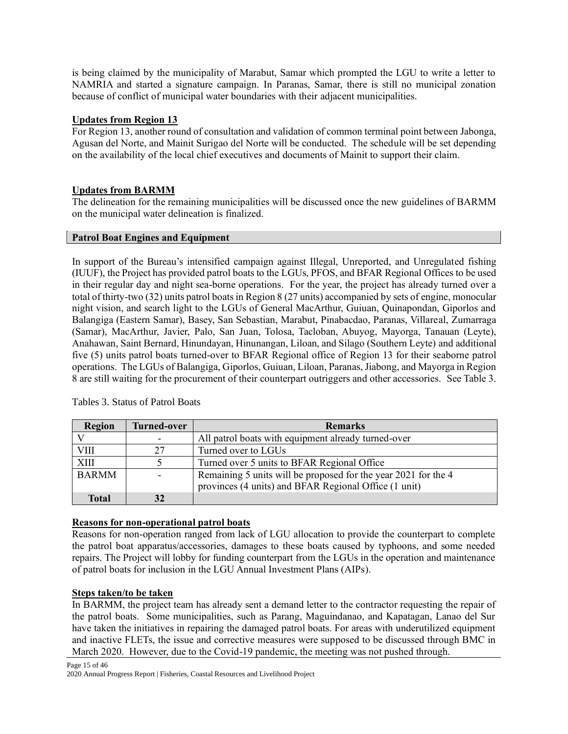is being claimed by the municipality of Marabut, Samar which prompted the LGU to write a letter to NAMRIA and started a signature campaign. In Paranas, Samar, there is still no municipal zonation because of conflict of municipal water boundaries with their adjacent municipalities.

**Updates from Region 13**

For Region 13, another round of consultation and validation of common terminal point between Jabonga, Agusan del Norte, and Mainit Surigao del Norte will be conducted. The schedule will be set depending on the availability of the local chief executives and documents of Mainit to support their claim.

**Updates from BARMM**

The delineation for the remaining municipalities will be discussed once the new guidelines of BARMM on the municipal water delineation is finalized.

## Patrol Boat Engines and Equipment

In support of the Bureau's intensified campaign against Illegal, Unreported, and Unregulated fishing (IUUF), the Project has provided patrol boats to the LGUs, PFOS, and BFAR Regional Offices to be used in their regular day and night sea-borne operations. For the year, the project has already turned over a total of thirty-two (32) units patrol boats in Region 8 (27 units) accompanied by sets of engine, monocular night vision, and search light to the LGUs of General MacArthur, Guiuan, Quinapondan, Giporlos and Balangiga (Eastern Samar), Basey, San Sebastian, Marabut, Pinabacdao, Paranas, Villareal, Zumarraga (Samar), MacArthur, Javier, Palo, San Juan, Tolosa, Tacloban, Abuyog, Mayorga, Tanauan (Leyte), Anahawan, Saint Bernard, Hinundayan, Hinunangan, Liloan, and Silago (Southern Leyte) and additional five (5) units patrol boats turned-over to BFAR Regional office of Region 13 for their seaborne patrol operations. The LGUs of Balangiga, Giporlos, Guiuan, Liloan, Paranas, Jiabong, and Mayorga in Region 8 are still waiting for the procurement of their counterpart outriggers and other accessories. See Table 3.

Tables 3. Status of Patrol Boats

| Region | Turned-over | Remarks |
|---|---|---|
| V | - | All patrol boats with equipment already turned-over |
| VIII | 27 | Turned over to LGUs |
| XIII | 5 | Turned over 5 units to BFAR Regional Office |
| BARMM | - | Remaining 5 units will be proposed for the year 2021 for the 4 provinces (4 units) and BFAR Regional Office (1 unit) |
| **Total** | **32** | |

**Reasons for non-operational patrol boats**

Reasons for non-operation ranged from lack of LGU allocation to provide the counterpart to complete the patrol boat apparatus/accessories, damages to these boats caused by typhoons, and some needed repairs. The Project will lobby for funding counterpart from the LGUs in the operation and maintenance of patrol boats for inclusion in the LGU Annual Investment Plans (AIPs).

**Steps taken/to be taken**

In BARMM, the project team has already sent a demand letter to the contractor requesting the repair of the patrol boats. Some municipalities, such as Parang, Maguindanao, and Kapatagan, Lanao del Sur have taken the initiatives in repairing the damaged patrol boats. For areas with underutilized equipment and inactive FLETs, the issue and corrective measures were supposed to be discussed through BMC in March 2020. However, due to the Covid-19 pandemic, the meeting was not pushed through.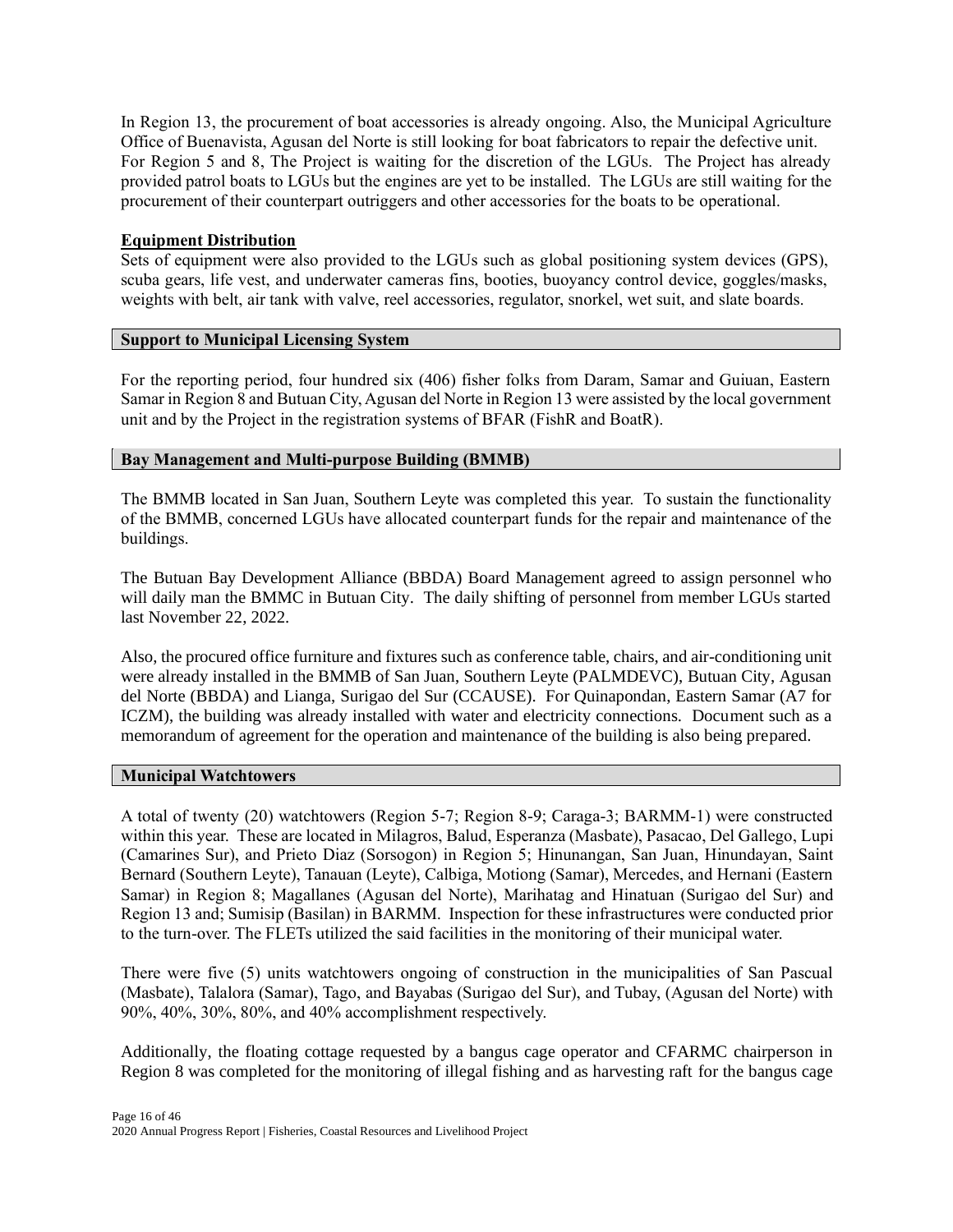In Region 13, the procurement of boat accessories is already ongoing. Also, the Municipal Agriculture Office of Buenavista, Agusan del Norte is still looking for boat fabricators to repair the defective unit. For Region 5 and 8, The Project is waiting for the discretion of the LGUs. The Project has already provided patrol boats to LGUs but the engines are yet to be installed. The LGUs are still waiting for the procurement of their counterpart outriggers and other accessories for the boats to be operational.

**Equipment Distribution**

Sets of equipment were also provided to the LGUs such as global positioning system devices (GPS), scuba gears, life vest, and underwater cameras fins, booties, buoyancy control device, goggles/masks, weights with belt, air tank with valve, reel accessories, regulator, snorkel, wet suit, and slate boards.

## Support to Municipal Licensing System

For the reporting period, four hundred six (406) fisher folks from Daram, Samar and Guiuan, Eastern Samar in Region 8 and Butuan City, Agusan del Norte in Region 13 were assisted by the local government unit and by the Project in the registration systems of BFAR (FishR and BoatR).

## Bay Management and Multi-purpose Building (BMMB)

The BMMB located in San Juan, Southern Leyte was completed this year. To sustain the functionality of the BMMB, concerned LGUs have allocated counterpart funds for the repair and maintenance of the buildings.

The Butuan Bay Development Alliance (BBDA) Board Management agreed to assign personnel who will daily man the BMMC in Butuan City. The daily shifting of personnel from member LGUs started last November 22, 2022.

Also, the procured office furniture and fixtures such as conference table, chairs, and air-conditioning unit were already installed in the BMMB of San Juan, Southern Leyte (PALMDEVC), Butuan City, Agusan del Norte (BBDA) and Lianga, Surigao del Sur (CCAUSE). For Quinapondan, Eastern Samar (A7 for ICZM), the building was already installed with water and electricity connections. Document such as a memorandum of agreement for the operation and maintenance of the building is also being prepared.

## Municipal Watchtowers

A total of twenty (20) watchtowers (Region 5-7; Region 8-9; Caraga-3; BARMM-1) were constructed within this year. These are located in Milagros, Balud, Esperanza (Masbate), Pasacao, Del Gallego, Lupi (Camarines Sur), and Prieto Diaz (Sorsogon) in Region 5; Hinunangan, San Juan, Hinundayan, Saint Bernard (Southern Leyte), Tanauan (Leyte), Calbiga, Motiong (Samar), Mercedes, and Hernani (Eastern Samar) in Region 8; Magallanes (Agusan del Norte), Marihatag and Hinatuan (Surigao del Sur) and Region 13 and; Sumisip (Basilan) in BARMM. Inspection for these infrastructures were conducted prior to the turn-over. The FLETs utilized the said facilities in the monitoring of their municipal water.

There were five (5) units watchtowers ongoing of construction in the municipalities of San Pascual (Masbate), Talalora (Samar), Tago, and Bayabas (Surigao del Sur), and Tubay, (Agusan del Norte) with 90%, 40%, 30%, 80%, and 40% accomplishment respectively.

Additionally, the floating cottage requested by a bangus cage operator and CFARMC chairperson in Region 8 was completed for the monitoring of illegal fishing and as harvesting raft for the bangus cage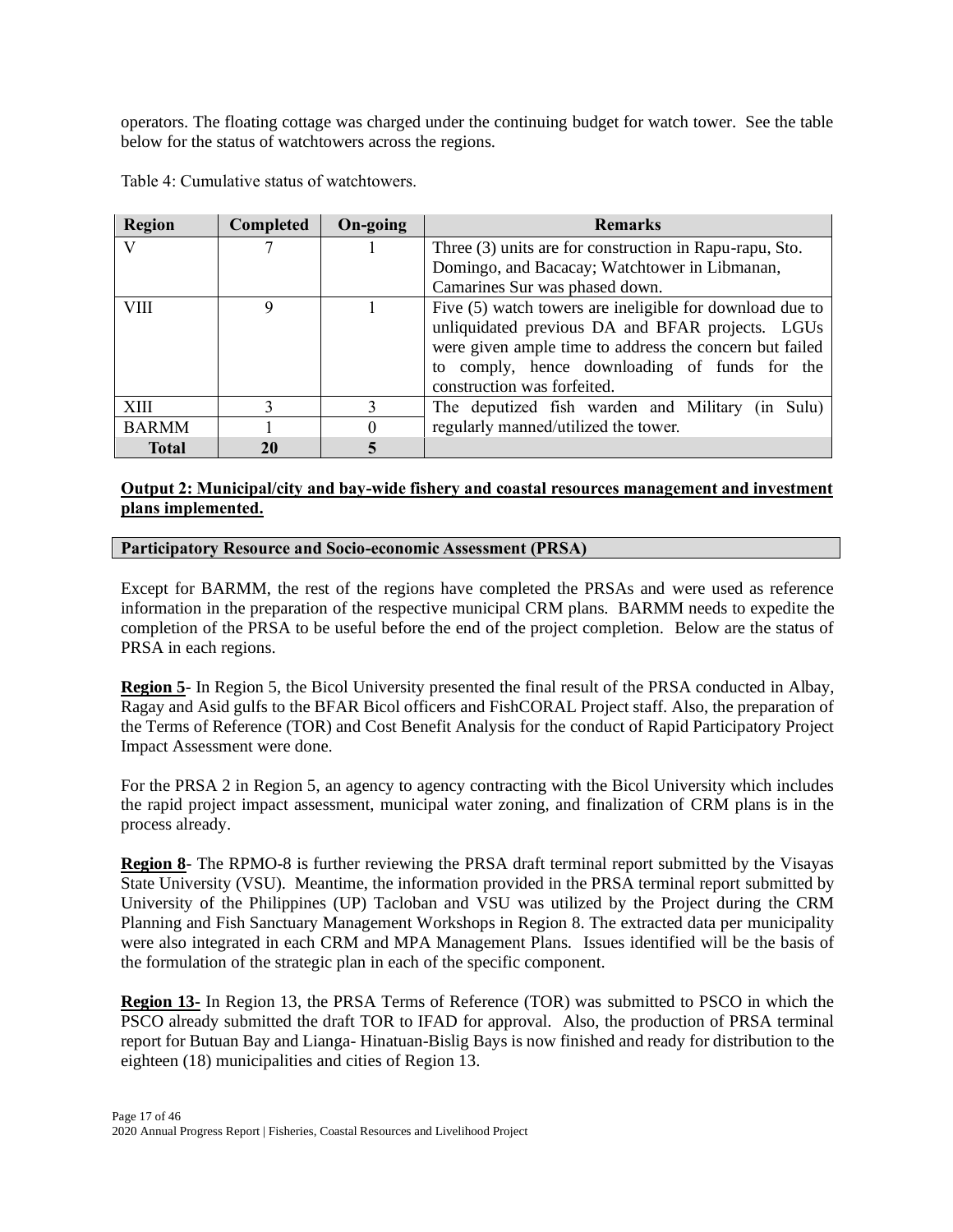operators. The floating cottage was charged under the continuing budget for watch tower. See the table below for the status of watchtowers across the regions.

Table 4: Cumulative status of watchtowers.

| Region | Completed | On-going | Remarks |
|---|---|---|---|
| V | 7 | 1 | Three (3) units are for construction in Rapu-rapu, Sto. Domingo, and Bacacay; Watchtower in Libmanan, Camarines Sur was phased down. |
| VIII | 9 | 1 | Five (5) watch towers are ineligible for download due to unliquidated previous DA and BFAR projects. LGUs were given ample time to address the concern but failed to comply, hence downloading of funds for the construction was forfeited. |
| XIII | 3 | 3 | The deputized fish warden and Military (in Sulu) regularly manned/utilized the tower. |
| BARMM | 1 | 0 | |
| **Total** | **20** | **5** | |

**Output 2: Municipal/city and bay-wide fishery and coastal resources management and investment plans implemented.**

**Participatory Resource and Socio-economic Assessment (PRSA)**

Except for BARMM, the rest of the regions have completed the PRSAs and were used as reference information in the preparation of the respective municipal CRM plans. BARMM needs to expedite the completion of the PRSA to be useful before the end of the project completion. Below are the status of PRSA in each regions.

**Region 5**- In Region 5, the Bicol University presented the final result of the PRSA conducted in Albay, Ragay and Asid gulfs to the BFAR Bicol officers and FishCORAL Project staff. Also, the preparation of the Terms of Reference (TOR) and Cost Benefit Analysis for the conduct of Rapid Participatory Project Impact Assessment were done.

For the PRSA 2 in Region 5, an agency to agency contracting with the Bicol University which includes the rapid project impact assessment, municipal water zoning, and finalization of CRM plans is in the process already.

**Region 8**- The RPMO-8 is further reviewing the PRSA draft terminal report submitted by the Visayas State University (VSU). Meantime, the information provided in the PRSA terminal report submitted by University of the Philippines (UP) Tacloban and VSU was utilized by the Project during the CRM Planning and Fish Sanctuary Management Workshops in Region 8. The extracted data per municipality were also integrated in each CRM and MPA Management Plans. Issues identified will be the basis of the formulation of the strategic plan in each of the specific component.

**Region 13**- In Region 13, the PRSA Terms of Reference (TOR) was submitted to PSCO in which the PSCO already submitted the draft TOR to IFAD for approval. Also, the production of PRSA terminal report for Butuan Bay and Lianga- Hinatuan-Bislig Bays is now finished and ready for distribution to the eighteen (18) municipalities and cities of Region 13.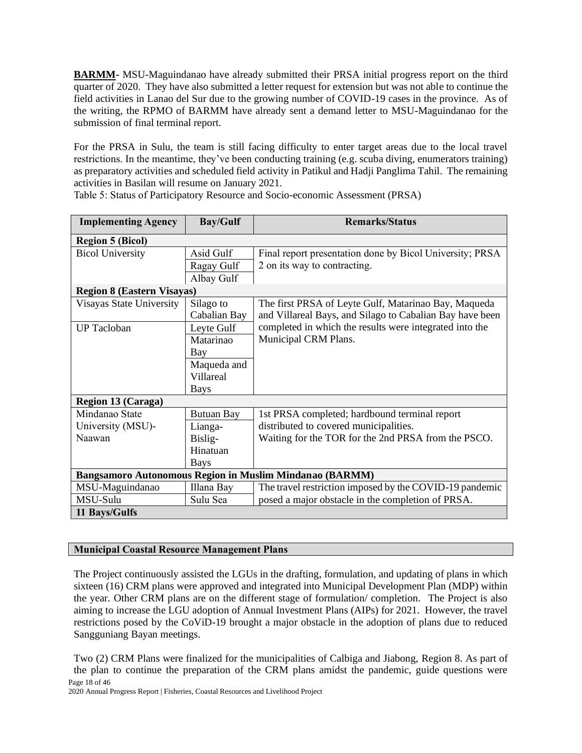**BARMM**- MSU-Maguindanao have already submitted their PRSA initial progress report on the third quarter of 2020. They have also submitted a letter request for extension but was not able to continue the field activities in Lanao del Sur due to the growing number of COVID-19 cases in the province. As of the writing, the RPMO of BARMM have already sent a demand letter to MSU-Maguindanao for the submission of final terminal report.

For the PRSA in Sulu, the team is still facing difficulty to enter target areas due to the local travel restrictions. In the meantime, they've been conducting training (e.g. scuba diving, enumerators training) as preparatory activities and scheduled field activity in Patikul and Hadji Panglima Tahil. The remaining activities in Basilan will resume on January 2021.

Table 5: Status of Participatory Resource and Socio-economic Assessment (PRSA)

| Implementing Agency | Bay/Gulf | Remarks/Status |
|---|---|---|
| **Region 5 (Bicol)** | | |
| Bicol University | Asid Gulf | Final report presentation done by Bicol University; PRSA 2 on its way to contracting. |
| | Ragay Gulf | |
| | Albay Gulf | |
| **Region 8 (Eastern Visayas)** | | |
| Visayas State University | Silago to Cabalian Bay | The first PRSA of Leyte Gulf, Matarinao Bay, Maqueda and Villareal Bays, and Silago to Cabalian Bay have been completed in which the results were integrated into the Municipal CRM Plans. |
| UP Tacloban | Leyte Gulf | |
| | Matarinao Bay | |
| | Maqueda and Villareal Bays | |
| **Region 13 (Caraga)** | | |
| Mindanao State University (MSU)-Naawan | Butuan Bay | 1st PRSA completed; hardbound terminal report distributed to covered municipalities. Waiting for the TOR for the 2nd PRSA from the PSCO. |
| | Lianga-Bislig-Hinatuan Bays | |
| **Bangsamoro Autonomous Region in Muslim Mindanao (BARMM)** | | |
| MSU-Maguindanao | Illana Bay | The travel restriction imposed by the COVID-19 pandemic posed a major obstacle in the completion of PRSA. |
| MSU-Sulu | Sulu Sea | |
| **11 Bays/Gulfs** | | |

## Municipal Coastal Resource Management Plans

The Project continuously assisted the LGUs in the drafting, formulation, and updating of plans in which sixteen (16) CRM plans were approved and integrated into Municipal Development Plan (MDP) within the year. Other CRM plans are on the different stage of formulation/ completion. The Project is also aiming to increase the LGU adoption of Annual Investment Plans (AIPs) for 2021. However, the travel restrictions posed by the CoViD-19 brought a major obstacle in the adoption of plans due to reduced Sangguniang Bayan meetings.

Two (2) CRM Plans were finalized for the municipalities of Calbiga and Jiabong, Region 8. As part of the plan to continue the preparation of the CRM plans amidst the pandemic, guide questions were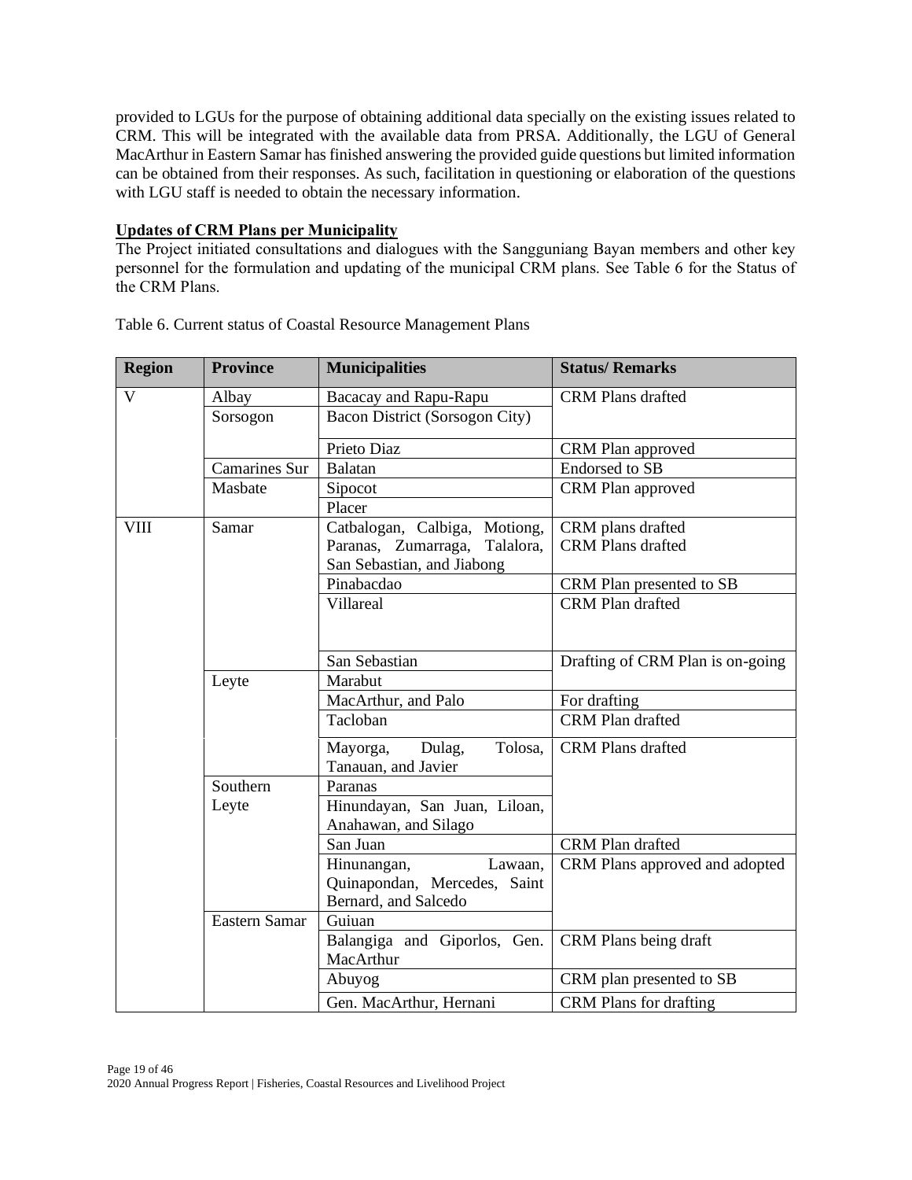provided to LGUs for the purpose of obtaining additional data specially on the existing issues related to CRM. This will be integrated with the available data from PRSA. Additionally, the LGU of General MacArthur in Eastern Samar has finished answering the provided guide questions but limited information can be obtained from their responses. As such, facilitation in questioning or elaboration of the questions with LGU staff is needed to obtain the necessary information.

**Updates of CRM Plans per Municipality**

The Project initiated consultations and dialogues with the Sangguniang Bayan members and other key personnel for the formulation and updating of the municipal CRM plans. See Table 6 for the Status of the CRM Plans.

Table 6. Current status of Coastal Resource Management Plans

| Region | Province | Municipalities | Status/ Remarks |
|---|---|---|---|
| V | Albay | Bacacay and Rapu-Rapu | CRM Plans drafted |
| | Sorsogon | Bacon District (Sorsogon City) | |
| | | Prieto Diaz | CRM Plan approved |
| | Camarines Sur | Balatan | Endorsed to SB |
| | Masbate | Sipocot | CRM Plan approved |
| | | Placer | |
| VIII | Samar | Catbalogan, Calbiga, Motiong, Paranas, Zumarraga, Talalora, San Sebastian, and Jiabong | CRM plans drafted<br>CRM Plans drafted |
| | | Pinabacdao | CRM Plan presented to SB |
| | | Villareal | CRM Plan drafted |
| | | San Sebastian | Drafting of CRM Plan is on-going |
| | Leyte | Marabut | |
| | | MacArthur, and Palo | For drafting |
| | | Tacloban | CRM Plan drafted |
| | | Mayorga, Dulag, Tolosa, Tanauan, and Javier | CRM Plans drafted |
| | Southern Leyte | Paranas | |
| | | Hinundayan, San Juan, Liloan, Anahawan, and Silago | |
| | | San Juan | CRM Plan drafted |
| | | Hinunangan, Lawaan, Quinapondan, Mercedes, Saint Bernard, and Salcedo | CRM Plans approved and adopted |
| | Eastern Samar | Guiuan | |
| | | Balangiga and Giporlos, Gen. MacArthur | CRM Plans being draft |
| | | Abuyog | CRM plan presented to SB |
| | | Gen. MacArthur, Hernani | CRM Plans for drafting |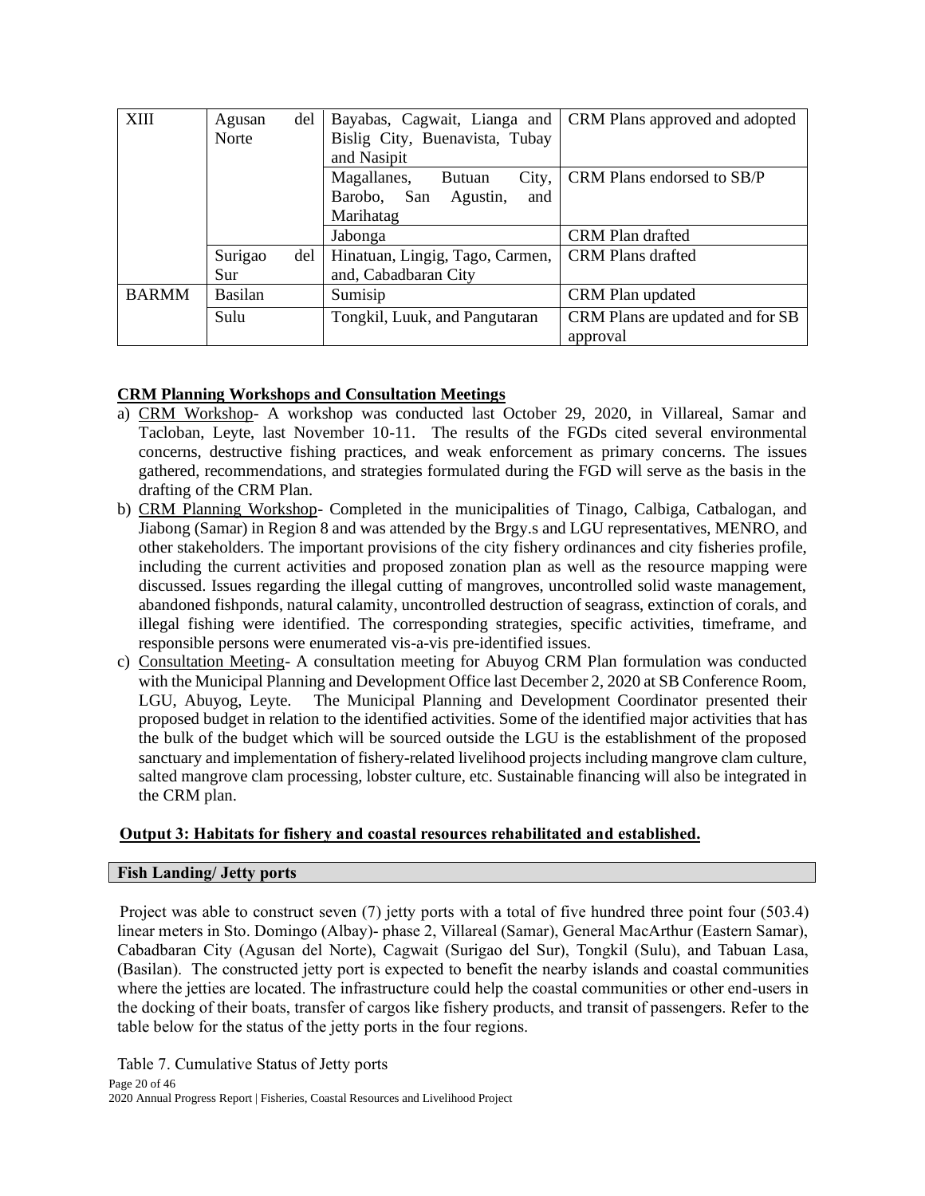| XIII | Agusan del Norte | Bayabas, Cagwait, Lianga and Bislig City, Buenavista, Tubay and Nasipit | CRM Plans approved and adopted |
|---|---|---|---|
| | | Magallanes, Butuan City, Barobo, San Agustin, and Marihatag | CRM Plans endorsed to SB/P |
| | | Jabonga | CRM Plan drafted |
| | Surigao del Sur | Hinatuan, Lingig, Tago, Carmen, and, Cabadbaran City | CRM Plans drafted |
| BARMM | Basilan | Sumisip | CRM Plan updated |
| | Sulu | Tongkil, Luuk, and Pangutaran | CRM Plans are updated and for SB approval |

**CRM Planning Workshops and Consultation Meetings**

a) CRM Workshop- A workshop was conducted last October 29, 2020, in Villareal, Samar and Tacloban, Leyte, last November 10-11. The results of the FGDs cited several environmental concerns, destructive fishing practices, and weak enforcement as primary concerns. The issues gathered, recommendations, and strategies formulated during the FGD will serve as the basis in the drafting of the CRM Plan.
b) CRM Planning Workshop- Completed in the municipalities of Tinago, Calbiga, Catbalogan, and Jiabong (Samar) in Region 8 and was attended by the Brgy.s and LGU representatives, MENRO, and other stakeholders. The important provisions of the city fishery ordinances and city fisheries profile, including the current activities and proposed zonation plan as well as the resource mapping were discussed. Issues regarding the illegal cutting of mangroves, uncontrolled solid waste management, abandoned fishponds, natural calamity, uncontrolled destruction of seagrass, extinction of corals, and illegal fishing were identified. The corresponding strategies, specific activities, timeframe, and responsible persons were enumerated vis-a-vis pre-identified issues.
c) Consultation Meeting- A consultation meeting for Abuyog CRM Plan formulation was conducted with the Municipal Planning and Development Office last December 2, 2020 at SB Conference Room, LGU, Abuyog, Leyte. The Municipal Planning and Development Coordinator presented their proposed budget in relation to the identified activities. Some of the identified major activities that has the bulk of the budget which will be sourced outside the LGU is the establishment of the proposed sanctuary and implementation of fishery-related livelihood projects including mangrove clam culture, salted mangrove clam processing, lobster culture, etc. Sustainable financing will also be integrated in the CRM plan.

**Output 3: Habitats for fishery and coastal resources rehabilitated and established.**

**Fish Landing/ Jetty ports**

Project was able to construct seven (7) jetty ports with a total of five hundred three point four (503.4) linear meters in Sto. Domingo (Albay)- phase 2, Villareal (Samar), General MacArthur (Eastern Samar), Cabadbaran City (Agusan del Norte), Cagwait (Surigao del Sur), Tongkil (Sulu), and Tabuan Lasa, (Basilan). The constructed jetty port is expected to benefit the nearby islands and coastal communities where the jetties are located. The infrastructure could help the coastal communities or other end-users in the docking of their boats, transfer of cargos like fishery products, and transit of passengers. Refer to the table below for the status of the jetty ports in the four regions.

Table 7. Cumulative Status of Jetty ports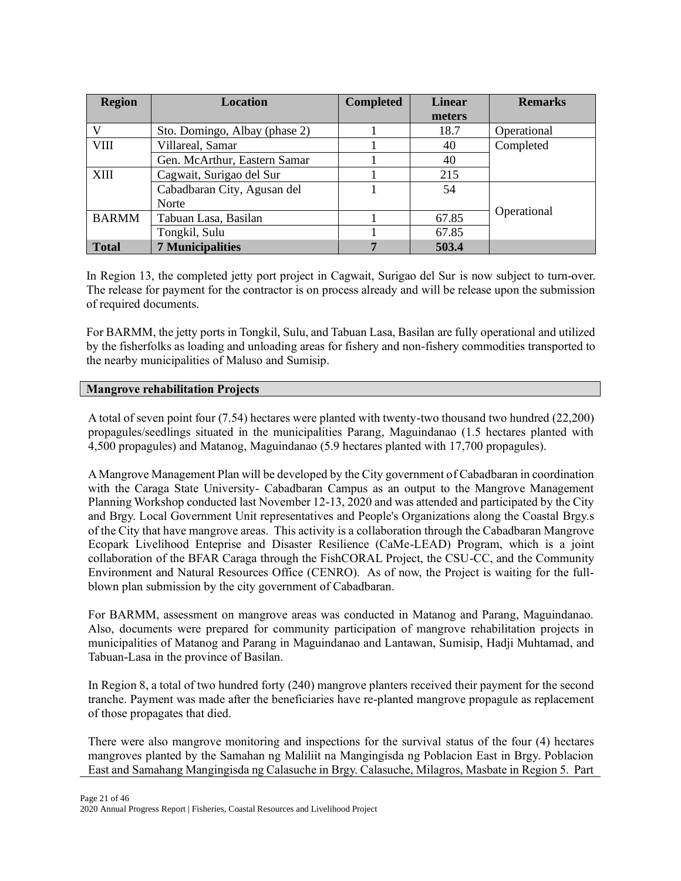| Region | Location | Completed | Linear meters | Remarks |
|---|---|---|---|---|
| V | Sto. Domingo, Albay (phase 2) | 1 | 18.7 | Operational |
| VIII | Villareal, Samar | 1 | 40 | Completed |
| | Gen. McArthur, Eastern Samar | 1 | 40 | |
| XIII | Cagwait, Surigao del Sur | 1 | 215 | |
| | Cabadbaran City, Agusan del Norte | 1 | 54 | Operational |
| BARMM | Tabuan Lasa, Basilan | 1 | 67.85 | |
| | Tongkil, Sulu | 1 | 67.85 | |
| **Total** | **7 Municipalities** | **7** | **503.4** | |

In Region 13, the completed jetty port project in Cagwait, Surigao del Sur is now subject to turn-over. The release for payment for the contractor is on process already and will be release upon the submission of required documents.

For BARMM, the jetty ports in Tongkil, Sulu, and Tabuan Lasa, Basilan are fully operational and utilized by the fisherfolks as loading and unloading areas for fishery and non-fishery commodities transported to the nearby municipalities of Maluso and Sumisip.

**Mangrove rehabilitation Projects**

A total of seven point four (7.54) hectares were planted with twenty-two thousand two hundred (22,200) propagules/seedlings situated in the municipalities Parang, Maguindanao (1.5 hectares planted with 4,500 propagules) and Matanog, Maguindanao (5.9 hectares planted with 17,700 propagules).

A Mangrove Management Plan will be developed by the City government of Cabadbaran in coordination with the Caraga State University- Cabadbaran Campus as an output to the Mangrove Management Planning Workshop conducted last November 12-13, 2020 and was attended and participated by the City and Brgy. Local Government Unit representatives and People's Organizations along the Coastal Brgy.s of the City that have mangrove areas. This activity is a collaboration through the Cabadbaran Mangrove Ecopark Livelihood Enteprise and Disaster Resilience (CaMe-LEAD) Program, which is a joint collaboration of the BFAR Caraga through the FishCORAL Project, the CSU-CC, and the Community Environment and Natural Resources Office (CENRO). As of now, the Project is waiting for the full-blown plan submission by the city government of Cabadbaran.

For BARMM, assessment on mangrove areas was conducted in Matanog and Parang, Maguindanao. Also, documents were prepared for community participation of mangrove rehabilitation projects in municipalities of Matanog and Parang in Maguindanao and Lantawan, Sumisip, Hadji Muhtamad, and Tabuan-Lasa in the province of Basilan.

In Region 8, a total of two hundred forty (240) mangrove planters received their payment for the second tranche. Payment was made after the beneficiaries have re-planted mangrove propagule as replacement of those propagates that died.

There were also mangrove monitoring and inspections for the survival status of the four (4) hectares mangroves planted by the Samahan ng Maliliit na Mangingisda ng Poblacion East in Brgy. Poblacion East and Samahang Mangingisda ng Calasuche in Brgy. Calasuche, Milagros, Masbate in Region 5. Part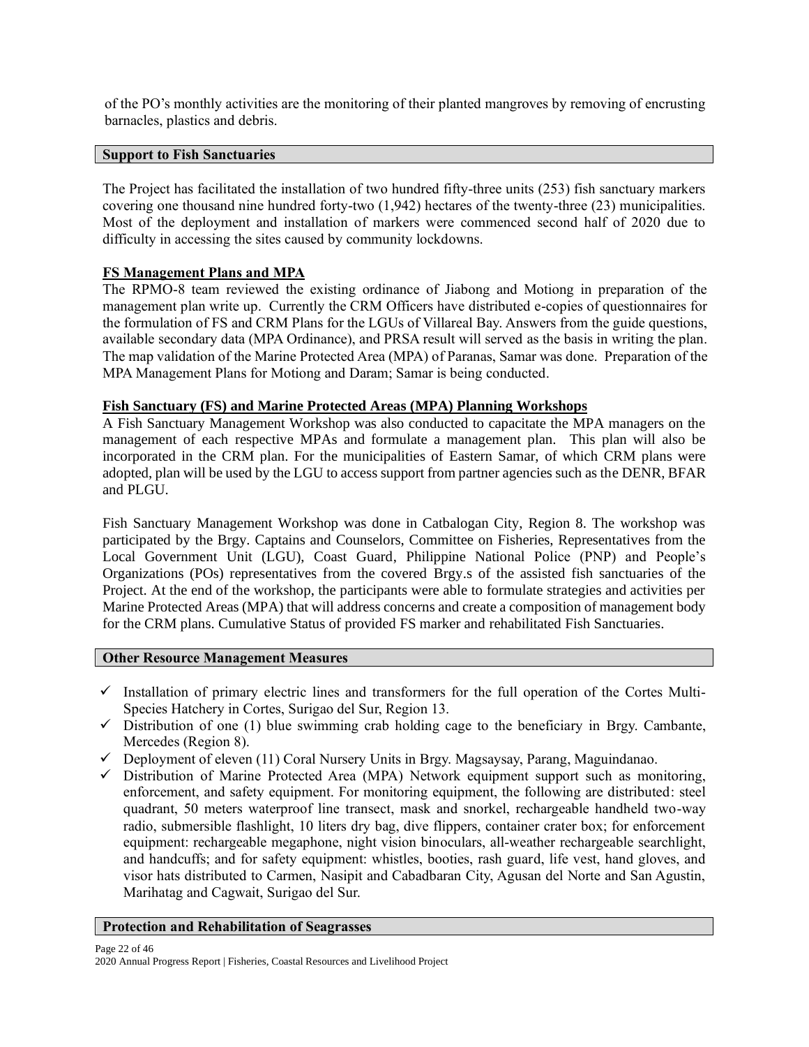of the PO's monthly activities are the monitoring of their planted mangroves by removing of encrusting barnacles, plastics and debris.

## Support to Fish Sanctuaries

The Project has facilitated the installation of two hundred fifty-three units (253) fish sanctuary markers covering one thousand nine hundred forty-two (1,942) hectares of the twenty-three (23) municipalities. Most of the deployment and installation of markers were commenced second half of 2020 due to difficulty in accessing the sites caused by community lockdowns.

### FS Management Plans and MPA

The RPMO-8 team reviewed the existing ordinance of Jiabong and Motiong in preparation of the management plan write up. Currently the CRM Officers have distributed e-copies of questionnaires for the formulation of FS and CRM Plans for the LGUs of Villareal Bay. Answers from the guide questions, available secondary data (MPA Ordinance), and PRSA result will served as the basis in writing the plan. The map validation of the Marine Protected Area (MPA) of Paranas, Samar was done. Preparation of the MPA Management Plans for Motiong and Daram; Samar is being conducted.

### Fish Sanctuary (FS) and Marine Protected Areas (MPA) Planning Workshops

A Fish Sanctuary Management Workshop was also conducted to capacitate the MPA managers on the management of each respective MPAs and formulate a management plan. This plan will also be incorporated in the CRM plan. For the municipalities of Eastern Samar, of which CRM plans were adopted, plan will be used by the LGU to access support from partner agencies such as the DENR, BFAR and PLGU.

Fish Sanctuary Management Workshop was done in Catbalogan City, Region 8. The workshop was participated by the Brgy. Captains and Counselors, Committee on Fisheries, Representatives from the Local Government Unit (LGU), Coast Guard, Philippine National Police (PNP) and People's Organizations (POs) representatives from the covered Brgy.s of the assisted fish sanctuaries of the Project. At the end of the workshop, the participants were able to formulate strategies and activities per Marine Protected Areas (MPA) that will address concerns and create a composition of management body for the CRM plans. Cumulative Status of provided FS marker and rehabilitated Fish Sanctuaries.

## Other Resource Management Measures

- ✓ Installation of primary electric lines and transformers for the full operation of the Cortes Multi-Species Hatchery in Cortes, Surigao del Sur, Region 13.
- ✓ Distribution of one (1) blue swimming crab holding cage to the beneficiary in Brgy. Cambante, Mercedes (Region 8).
- ✓ Deployment of eleven (11) Coral Nursery Units in Brgy. Magsaysay, Parang, Maguindanao.
- ✓ Distribution of Marine Protected Area (MPA) Network equipment support such as monitoring, enforcement, and safety equipment. For monitoring equipment, the following are distributed: steel quadrant, 50 meters waterproof line transect, mask and snorkel, rechargeable handheld two-way radio, submersible flashlight, 10 liters dry bag, dive flippers, container crater box; for enforcement equipment: rechargeable megaphone, night vision binoculars, all-weather rechargeable searchlight, and handcuffs; and for safety equipment: whistles, booties, rash guard, life vest, hand gloves, and visor hats distributed to Carmen, Nasipit and Cabadbaran City, Agusan del Norte and San Agustin, Marihatag and Cagwait, Surigao del Sur.

## Protection and Rehabilitation of Seagrasses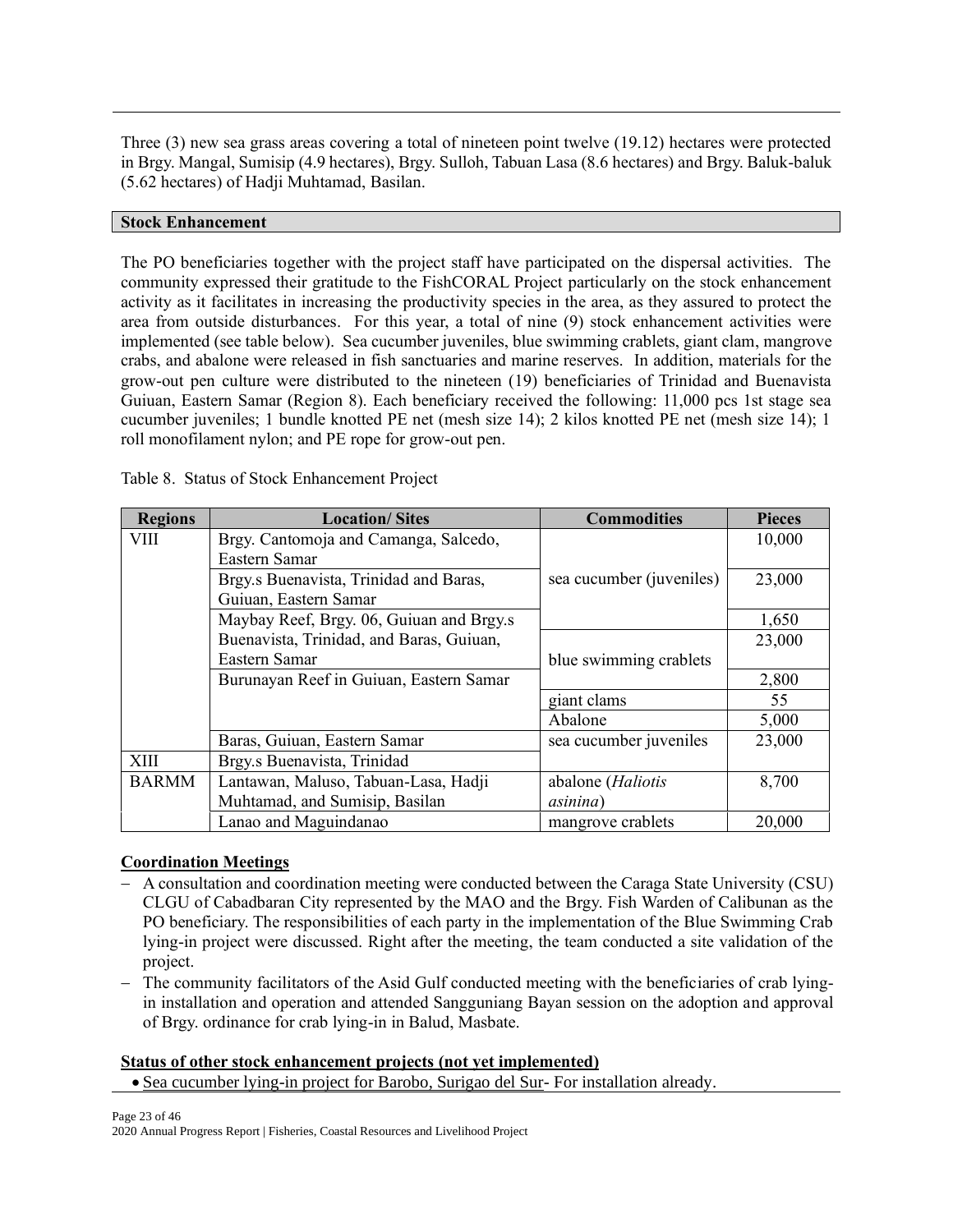Three (3) new sea grass areas covering a total of nineteen point twelve (19.12) hectares were protected in Brgy. Mangal, Sumisip (4.9 hectares), Brgy. Sulloh, Tabuan Lasa (8.6 hectares) and Brgy. Baluk-baluk (5.62 hectares) of Hadji Muhtamad, Basilan.

### Stock Enhancement

The PO beneficiaries together with the project staff have participated on the dispersal activities. The community expressed their gratitude to the FishCORAL Project particularly on the stock enhancement activity as it facilitates in increasing the productivity species in the area, as they assured to protect the area from outside disturbances. For this year, a total of nine (9) stock enhancement activities were implemented (see table below). Sea cucumber juveniles, blue swimming crablets, giant clam, mangrove crabs, and abalone were released in fish sanctuaries and marine reserves. In addition, materials for the grow-out pen culture were distributed to the nineteen (19) beneficiaries of Trinidad and Buenavista Guiuan, Eastern Samar (Region 8). Each beneficiary received the following: 11,000 pcs 1st stage sea cucumber juveniles; 1 bundle knotted PE net (mesh size 14); 2 kilos knotted PE net (mesh size 14); 1 roll monofilament nylon; and PE rope for grow-out pen.

Table 8. Status of Stock Enhancement Project

| Regions | Location/ Sites | Commodities | Pieces |
|---|---|---|---|
| VIII | Brgy. Cantomoja and Camanga, Salcedo, Eastern Samar | sea cucumber (juveniles) | 10,000 |
| | Brgy.s Buenavista, Trinidad and Baras, Guiuan, Eastern Samar | | 23,000 |
| | Maybay Reef, Brgy. 06, Guiuan and Brgy.s Buenavista, Trinidad, and Baras, Guiuan, Eastern Samar | | 1,650 |
| | | blue swimming crablets | 23,000 |
| | Burunayan Reef in Guiuan, Eastern Samar | | 2,800 |
| | | giant clams | 55 |
| | | Abalone | 5,000 |
| | Baras, Guiuan, Eastern Samar | sea cucumber juveniles | 23,000 |
| XIII | Brgy.s Buenavista, Trinidad | | |
| BARMM | Lantawan, Maluso, Tabuan-Lasa, Hadji Muhtamad, and Sumisip, Basilan | abalone (*Haliotis asinina*) | 8,700 |
| | Lanao and Maguindanao | mangrove crablets | 20,000 |

#### Coordination Meetings

- A consultation and coordination meeting were conducted between the Caraga State University (CSU) CLGU of Cabadbaran City represented by the MAO and the Brgy. Fish Warden of Calibunan as the PO beneficiary. The responsibilities of each party in the implementation of the Blue Swimming Crab lying-in project were discussed. Right after the meeting, the team conducted a site validation of the project.
- The community facilitators of the Asid Gulf conducted meeting with the beneficiaries of crab lying-in installation and operation and attended Sangguniang Bayan session on the adoption and approval of Brgy. ordinance for crab lying-in in Balud, Masbate.

#### Status of other stock enhancement projects (not yet implemented)

- Sea cucumber lying-in project for Barobo, Surigao del Sur- For installation already.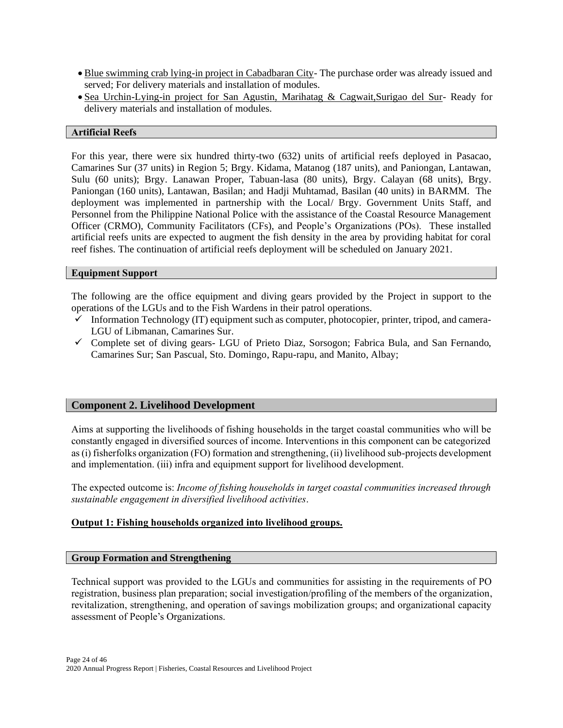- Blue swimming crab lying-in project in Cabadbaran City- The purchase order was already issued and served; For delivery materials and installation of modules.
- Sea Urchin-Lying-in project for San Agustin, Marihatag & Cagwait,Surigao del Sur- Ready for delivery materials and installation of modules.

### Artificial Reefs

For this year, there were six hundred thirty-two (632) units of artificial reefs deployed in Pasacao, Camarines Sur (37 units) in Region 5; Brgy. Kidama, Matanog (187 units), and Paniongan, Lantawan, Sulu (60 units); Brgy. Lanawan Proper, Tabuan-lasa (80 units), Brgy. Calayan (68 units), Brgy. Paniongan (160 units), Lantawan, Basilan; and Hadji Muhtamad, Basilan (40 units) in BARMM. The deployment was implemented in partnership with the Local/ Brgy. Government Units Staff, and Personnel from the Philippine National Police with the assistance of the Coastal Resource Management Officer (CRMO), Community Facilitators (CFs), and People's Organizations (POs). These installed artificial reefs units are expected to augment the fish density in the area by providing habitat for coral reef fishes. The continuation of artificial reefs deployment will be scheduled on January 2021.

### Equipment Support

The following are the office equipment and diving gears provided by the Project in support to the operations of the LGUs and to the Fish Wardens in their patrol operations.

- ✓ Information Technology (IT) equipment such as computer, photocopier, printer, tripod, and camera- LGU of Libmanan, Camarines Sur.
- ✓ Complete set of diving gears- LGU of Prieto Diaz, Sorsogon; Fabrica Bula, and San Fernando, Camarines Sur; San Pascual, Sto. Domingo, Rapu-rapu, and Manito, Albay;

## Component 2. Livelihood Development

Aims at supporting the livelihoods of fishing households in the target coastal communities who will be constantly engaged in diversified sources of income. Interventions in this component can be categorized as (i) fisherfolks organization (FO) formation and strengthening, (ii) livelihood sub-projects development and implementation. (iii) infra and equipment support for livelihood development.

The expected outcome is: *Income of fishing households in target coastal communities increased through sustainable engagement in diversified livelihood activities*.

**Output 1: Fishing households organized into livelihood groups.**

### Group Formation and Strengthening

Technical support was provided to the LGUs and communities for assisting in the requirements of PO registration, business plan preparation; social investigation/profiling of the members of the organization, revitalization, strengthening, and operation of savings mobilization groups; and organizational capacity assessment of People's Organizations.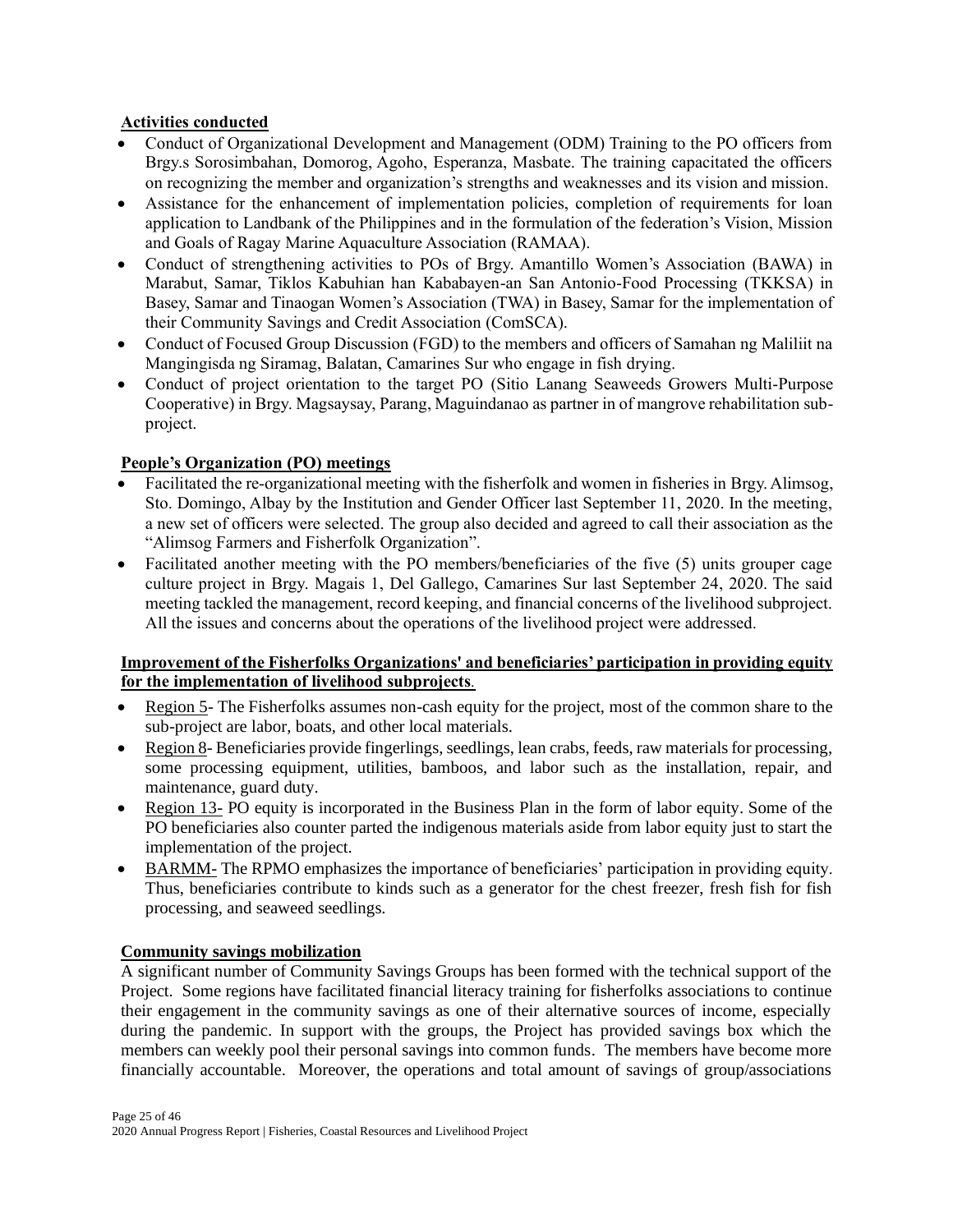**Activities conducted**

- Conduct of Organizational Development and Management (ODM) Training to the PO officers from Brgy.s Sorosimbahan, Domorog, Agoho, Esperanza, Masbate. The training capacitated the officers on recognizing the member and organization's strengths and weaknesses and its vision and mission.
- Assistance for the enhancement of implementation policies, completion of requirements for loan application to Landbank of the Philippines and in the formulation of the federation's Vision, Mission and Goals of Ragay Marine Aquaculture Association (RAMAA).
- Conduct of strengthening activities to POs of Brgy. Amantillo Women's Association (BAWA) in Marabut, Samar, Tiklos Kabuhian han Kababayen-an San Antonio-Food Processing (TKKSA) in Basey, Samar and Tinaogan Women's Association (TWA) in Basey, Samar for the implementation of their Community Savings and Credit Association (ComSCA).
- Conduct of Focused Group Discussion (FGD) to the members and officers of Samahan ng Maliliit na Mangingisda ng Siramag, Balatan, Camarines Sur who engage in fish drying.
- Conduct of project orientation to the target PO (Sitio Lanang Seaweeds Growers Multi-Purpose Cooperative) in Brgy. Magsaysay, Parang, Maguindanao as partner in of mangrove rehabilitation sub-project.

**People's Organization (PO) meetings**

- Facilitated the re-organizational meeting with the fisherfolk and women in fisheries in Brgy. Alimsog, Sto. Domingo, Albay by the Institution and Gender Officer last September 11, 2020. In the meeting, a new set of officers were selected. The group also decided and agreed to call their association as the "Alimsog Farmers and Fisherfolk Organization".
- Facilitated another meeting with the PO members/beneficiaries of the five (5) units grouper cage culture project in Brgy. Magais 1, Del Gallego, Camarines Sur last September 24, 2020. The said meeting tackled the management, record keeping, and financial concerns of the livelihood subproject. All the issues and concerns about the operations of the livelihood project were addressed.

**Improvement of the Fisherfolks Organizations' and beneficiaries' participation in providing equity for the implementation of livelihood subprojects**.

- Region 5- The Fisherfolks assumes non-cash equity for the project, most of the common share to the sub-project are labor, boats, and other local materials.
- Region 8- Beneficiaries provide fingerlings, seedlings, lean crabs, feeds, raw materials for processing, some processing equipment, utilities, bamboos, and labor such as the installation, repair, and maintenance, guard duty.
- Region 13- PO equity is incorporated in the Business Plan in the form of labor equity. Some of the PO beneficiaries also counter parted the indigenous materials aside from labor equity just to start the implementation of the project.
- BARMM- The RPMO emphasizes the importance of beneficiaries' participation in providing equity. Thus, beneficiaries contribute to kinds such as a generator for the chest freezer, fresh fish for fish processing, and seaweed seedlings.

**Community savings mobilization**

A significant number of Community Savings Groups has been formed with the technical support of the Project. Some regions have facilitated financial literacy training for fisherfolks associations to continue their engagement in the community savings as one of their alternative sources of income, especially during the pandemic. In support with the groups, the Project has provided savings box which the members can weekly pool their personal savings into common funds. The members have become more financially accountable. Moreover, the operations and total amount of savings of group/associations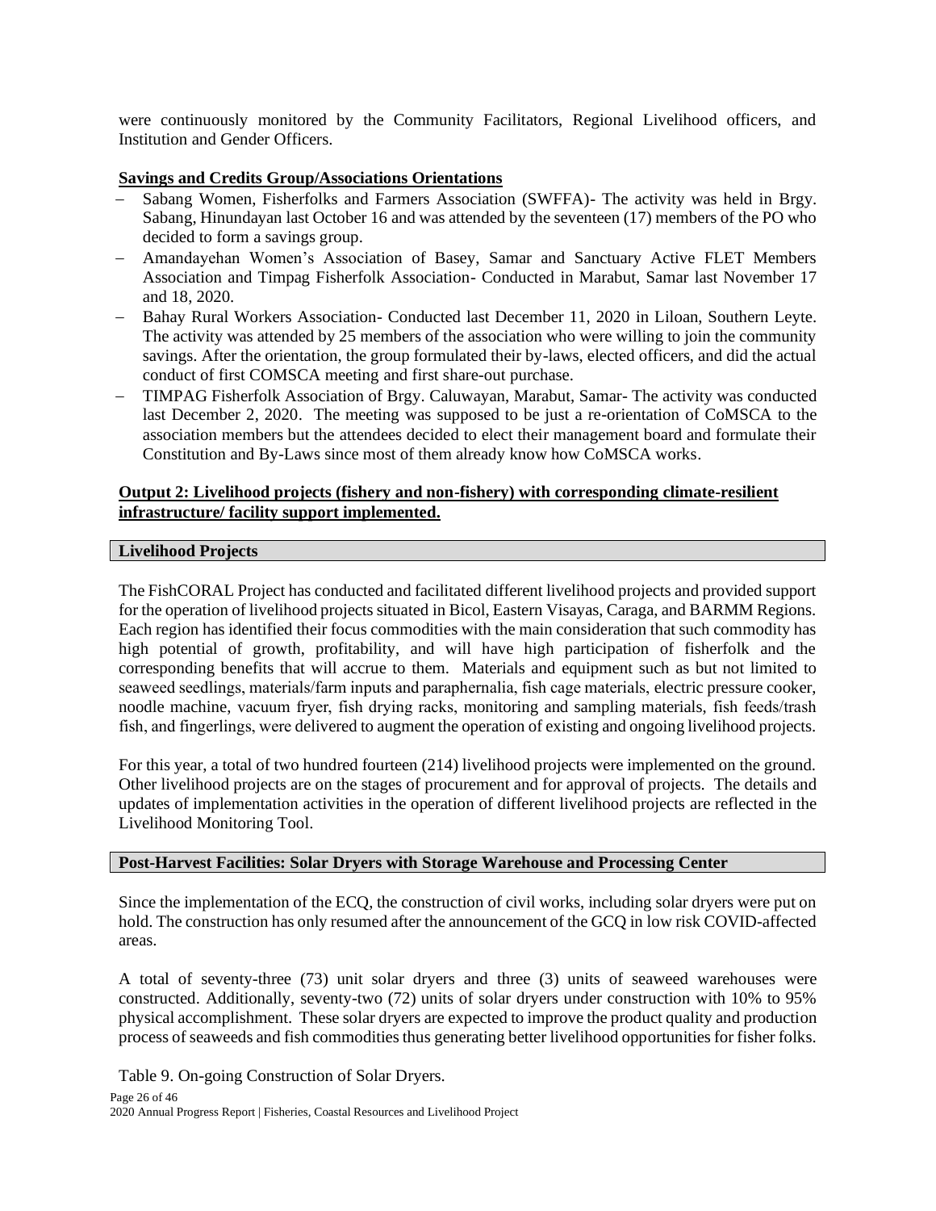were continuously monitored by the Community Facilitators, Regional Livelihood officers, and Institution and Gender Officers.

**Savings and Credits Group/Associations Orientations**

- Sabang Women, Fisherfolks and Farmers Association (SWFFA)- The activity was held in Brgy. Sabang, Hinundayan last October 16 and was attended by the seventeen (17) members of the PO who decided to form a savings group.
- Amandayehan Women's Association of Basey, Samar and Sanctuary Active FLET Members Association and Timpag Fisherfolk Association- Conducted in Marabut, Samar last November 17 and 18, 2020.
- Bahay Rural Workers Association- Conducted last December 11, 2020 in Liloan, Southern Leyte. The activity was attended by 25 members of the association who were willing to join the community savings. After the orientation, the group formulated their by-laws, elected officers, and did the actual conduct of first COMSCA meeting and first share-out purchase.
- TIMPAG Fisherfolk Association of Brgy. Caluwayan, Marabut, Samar- The activity was conducted last December 2, 2020. The meeting was supposed to be just a re-orientation of CoMSCA to the association members but the attendees decided to elect their management board and formulate their Constitution and By-Laws since most of them already know how CoMSCA works.

**Output 2: Livelihood projects (fishery and non-fishery) with corresponding climate-resilient infrastructure/ facility support implemented.**

**Livelihood Projects**

The FishCORAL Project has conducted and facilitated different livelihood projects and provided support for the operation of livelihood projects situated in Bicol, Eastern Visayas, Caraga, and BARMM Regions. Each region has identified their focus commodities with the main consideration that such commodity has high potential of growth, profitability, and will have high participation of fisherfolk and the corresponding benefits that will accrue to them. Materials and equipment such as but not limited to seaweed seedlings, materials/farm inputs and paraphernalia, fish cage materials, electric pressure cooker, noodle machine, vacuum fryer, fish drying racks, monitoring and sampling materials, fish feeds/trash fish, and fingerlings, were delivered to augment the operation of existing and ongoing livelihood projects.

For this year, a total of two hundred fourteen (214) livelihood projects were implemented on the ground. Other livelihood projects are on the stages of procurement and for approval of projects. The details and updates of implementation activities in the operation of different livelihood projects are reflected in the Livelihood Monitoring Tool.

**Post-Harvest Facilities: Solar Dryers with Storage Warehouse and Processing Center**

Since the implementation of the ECQ, the construction of civil works, including solar dryers were put on hold. The construction has only resumed after the announcement of the GCQ in low risk COVID-affected areas.

A total of seventy-three (73) unit solar dryers and three (3) units of seaweed warehouses were constructed. Additionally, seventy-two (72) units of solar dryers under construction with 10% to 95% physical accomplishment. These solar dryers are expected to improve the product quality and production process of seaweeds and fish commodities thus generating better livelihood opportunities for fisher folks.

Table 9. On-going Construction of Solar Dryers.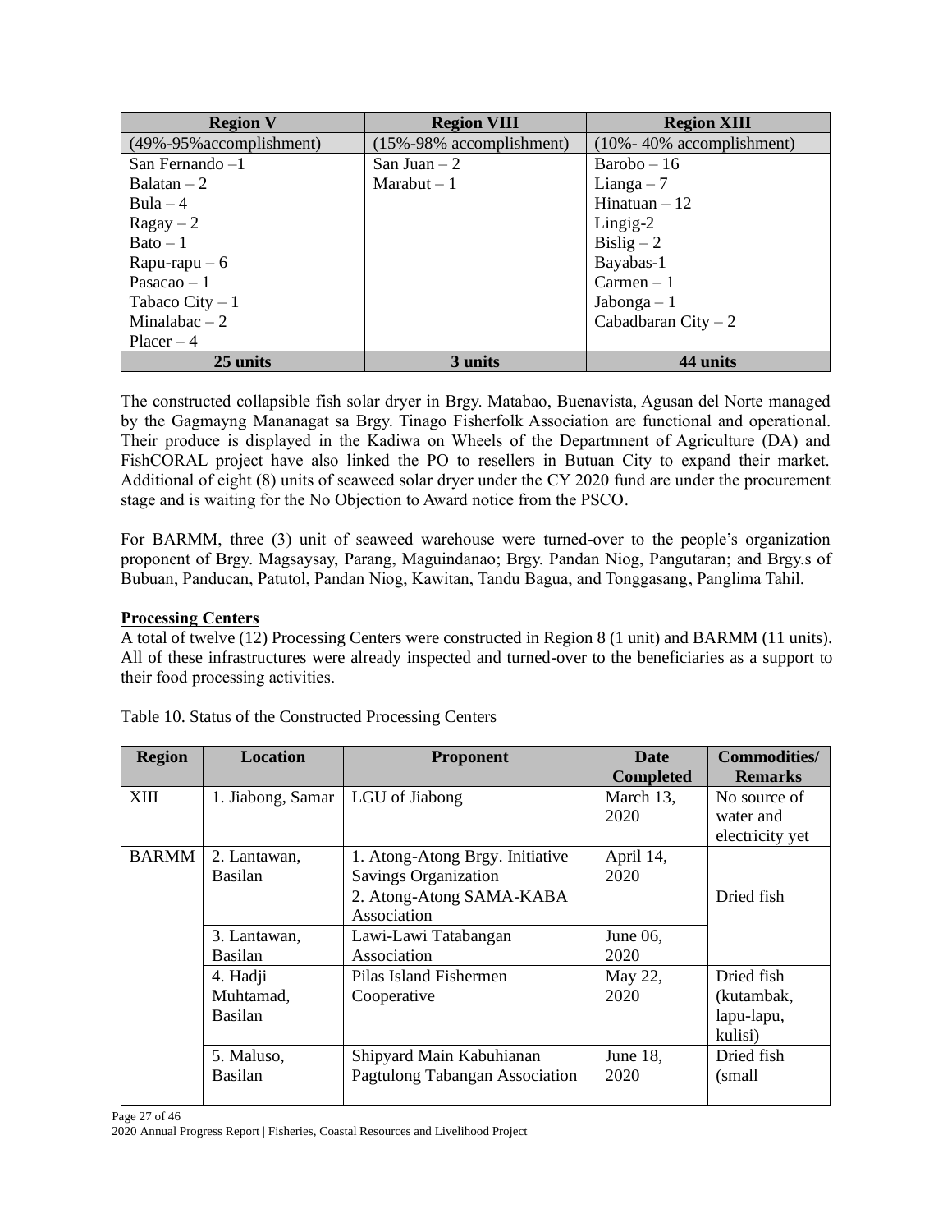| Region V | Region VIII | Region XIII |
|---|---|---|
| (49%-95%accomplishment) | (15%-98% accomplishment) | (10%- 40% accomplishment) |
| San Fernando –1<br>Balatan – 2<br>Bula – 4<br>Ragay – 2<br>Bato – 1<br>Rapu-rapu – 6<br>Pasacao – 1<br>Tabaco City – 1<br>Minalabac – 2<br>Placer – 4 | San Juan – 2<br>Marabut – 1 | Barobo – 16<br>Lianga – 7<br>Hinatuan – 12<br>Lingig-2<br>Bislig – 2<br>Bayabas-1<br>Carmen – 1<br>Jabonga – 1<br>Cabadbaran City – 2 |
| **25 units** | **3 units** | **44 units** |

The constructed collapsible fish solar dryer in Brgy. Matabao, Buenavista, Agusan del Norte managed by the Gagmayng Mananagat sa Brgy. Tinago Fisherfolk Association are functional and operational. Their produce is displayed in the Kadiwa on Wheels of the Departmnent of Agriculture (DA) and FishCORAL project have also linked the PO to resellers in Butuan City to expand their market. Additional of eight (8) units of seaweed solar dryer under the CY 2020 fund are under the procurement stage and is waiting for the No Objection to Award notice from the PSCO.

For BARMM, three (3) unit of seaweed warehouse were turned-over to the people's organization proponent of Brgy. Magsaysay, Parang, Maguindanao; Brgy. Pandan Niog, Pangutaran; and Brgy.s of Bubuan, Panducan, Patutol, Pandan Niog, Kawitan, Tandu Bagua, and Tonggasang, Panglima Tahil.

**Processing Centers**

A total of twelve (12) Processing Centers were constructed in Region 8 (1 unit) and BARMM (11 units). All of these infrastructures were already inspected and turned-over to the beneficiaries as a support to their food processing activities.

Table 10. Status of the Constructed Processing Centers

| Region | Location | Proponent | Date Completed | Commodities/ Remarks |
|---|---|---|---|---|
| XIII | 1. Jiabong, Samar | LGU of Jiabong | March 13, 2020 | No source of water and electricity yet |
| BARMM | 2. Lantawan, Basilan | 1. Atong-Atong Brgy. Initiative Savings Organization<br>2. Atong-Atong SAMA-KABA Association | April 14, 2020 | Dried fish |
| | 3. Lantawan, Basilan | Lawi-Lawi Tatabangan Association | June 06, 2020 | |
| | 4. Hadji Muhtamad, Basilan | Pilas Island Fishermen Cooperative | May 22, 2020 | Dried fish (kutambak, lapu-lapu, kulisi) |
| | 5. Maluso, Basilan | Shipyard Main Kabuhianan Pagtulong Tabangan Association | June 18, 2020 | Dried fish (small |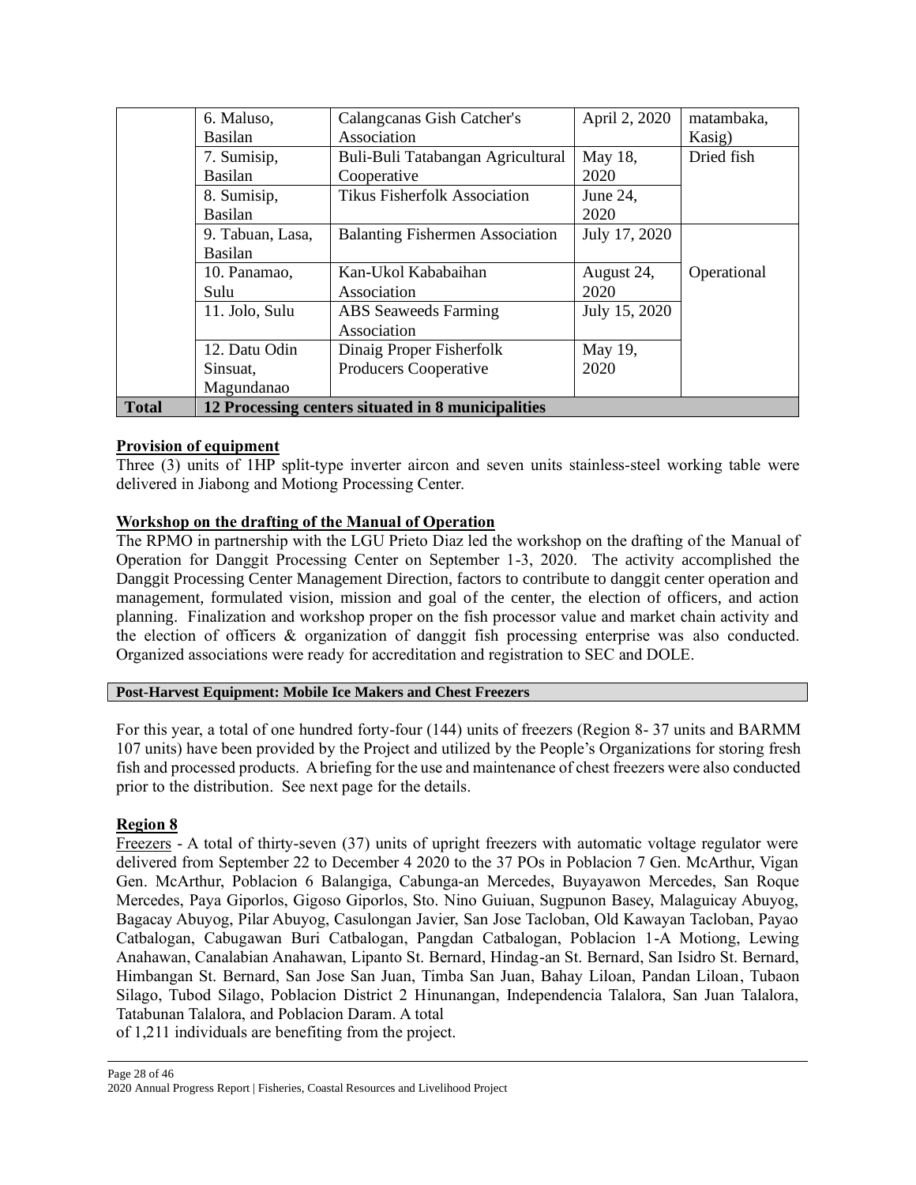|  | 6. Maluso, Basilan | Calangcanas Gish Catcher's Association | April 2, 2020 | matambaka, Kasig) |
|---|---|---|---|---|
|  | 7. Sumisip, Basilan | Buli-Buli Tatabangan Agricultural Cooperative | May 18, 2020 | Dried fish |
|  | 8. Sumisip, Basilan | Tikus Fisherfolk Association | June 24, 2020 |  |
|  | 9. Tabuan, Lasa, Basilan | Balanting Fishermen Association | July 17, 2020 | Operational |
|  | 10. Panamao, Sulu | Kan-Ukol Kababaihan Association | August 24, 2020 |  |
|  | 11. Jolo, Sulu | ABS Seaweeds Farming Association | July 15, 2020 |  |
|  | 12. Datu Odin Sinsuat, Magundanao | Dinaig Proper Fisherfolk Producers Cooperative | May 19, 2020 |  |
| **Total** | **12 Processing centers situated in 8 municipalities** |  |  |  |

**Provision of equipment**

Three (3) units of 1HP split-type inverter aircon and seven units stainless-steel working table were delivered in Jiabong and Motiong Processing Center.

**Workshop on the drafting of the Manual of Operation**

The RPMO in partnership with the LGU Prieto Diaz led the workshop on the drafting of the Manual of Operation for Danggit Processing Center on September 1-3, 2020. The activity accomplished the Danggit Processing Center Management Direction, factors to contribute to danggit center operation and management, formulated vision, mission and goal of the center, the election of officers, and action planning. Finalization and workshop proper on the fish processor value and market chain activity and the election of officers & organization of danggit fish processing enterprise was also conducted. Organized associations were ready for accreditation and registration to SEC and DOLE.

**Post-Harvest Equipment: Mobile Ice Makers and Chest Freezers**

For this year, a total of one hundred forty-four (144) units of freezers (Region 8- 37 units and BARMM 107 units) have been provided by the Project and utilized by the People's Organizations for storing fresh fish and processed products. A briefing for the use and maintenance of chest freezers were also conducted prior to the distribution. See next page for the details.

**Region 8**

Freezers - A total of thirty-seven (37) units of upright freezers with automatic voltage regulator were delivered from September 22 to December 4 2020 to the 37 POs in Poblacion 7 Gen. McArthur, Vigan Gen. McArthur, Poblacion 6 Balangiga, Cabunga-an Mercedes, Buyayawon Mercedes, San Roque Mercedes, Paya Giporlos, Gigoso Giporlos, Sto. Nino Guiuan, Sugpunon Basey, Malaguicay Abuyog, Bagacay Abuyog, Pilar Abuyog, Casulongan Javier, San Jose Tacloban, Old Kawayan Tacloban, Payao Catbalogan, Cabugawan Buri Catbalogan, Pangdan Catbalogan, Poblacion 1-A Motiong, Lewing Anahawan, Canalabian Anahawan, Lipanto St. Bernard, Hindag-an St. Bernard, San Isidro St. Bernard, Himbangan St. Bernard, San Jose San Juan, Timba San Juan, Bahay Liloan, Pandan Liloan, Tubaon Silago, Tubod Silago, Poblacion District 2 Hinunangan, Independencia Talalora, San Juan Talalora, Tatabunan Talalora, and Poblacion Daram. A total of 1,211 individuals are benefiting from the project.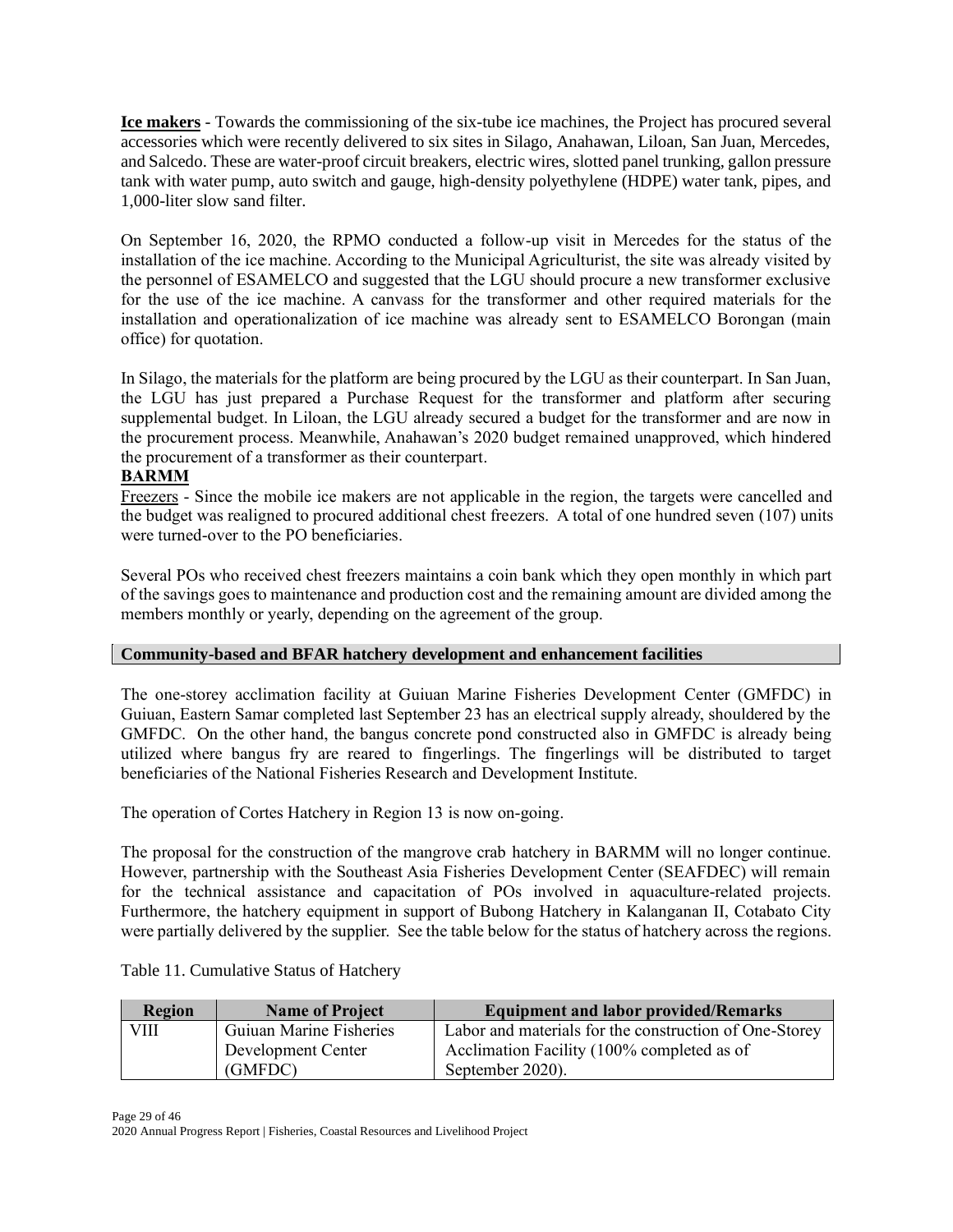**Ice makers** - Towards the commissioning of the six-tube ice machines, the Project has procured several accessories which were recently delivered to six sites in Silago, Anahawan, Liloan, San Juan, Mercedes, and Salcedo. These are water-proof circuit breakers, electric wires, slotted panel trunking, gallon pressure tank with water pump, auto switch and gauge, high-density polyethylene (HDPE) water tank, pipes, and 1,000-liter slow sand filter.

On September 16, 2020, the RPMO conducted a follow-up visit in Mercedes for the status of the installation of the ice machine. According to the Municipal Agriculturist, the site was already visited by the personnel of ESAMELCO and suggested that the LGU should procure a new transformer exclusive for the use of the ice machine. A canvass for the transformer and other required materials for the installation and operationalization of ice machine was already sent to ESAMELCO Borongan (main office) for quotation.

In Silago, the materials for the platform are being procured by the LGU as their counterpart. In San Juan, the LGU has just prepared a Purchase Request for the transformer and platform after securing supplemental budget. In Liloan, the LGU already secured a budget for the transformer and are now in the procurement process. Meanwhile, Anahawan's 2020 budget remained unapproved, which hindered the procurement of a transformer as their counterpart.

**BARMM**

Freezers - Since the mobile ice makers are not applicable in the region, the targets were cancelled and the budget was realigned to procured additional chest freezers. A total of one hundred seven (107) units were turned-over to the PO beneficiaries.

Several POs who received chest freezers maintains a coin bank which they open monthly in which part of the savings goes to maintenance and production cost and the remaining amount are divided among the members monthly or yearly, depending on the agreement of the group.

**Community-based and BFAR hatchery development and enhancement facilities**

The one-storey acclimation facility at Guiuan Marine Fisheries Development Center (GMFDC) in Guiuan, Eastern Samar completed last September 23 has an electrical supply already, shouldered by the GMFDC. On the other hand, the bangus concrete pond constructed also in GMFDC is already being utilized where bangus fry are reared to fingerlings. The fingerlings will be distributed to target beneficiaries of the National Fisheries Research and Development Institute.

The operation of Cortes Hatchery in Region 13 is now on-going.

The proposal for the construction of the mangrove crab hatchery in BARMM will no longer continue. However, partnership with the Southeast Asia Fisheries Development Center (SEAFDEC) will remain for the technical assistance and capacitation of POs involved in aquaculture-related projects. Furthermore, the hatchery equipment in support of Bubong Hatchery in Kalanganan II, Cotabato City were partially delivered by the supplier. See the table below for the status of hatchery across the regions.

Table 11. Cumulative Status of Hatchery

| Region | Name of Project | Equipment and labor provided/Remarks |
|---|---|---|
| VIII | Guiuan Marine Fisheries Development Center (GMFDC) | Labor and materials for the construction of One-Storey Acclimation Facility (100% completed as of September 2020). |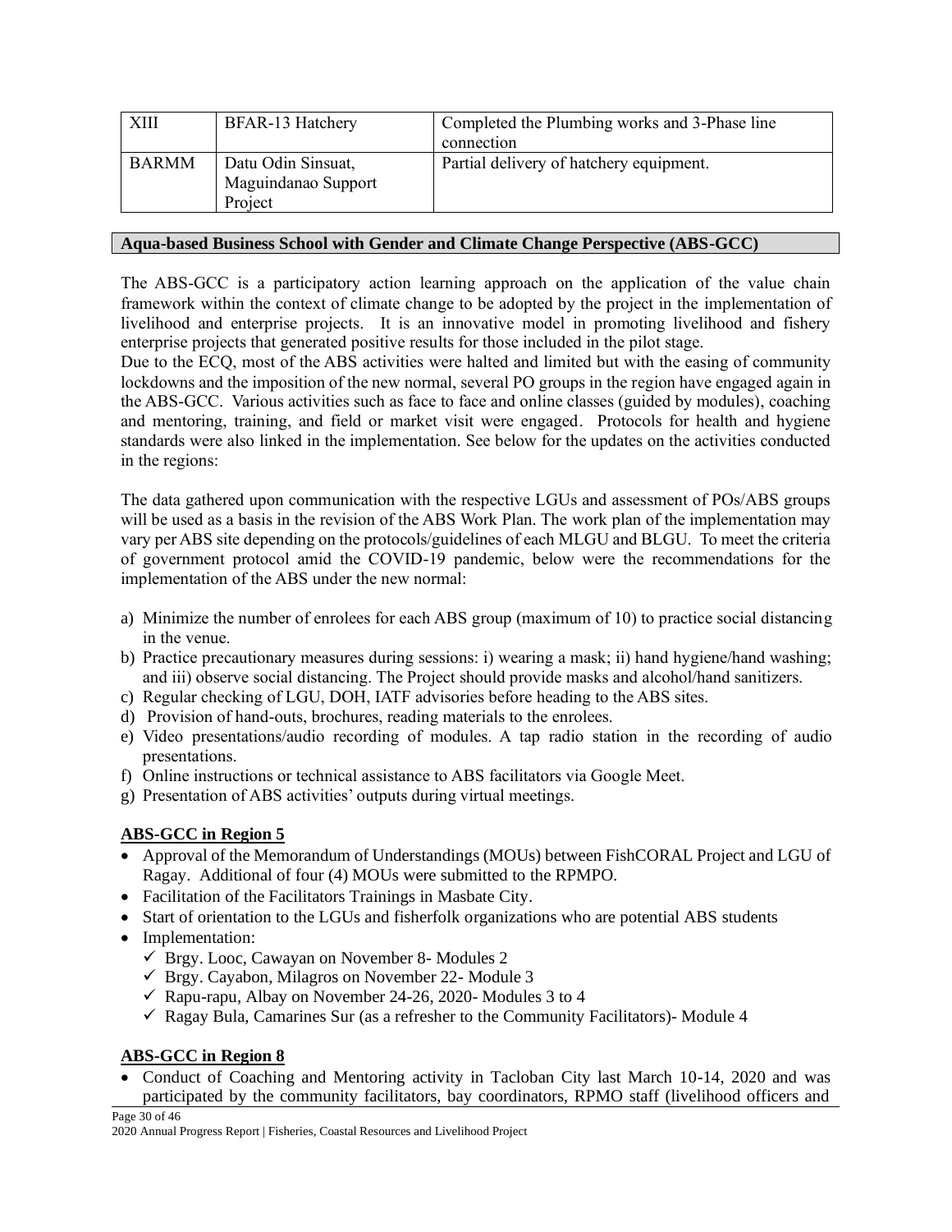| XIII | BFAR-13 Hatchery | Completed the Plumbing works and 3-Phase line connection |
|---|---|---|
| BARMM | Datu Odin Sinsuat, Maguindanao Support Project | Partial delivery of hatchery equipment. |

### Aqua-based Business School with Gender and Climate Change Perspective (ABS-GCC)

The ABS-GCC is a participatory action learning approach on the application of the value chain framework within the context of climate change to be adopted by the project in the implementation of livelihood and enterprise projects. It is an innovative model in promoting livelihood and fishery enterprise projects that generated positive results for those included in the pilot stage.

Due to the ECQ, most of the ABS activities were halted and limited but with the easing of community lockdowns and the imposition of the new normal, several PO groups in the region have engaged again in the ABS-GCC. Various activities such as face to face and online classes (guided by modules), coaching and mentoring, training, and field or market visit were engaged. Protocols for health and hygiene standards were also linked in the implementation. See below for the updates on the activities conducted in the regions:

The data gathered upon communication with the respective LGUs and assessment of POs/ABS groups will be used as a basis in the revision of the ABS Work Plan. The work plan of the implementation may vary per ABS site depending on the protocols/guidelines of each MLGU and BLGU. To meet the criteria of government protocol amid the COVID-19 pandemic, below were the recommendations for the implementation of the ABS under the new normal:

a) Minimize the number of enrolees for each ABS group (maximum of 10) to practice social distancing in the venue.
b) Practice precautionary measures during sessions: i) wearing a mask; ii) hand hygiene/hand washing; and iii) observe social distancing. The Project should provide masks and alcohol/hand sanitizers.
c) Regular checking of LGU, DOH, IATF advisories before heading to the ABS sites.
d) Provision of hand-outs, brochures, reading materials to the enrolees.
e) Video presentations/audio recording of modules. A tap radio station in the recording of audio presentations.
f) Online instructions or technical assistance to ABS facilitators via Google Meet.
g) Presentation of ABS activities' outputs during virtual meetings.

#### ABS-GCC in Region 5

- Approval of the Memorandum of Understandings (MOUs) between FishCORAL Project and LGU of Ragay. Additional of four (4) MOUs were submitted to the RPMPO.
- Facilitation of the Facilitators Trainings in Masbate City.
- Start of orientation to the LGUs and fisherfolk organizations who are potential ABS students
- Implementation:
  - ✓ Brgy. Looc, Cawayan on November 8- Modules 2
  - ✓ Brgy. Cayabon, Milagros on November 22- Module 3
  - ✓ Rapu-rapu, Albay on November 24-26, 2020- Modules 3 to 4
  - ✓ Ragay Bula, Camarines Sur (as a refresher to the Community Facilitators)- Module 4

#### ABS-GCC in Region 8

- Conduct of Coaching and Mentoring activity in Tacloban City last March 10-14, 2020 and was participated by the community facilitators, bay coordinators, RPMO staff (livelihood officers and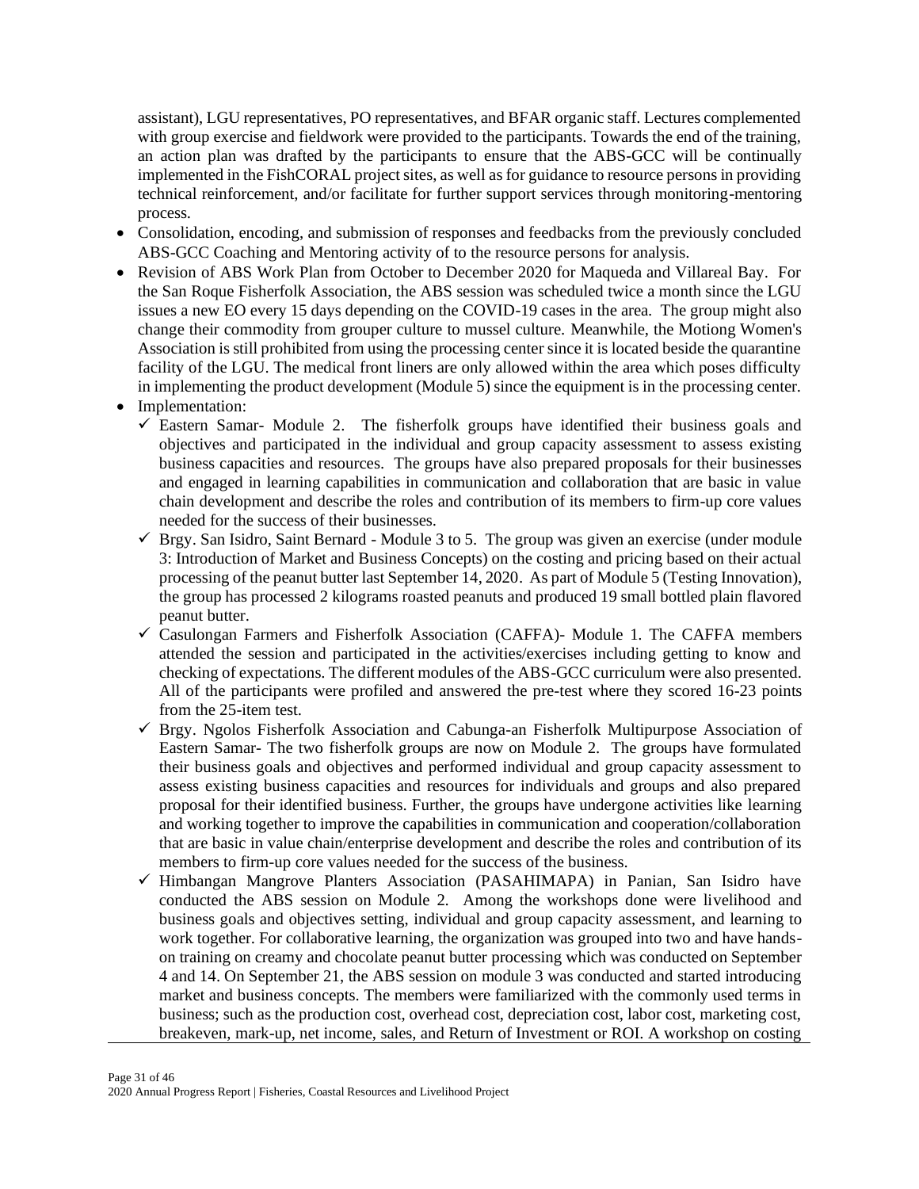assistant), LGU representatives, PO representatives, and BFAR organic staff. Lectures complemented with group exercise and fieldwork were provided to the participants. Towards the end of the training, an action plan was drafted by the participants to ensure that the ABS-GCC will be continually implemented in the FishCORAL project sites, as well as for guidance to resource persons in providing technical reinforcement, and/or facilitate for further support services through monitoring-mentoring process.

- Consolidation, encoding, and submission of responses and feedbacks from the previously concluded ABS-GCC Coaching and Mentoring activity of to the resource persons for analysis.
- Revision of ABS Work Plan from October to December 2020 for Maqueda and Villareal Bay. For the San Roque Fisherfolk Association, the ABS session was scheduled twice a month since the LGU issues a new EO every 15 days depending on the COVID-19 cases in the area. The group might also change their commodity from grouper culture to mussel culture. Meanwhile, the Motiong Women's Association is still prohibited from using the processing center since it is located beside the quarantine facility of the LGU. The medical front liners are only allowed within the area which poses difficulty in implementing the product development (Module 5) since the equipment is in the processing center.
- Implementation:
  - ✓ Eastern Samar- Module 2. The fisherfolk groups have identified their business goals and objectives and participated in the individual and group capacity assessment to assess existing business capacities and resources. The groups have also prepared proposals for their businesses and engaged in learning capabilities in communication and collaboration that are basic in value chain development and describe the roles and contribution of its members to firm-up core values needed for the success of their businesses.
  - ✓ Brgy. San Isidro, Saint Bernard - Module 3 to 5. The group was given an exercise (under module 3: Introduction of Market and Business Concepts) on the costing and pricing based on their actual processing of the peanut butter last September 14, 2020. As part of Module 5 (Testing Innovation), the group has processed 2 kilograms roasted peanuts and produced 19 small bottled plain flavored peanut butter.
  - ✓ Casulongan Farmers and Fisherfolk Association (CAFFA)- Module 1. The CAFFA members attended the session and participated in the activities/exercises including getting to know and checking of expectations. The different modules of the ABS-GCC curriculum were also presented. All of the participants were profiled and answered the pre-test where they scored 16-23 points from the 25-item test.
  - ✓ Brgy. Ngolos Fisherfolk Association and Cabunga-an Fisherfolk Multipurpose Association of Eastern Samar- The two fisherfolk groups are now on Module 2. The groups have formulated their business goals and objectives and performed individual and group capacity assessment to assess existing business capacities and resources for individuals and groups and also prepared proposal for their identified business. Further, the groups have undergone activities like learning and working together to improve the capabilities in communication and cooperation/collaboration that are basic in value chain/enterprise development and describe the roles and contribution of its members to firm-up core values needed for the success of the business.
  - ✓ Himbangan Mangrove Planters Association (PASAHIMAPA) in Panian, San Isidro have conducted the ABS session on Module 2. Among the workshops done were livelihood and business goals and objectives setting, individual and group capacity assessment, and learning to work together. For collaborative learning, the organization was grouped into two and have hands-on training on creamy and chocolate peanut butter processing which was conducted on September 4 and 14. On September 21, the ABS session on module 3 was conducted and started introducing market and business concepts. The members were familiarized with the commonly used terms in business; such as the production cost, overhead cost, depreciation cost, labor cost, marketing cost, breakeven, mark-up, net income, sales, and Return of Investment or ROI. A workshop on costing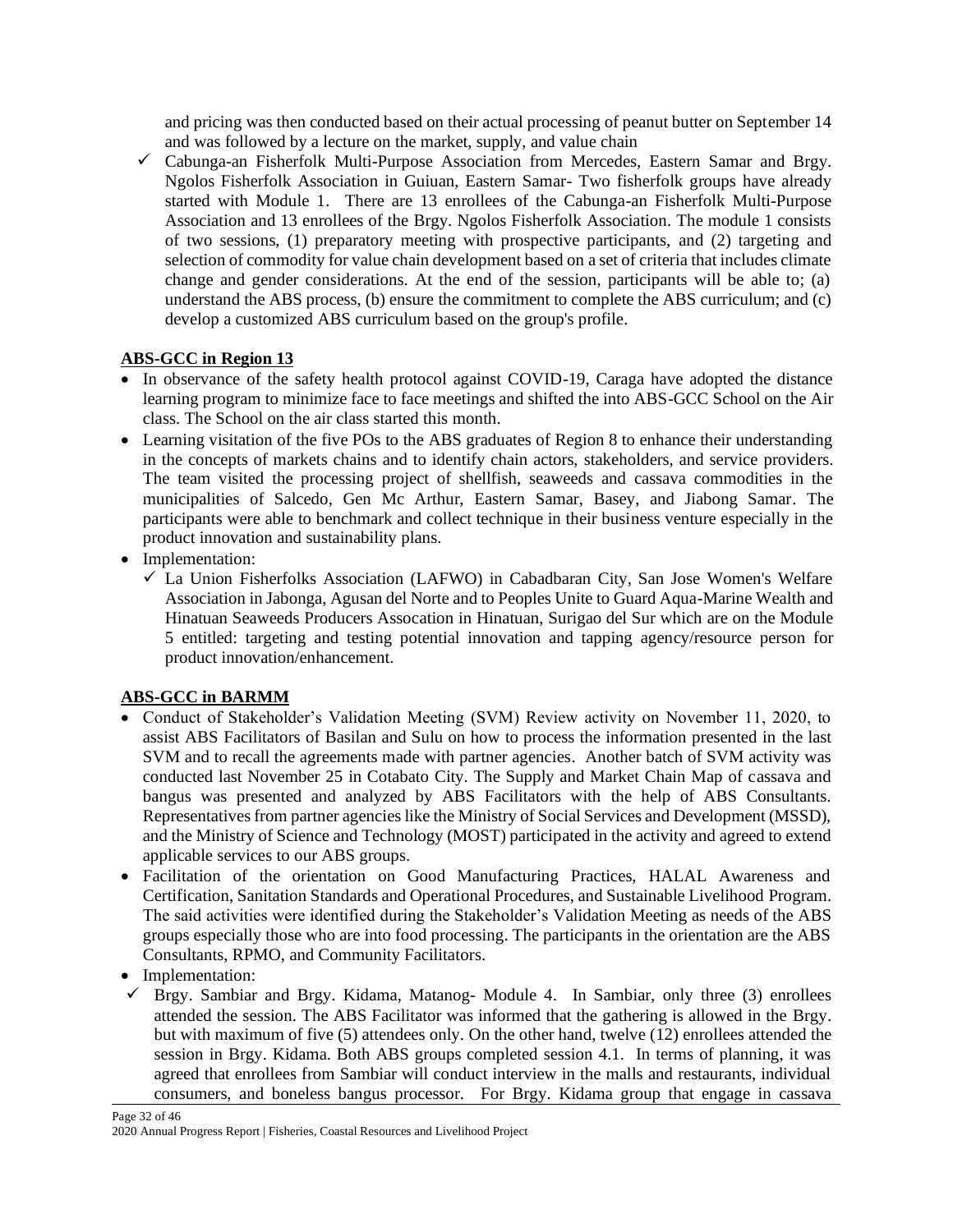and pricing was then conducted based on their actual processing of peanut butter on September 14 and was followed by a lecture on the market, supply, and value chain

- ✓ Cabunga-an Fisherfolk Multi-Purpose Association from Mercedes, Eastern Samar and Brgy. Ngolos Fisherfolk Association in Guiuan, Eastern Samar- Two fisherfolk groups have already started with Module 1. There are 13 enrollees of the Cabunga-an Fisherfolk Multi-Purpose Association and 13 enrollees of the Brgy. Ngolos Fisherfolk Association. The module 1 consists of two sessions, (1) preparatory meeting with prospective participants, and (2) targeting and selection of commodity for value chain development based on a set of criteria that includes climate change and gender considerations. At the end of the session, participants will be able to; (a) understand the ABS process, (b) ensure the commitment to complete the ABS curriculum; and (c) develop a customized ABS curriculum based on the group's profile.

**ABS-GCC in Region 13**

- In observance of the safety health protocol against COVID-19, Caraga have adopted the distance learning program to minimize face to face meetings and shifted the into ABS-GCC School on the Air class. The School on the air class started this month.
- Learning visitation of the five POs to the ABS graduates of Region 8 to enhance their understanding in the concepts of markets chains and to identify chain actors, stakeholders, and service providers. The team visited the processing project of shellfish, seaweeds and cassava commodities in the municipalities of Salcedo, Gen Mc Arthur, Eastern Samar, Basey, and Jiabong Samar. The participants were able to benchmark and collect technique in their business venture especially in the product innovation and sustainability plans.
- Implementation:
  - ✓ La Union Fisherfolks Association (LAFWO) in Cabadbaran City, San Jose Women's Welfare Association in Jabonga, Agusan del Norte and to Peoples Unite to Guard Aqua-Marine Wealth and Hinatuan Seaweeds Producers Assocation in Hinatuan, Surigao del Sur which are on the Module 5 entitled: targeting and testing potential innovation and tapping agency/resource person for product innovation/enhancement.

**ABS-GCC in BARMM**

- Conduct of Stakeholder's Validation Meeting (SVM) Review activity on November 11, 2020, to assist ABS Facilitators of Basilan and Sulu on how to process the information presented in the last SVM and to recall the agreements made with partner agencies. Another batch of SVM activity was conducted last November 25 in Cotabato City. The Supply and Market Chain Map of cassava and bangus was presented and analyzed by ABS Facilitators with the help of ABS Consultants. Representatives from partner agencies like the Ministry of Social Services and Development (MSSD), and the Ministry of Science and Technology (MOST) participated in the activity and agreed to extend applicable services to our ABS groups.
- Facilitation of the orientation on Good Manufacturing Practices, HALAL Awareness and Certification, Sanitation Standards and Operational Procedures, and Sustainable Livelihood Program. The said activities were identified during the Stakeholder's Validation Meeting as needs of the ABS groups especially those who are into food processing. The participants in the orientation are the ABS Consultants, RPMO, and Community Facilitators.
- Implementation:
- ✓ Brgy. Sambiar and Brgy. Kidama, Matanog- Module 4. In Sambiar, only three (3) enrollees attended the session. The ABS Facilitator was informed that the gathering is allowed in the Brgy. but with maximum of five (5) attendees only. On the other hand, twelve (12) enrollees attended the session in Brgy. Kidama. Both ABS groups completed session 4.1. In terms of planning, it was agreed that enrollees from Sambiar will conduct interview in the malls and restaurants, individual consumers, and boneless bangus processor. For Brgy. Kidama group that engage in cassava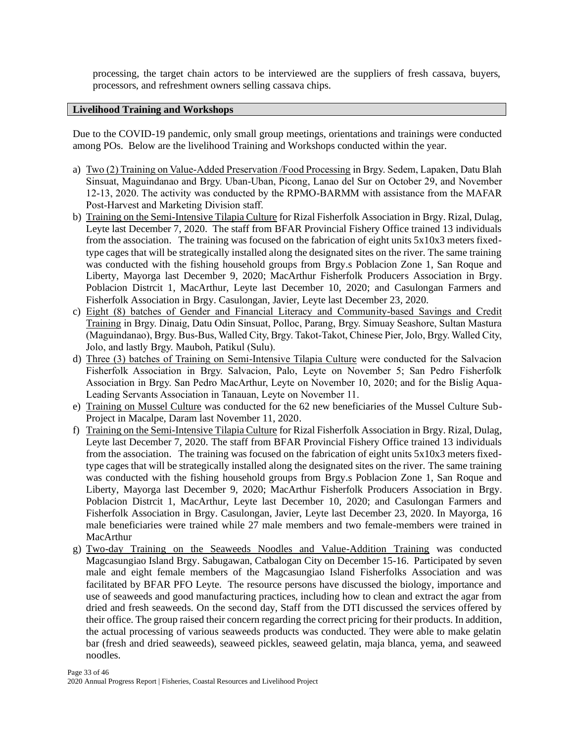processing, the target chain actors to be interviewed are the suppliers of fresh cassava, buyers, processors, and refreshment owners selling cassava chips.

## Livelihood Training and Workshops

Due to the COVID-19 pandemic, only small group meetings, orientations and trainings were conducted among POs. Below are the livelihood Training and Workshops conducted within the year.

a) Two (2) Training on Value-Added Preservation /Food Processing in Brgy. Sedem, Lapaken, Datu Blah Sinsuat, Maguindanao and Brgy. Uban-Uban, Picong, Lanao del Sur on October 29, and November 12-13, 2020. The activity was conducted by the RPMO-BARMM with assistance from the MAFAR Post-Harvest and Marketing Division staff.

b) Training on the Semi-Intensive Tilapia Culture for Rizal Fisherfolk Association in Brgy. Rizal, Dulag, Leyte last December 7, 2020. The staff from BFAR Provincial Fishery Office trained 13 individuals from the association. The training was focused on the fabrication of eight units 5x10x3 meters fixed-type cages that will be strategically installed along the designated sites on the river. The same training was conducted with the fishing household groups from Brgy.s Poblacion Zone 1, San Roque and Liberty, Mayorga last December 9, 2020; MacArthur Fisherfolk Producers Association in Brgy. Poblacion Distrcit 1, MacArthur, Leyte last December 10, 2020; and Casulongan Farmers and Fisherfolk Association in Brgy. Casulongan, Javier, Leyte last December 23, 2020.

c) Eight (8) batches of Gender and Financial Literacy and Community-based Savings and Credit Training in Brgy. Dinaig, Datu Odin Sinsuat, Polloc, Parang, Brgy. Simuay Seashore, Sultan Mastura (Maguindanao), Brgy. Bus-Bus, Walled City, Brgy. Takot-Takot, Chinese Pier, Jolo, Brgy. Walled City, Jolo, and lastly Brgy. Mauboh, Patikul (Sulu).

d) Three (3) batches of Training on Semi-Intensive Tilapia Culture were conducted for the Salvacion Fisherfolk Association in Brgy. Salvacion, Palo, Leyte on November 5; San Pedro Fisherfolk Association in Brgy. San Pedro MacArthur, Leyte on November 10, 2020; and for the Bislig Aqua-Leading Servants Association in Tanauan, Leyte on November 11.

e) Training on Mussel Culture was conducted for the 62 new beneficiaries of the Mussel Culture Sub-Project in Macalpe, Daram last November 11, 2020.

f) Training on the Semi-Intensive Tilapia Culture for Rizal Fisherfolk Association in Brgy. Rizal, Dulag, Leyte last December 7, 2020. The staff from BFAR Provincial Fishery Office trained 13 individuals from the association. The training was focused on the fabrication of eight units 5x10x3 meters fixed-type cages that will be strategically installed along the designated sites on the river. The same training was conducted with the fishing household groups from Brgy.s Poblacion Zone 1, San Roque and Liberty, Mayorga last December 9, 2020; MacArthur Fisherfolk Producers Association in Brgy. Poblacion Distrcit 1, MacArthur, Leyte last December 10, 2020; and Casulongan Farmers and Fisherfolk Association in Brgy. Casulongan, Javier, Leyte last December 23, 2020. In Mayorga, 16 male beneficiaries were trained while 27 male members and two female-members were trained in MacArthur

g) Two-day Training on the Seaweeds Noodles and Value-Addition Training was conducted Magcasungiao Island Brgy. Sabugawan, Catbalogan City on December 15-16. Participated by seven male and eight female members of the Magcasungiao Island Fisherfolks Association and was facilitated by BFAR PFO Leyte. The resource persons have discussed the biology, importance and use of seaweeds and good manufacturing practices, including how to clean and extract the agar from dried and fresh seaweeds. On the second day, Staff from the DTI discussed the services offered by their office. The group raised their concern regarding the correct pricing for their products. In addition, the actual processing of various seaweeds products was conducted. They were able to make gelatin bar (fresh and dried seaweeds), seaweed pickles, seaweed gelatin, maja blanca, yema, and seaweed noodles.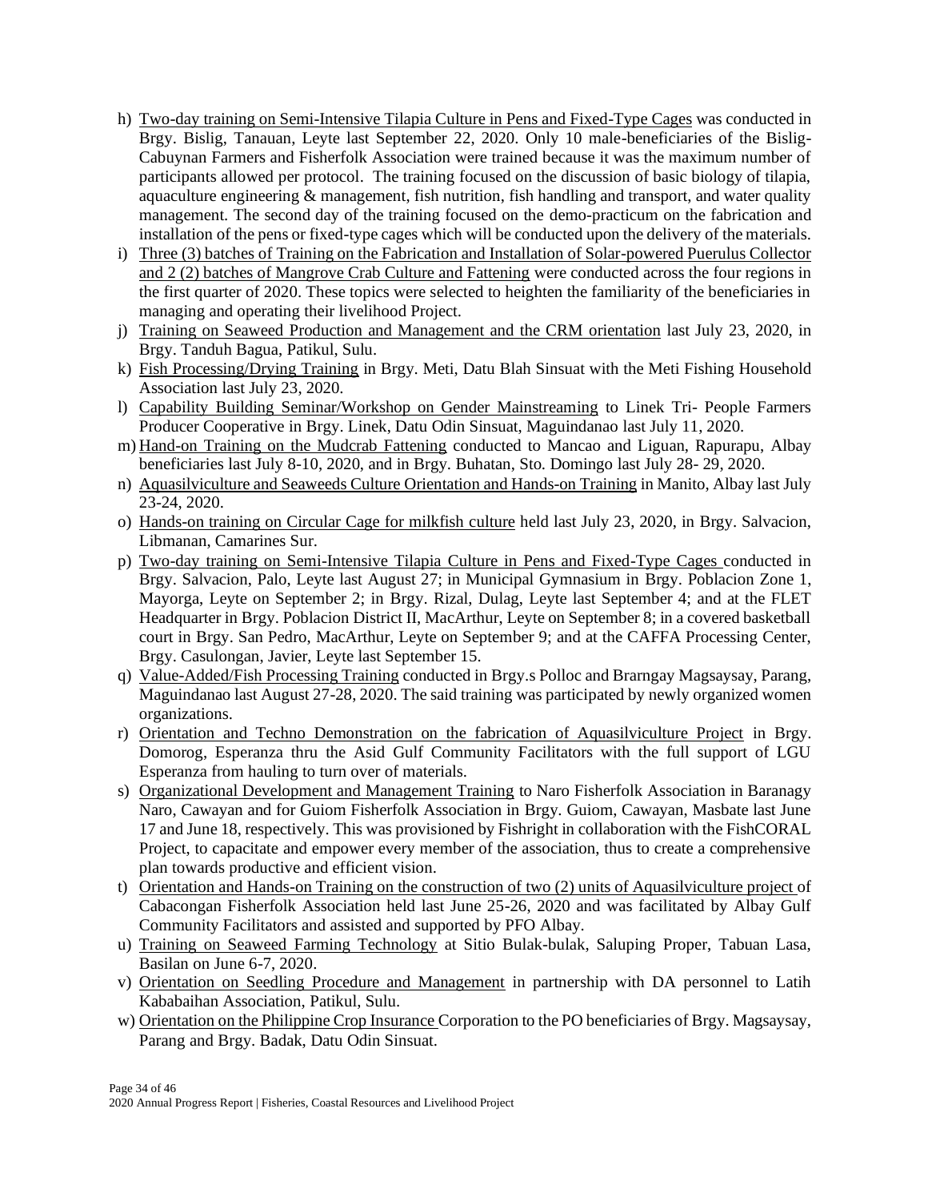h) <u>Two-day training on Semi-Intensive Tilapia Culture in Pens and Fixed-Type Cages</u> was conducted in Brgy. Bislig, Tanauan, Leyte last September 22, 2020. Only 10 male-beneficiaries of the Bislig-Cabuynan Farmers and Fisherfolk Association were trained because it was the maximum number of participants allowed per protocol. The training focused on the discussion of basic biology of tilapia, aquaculture engineering & management, fish nutrition, fish handling and transport, and water quality management. The second day of the training focused on the demo-practicum on the fabrication and installation of the pens or fixed-type cages which will be conducted upon the delivery of the materials.

i) <u>Three (3) batches of Training on the Fabrication and Installation of Solar-powered Puerulus Collector and 2 (2) batches of Mangrove Crab Culture and Fattening</u> were conducted across the four regions in the first quarter of 2020. These topics were selected to heighten the familiarity of the beneficiaries in managing and operating their livelihood Project.

j) <u>Training on Seaweed Production and Management and the CRM orientation</u> last July 23, 2020, in Brgy. Tanduh Bagua, Patikul, Sulu.

k) <u>Fish Processing/Drying Training</u> in Brgy. Meti, Datu Blah Sinsuat with the Meti Fishing Household Association last July 23, 2020.

l) <u>Capability Building Seminar/Workshop on Gender Mainstreaming</u> to Linek Tri- People Farmers Producer Cooperative in Brgy. Linek, Datu Odin Sinsuat, Maguindanao last July 11, 2020.

m) <u>Hand-on Training on the Mudcrab Fattening</u> conducted to Mancao and Liguan, Rapurapu, Albay beneficiaries last July 8-10, 2020, and in Brgy. Buhatan, Sto. Domingo last July 28- 29, 2020.

n) <u>Aquasilviculture and Seaweeds Culture Orientation and Hands-on Training</u> in Manito, Albay last July 23-24, 2020.

o) <u>Hands-on training on Circular Cage for milkfish culture</u> held last July 23, 2020, in Brgy. Salvacion, Libmanan, Camarines Sur.

p) <u>Two-day training on Semi-Intensive Tilapia Culture in Pens and Fixed-Type Cages</u> conducted in Brgy. Salvacion, Palo, Leyte last August 27; in Municipal Gymnasium in Brgy. Poblacion Zone 1, Mayorga, Leyte on September 2; in Brgy. Rizal, Dulag, Leyte last September 4; and at the FLET Headquarter in Brgy. Poblacion District II, MacArthur, Leyte on September 8; in a covered basketball court in Brgy. San Pedro, MacArthur, Leyte on September 9; and at the CAFFA Processing Center, Brgy. Casulongan, Javier, Leyte last September 15.

q) <u>Value-Added/Fish Processing Training</u> conducted in Brgy.s Polloc and Brarngay Magsaysay, Parang, Maguindanao last August 27-28, 2020. The said training was participated by newly organized women organizations.

r) <u>Orientation and Techno Demonstration on the fabrication of Aquasilviculture Project</u> in Brgy. Domorog, Esperanza thru the Asid Gulf Community Facilitators with the full support of LGU Esperanza from hauling to turn over of materials.

s) <u>Organizational Development and Management Training</u> to Naro Fisherfolk Association in Baranagy Naro, Cawayan and for Guiom Fisherfolk Association in Brgy. Guiom, Cawayan, Masbate last June 17 and June 18, respectively. This was provisioned by Fishright in collaboration with the FishCORAL Project, to capacitate and empower every member of the association, thus to create a comprehensive plan towards productive and efficient vision.

t) <u>Orientation and Hands-on Training on the construction of two (2) units of Aquasilviculture project</u> of Cabacongan Fisherfolk Association held last June 25-26, 2020 and was facilitated by Albay Gulf Community Facilitators and assisted and supported by PFO Albay.

u) <u>Training on Seaweed Farming Technology</u> at Sitio Bulak-bulak, Saluping Proper, Tabuan Lasa, Basilan on June 6-7, 2020.

v) <u>Orientation on Seedling Procedure and Management</u> in partnership with DA personnel to Latih Kababaihan Association, Patikul, Sulu.

w) <u>Orientation on the Philippine Crop Insurance</u> Corporation to the PO beneficiaries of Brgy. Magsaysay, Parang and Brgy. Badak, Datu Odin Sinsuat.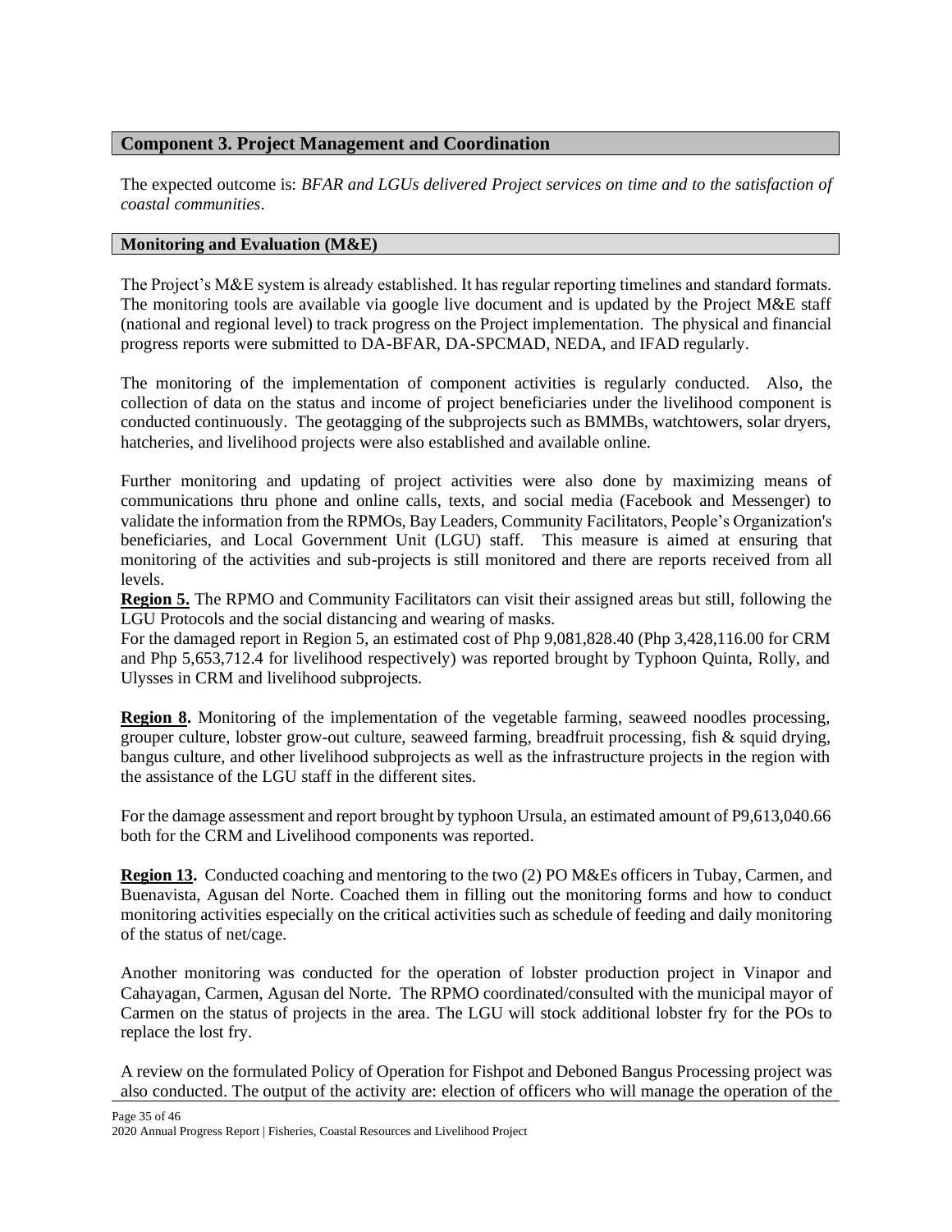## Component 3. Project Management and Coordination

The expected outcome is: *BFAR and LGUs delivered Project services on time and to the satisfaction of coastal communities*.

### Monitoring and Evaluation (M&E)

The Project's M&E system is already established. It has regular reporting timelines and standard formats. The monitoring tools are available via google live document and is updated by the Project M&E staff (national and regional level) to track progress on the Project implementation. The physical and financial progress reports were submitted to DA-BFAR, DA-SPCMAD, NEDA, and IFAD regularly.

The monitoring of the implementation of component activities is regularly conducted. Also, the collection of data on the status and income of project beneficiaries under the livelihood component is conducted continuously. The geotagging of the subprojects such as BMMBs, watchtowers, solar dryers, hatcheries, and livelihood projects were also established and available online.

Further monitoring and updating of project activities were also done by maximizing means of communications thru phone and online calls, texts, and social media (Facebook and Messenger) to validate the information from the RPMOs, Bay Leaders, Community Facilitators, People's Organization's beneficiaries, and Local Government Unit (LGU) staff. This measure is aimed at ensuring that monitoring of the activities and sub-projects is still monitored and there are reports received from all levels.

**Region 5.** The RPMO and Community Facilitators can visit their assigned areas but still, following the LGU Protocols and the social distancing and wearing of masks.

For the damaged report in Region 5, an estimated cost of Php 9,081,828.40 (Php 3,428,116.00 for CRM and Php 5,653,712.4 for livelihood respectively) was reported brought by Typhoon Quinta, Rolly, and Ulysses in CRM and livelihood subprojects.

**Region 8.** Monitoring of the implementation of the vegetable farming, seaweed noodles processing, grouper culture, lobster grow-out culture, seaweed farming, breadfruit processing, fish & squid drying, bangus culture, and other livelihood subprojects as well as the infrastructure projects in the region with the assistance of the LGU staff in the different sites.

For the damage assessment and report brought by typhoon Ursula, an estimated amount of P9,613,040.66 both for the CRM and Livelihood components was reported.

**Region 13.** Conducted coaching and mentoring to the two (2) PO M&Es officers in Tubay, Carmen, and Buenavista, Agusan del Norte. Coached them in filling out the monitoring forms and how to conduct monitoring activities especially on the critical activities such as schedule of feeding and daily monitoring of the status of net/cage.

Another monitoring was conducted for the operation of lobster production project in Vinapor and Cahayagan, Carmen, Agusan del Norte. The RPMO coordinated/consulted with the municipal mayor of Carmen on the status of projects in the area. The LGU will stock additional lobster fry for the POs to replace the lost fry.

A review on the formulated Policy of Operation for Fishpot and Deboned Bangus Processing project was also conducted. The output of the activity are: election of officers who will manage the operation of the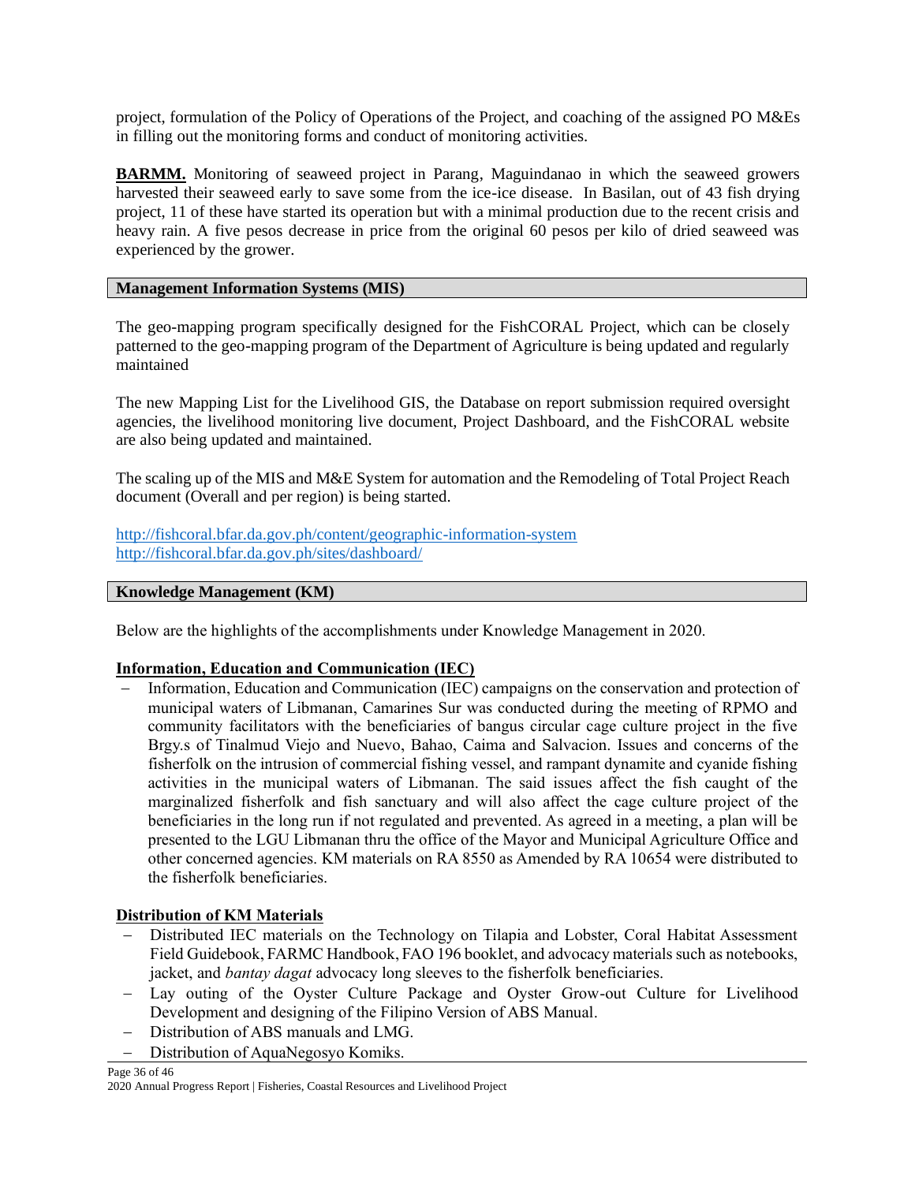project, formulation of the Policy of Operations of the Project, and coaching of the assigned PO M&Es in filling out the monitoring forms and conduct of monitoring activities.

**BARMM.** Monitoring of seaweed project in Parang, Maguindanao in which the seaweed growers harvested their seaweed early to save some from the ice-ice disease. In Basilan, out of 43 fish drying project, 11 of these have started its operation but with a minimal production due to the recent crisis and heavy rain. A five pesos decrease in price from the original 60 pesos per kilo of dried seaweed was experienced by the grower.

## Management Information Systems (MIS)

The geo-mapping program specifically designed for the FishCORAL Project, which can be closely patterned to the geo-mapping program of the Department of Agriculture is being updated and regularly maintained

The new Mapping List for the Livelihood GIS, the Database on report submission required oversight agencies, the livelihood monitoring live document, Project Dashboard, and the FishCORAL website are also being updated and maintained.

The scaling up of the MIS and M&E System for automation and the Remodeling of Total Project Reach document (Overall and per region) is being started.

http://fishcoral.bfar.da.gov.ph/content/geographic-information-system
http://fishcoral.bfar.da.gov.ph/sites/dashboard/

## Knowledge Management (KM)

Below are the highlights of the accomplishments under Knowledge Management in 2020.

### Information, Education and Communication (IEC)

- Information, Education and Communication (IEC) campaigns on the conservation and protection of municipal waters of Libmanan, Camarines Sur was conducted during the meeting of RPMO and community facilitators with the beneficiaries of bangus circular cage culture project in the five Brgy.s of Tinalmud Viejo and Nuevo, Bahao, Caima and Salvacion. Issues and concerns of the fisherfolk on the intrusion of commercial fishing vessel, and rampant dynamite and cyanide fishing activities in the municipal waters of Libmanan. The said issues affect the fish caught of the marginalized fisherfolk and fish sanctuary and will also affect the cage culture project of the beneficiaries in the long run if not regulated and prevented. As agreed in a meeting, a plan will be presented to the LGU Libmanan thru the office of the Mayor and Municipal Agriculture Office and other concerned agencies. KM materials on RA 8550 as Amended by RA 10654 were distributed to the fisherfolk beneficiaries.

### Distribution of KM Materials

- Distributed IEC materials on the Technology on Tilapia and Lobster, Coral Habitat Assessment Field Guidebook, FARMC Handbook, FAO 196 booklet, and advocacy materials such as notebooks, jacket, and *bantay dagat* advocacy long sleeves to the fisherfolk beneficiaries.
- Lay outing of the Oyster Culture Package and Oyster Grow-out Culture for Livelihood Development and designing of the Filipino Version of ABS Manual.
- Distribution of ABS manuals and LMG.
- Distribution of AquaNegosyo Komiks.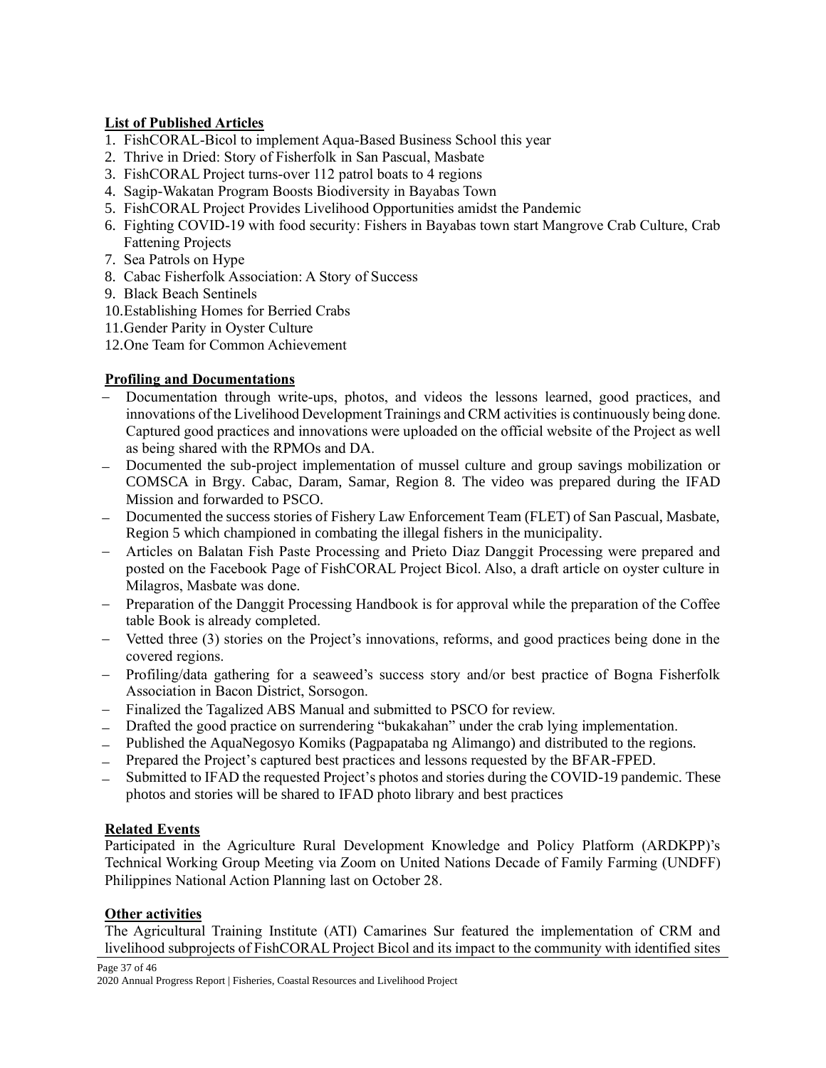**List of Published Articles**

1. FishCORAL-Bicol to implement Aqua-Based Business School this year
2. Thrive in Dried: Story of Fisherfolk in San Pascual, Masbate
3. FishCORAL Project turns-over 112 patrol boats to 4 regions
4. Sagip-Wakatan Program Boosts Biodiversity in Bayabas Town
5. FishCORAL Project Provides Livelihood Opportunities amidst the Pandemic
6. Fighting COVID-19 with food security: Fishers in Bayabas town start Mangrove Crab Culture, Crab Fattening Projects
7. Sea Patrols on Hype
8. Cabac Fisherfolk Association: A Story of Success
9. Black Beach Sentinels
10. Establishing Homes for Berried Crabs
11. Gender Parity in Oyster Culture
12. One Team for Common Achievement

**Profiling and Documentations**

- Documentation through write-ups, photos, and videos the lessons learned, good practices, and innovations of the Livelihood Development Trainings and CRM activities is continuously being done. Captured good practices and innovations were uploaded on the official website of the Project as well as being shared with the RPMOs and DA.
- Documented the sub-project implementation of mussel culture and group savings mobilization or COMSCA in Brgy. Cabac, Daram, Samar, Region 8. The video was prepared during the IFAD Mission and forwarded to PSCO.
- Documented the success stories of Fishery Law Enforcement Team (FLET) of San Pascual, Masbate, Region 5 which championed in combating the illegal fishers in the municipality.
- Articles on Balatan Fish Paste Processing and Prieto Diaz Danggit Processing were prepared and posted on the Facebook Page of FishCORAL Project Bicol. Also, a draft article on oyster culture in Milagros, Masbate was done.
- Preparation of the Danggit Processing Handbook is for approval while the preparation of the Coffee table Book is already completed.
- Vetted three (3) stories on the Project's innovations, reforms, and good practices being done in the covered regions.
- Profiling/data gathering for a seaweed's success story and/or best practice of Bogna Fisherfolk Association in Bacon District, Sorsogon.
- Finalized the Tagalized ABS Manual and submitted to PSCO for review.
- Drafted the good practice on surrendering "bukakahan" under the crab lying implementation.
- Published the AquaNegosyo Komiks (Pagpapataba ng Alimango) and distributed to the regions.
- Prepared the Project's captured best practices and lessons requested by the BFAR-FPED.
- Submitted to IFAD the requested Project's photos and stories during the COVID-19 pandemic. These photos and stories will be shared to IFAD photo library and best practices

**Related Events**

Participated in the Agriculture Rural Development Knowledge and Policy Platform (ARDKPP)'s Technical Working Group Meeting via Zoom on United Nations Decade of Family Farming (UNDFF) Philippines National Action Planning last on October 28.

**Other activities**

The Agricultural Training Institute (ATI) Camarines Sur featured the implementation of CRM and livelihood subprojects of FishCORAL Project Bicol and its impact to the community with identified sites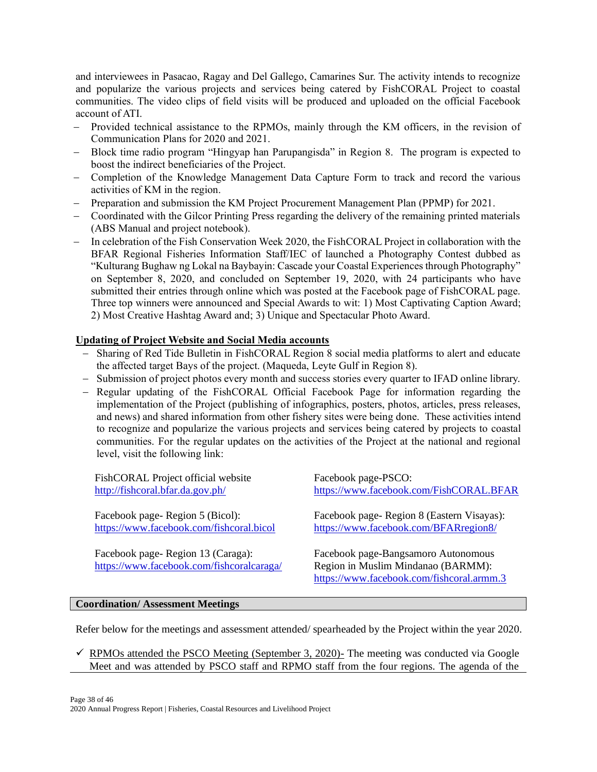and interviewees in Pasacao, Ragay and Del Gallego, Camarines Sur. The activity intends to recognize and popularize the various projects and services being catered by FishCORAL Project to coastal communities. The video clips of field visits will be produced and uploaded on the official Facebook account of ATI.

- Provided technical assistance to the RPMOs, mainly through the KM officers, in the revision of Communication Plans for 2020 and 2021.
- Block time radio program "Hingyap han Parupangisda" in Region 8. The program is expected to boost the indirect beneficiaries of the Project.
- Completion of the Knowledge Management Data Capture Form to track and record the various activities of KM in the region.
- Preparation and submission the KM Project Procurement Management Plan (PPMP) for 2021.
- Coordinated with the Gilcor Printing Press regarding the delivery of the remaining printed materials (ABS Manual and project notebook).
- In celebration of the Fish Conservation Week 2020, the FishCORAL Project in collaboration with the BFAR Regional Fisheries Information Staff/IEC of launched a Photography Contest dubbed as "Kulturang Bughaw ng Lokal na Baybayin: Cascade your Coastal Experiences through Photography" on September 8, 2020, and concluded on September 19, 2020, with 24 participants who have submitted their entries through online which was posted at the Facebook page of FishCORAL page. Three top winners were announced and Special Awards to wit: 1) Most Captivating Caption Award; 2) Most Creative Hashtag Award and; 3) Unique and Spectacular Photo Award.

**Updating of Project Website and Social Media accounts**

- Sharing of Red Tide Bulletin in FishCORAL Region 8 social media platforms to alert and educate the affected target Bays of the project. (Maqueda, Leyte Gulf in Region 8).
- Submission of project photos every month and success stories every quarter to IFAD online library.
- Regular updating of the FishCORAL Official Facebook Page for information regarding the implementation of the Project (publishing of infographics, posters, photos, articles, press releases, and news) and shared information from other fishery sites were being done. These activities intend to recognize and popularize the various projects and services being catered by projects to coastal communities. For the regular updates on the activities of the Project at the national and regional level, visit the following link:

FishCORAL Project official website
http://fishcoral.bfar.da.gov.ph/

Facebook page-PSCO:
https://www.facebook.com/FishCORAL.BFAR

Facebook page- Region 5 (Bicol):
https://www.facebook.com/fishcoral.bicol

Facebook page- Region 8 (Eastern Visayas):
https://www.facebook.com/BFARregion8/

Facebook page- Region 13 (Caraga):
https://www.facebook.com/fishcoralcaraga/

Facebook page-Bangsamoro Autonomous Region in Muslim Mindanao (BARMM):
https://www.facebook.com/fishcoral.armm.3

**Coordination/ Assessment Meetings**

Refer below for the meetings and assessment attended/ spearheaded by the Project within the year 2020.

- ✓ RPMOs attended the PSCO Meeting (September 3, 2020)- The meeting was conducted via Google Meet and was attended by PSCO staff and RPMO staff from the four regions. The agenda of the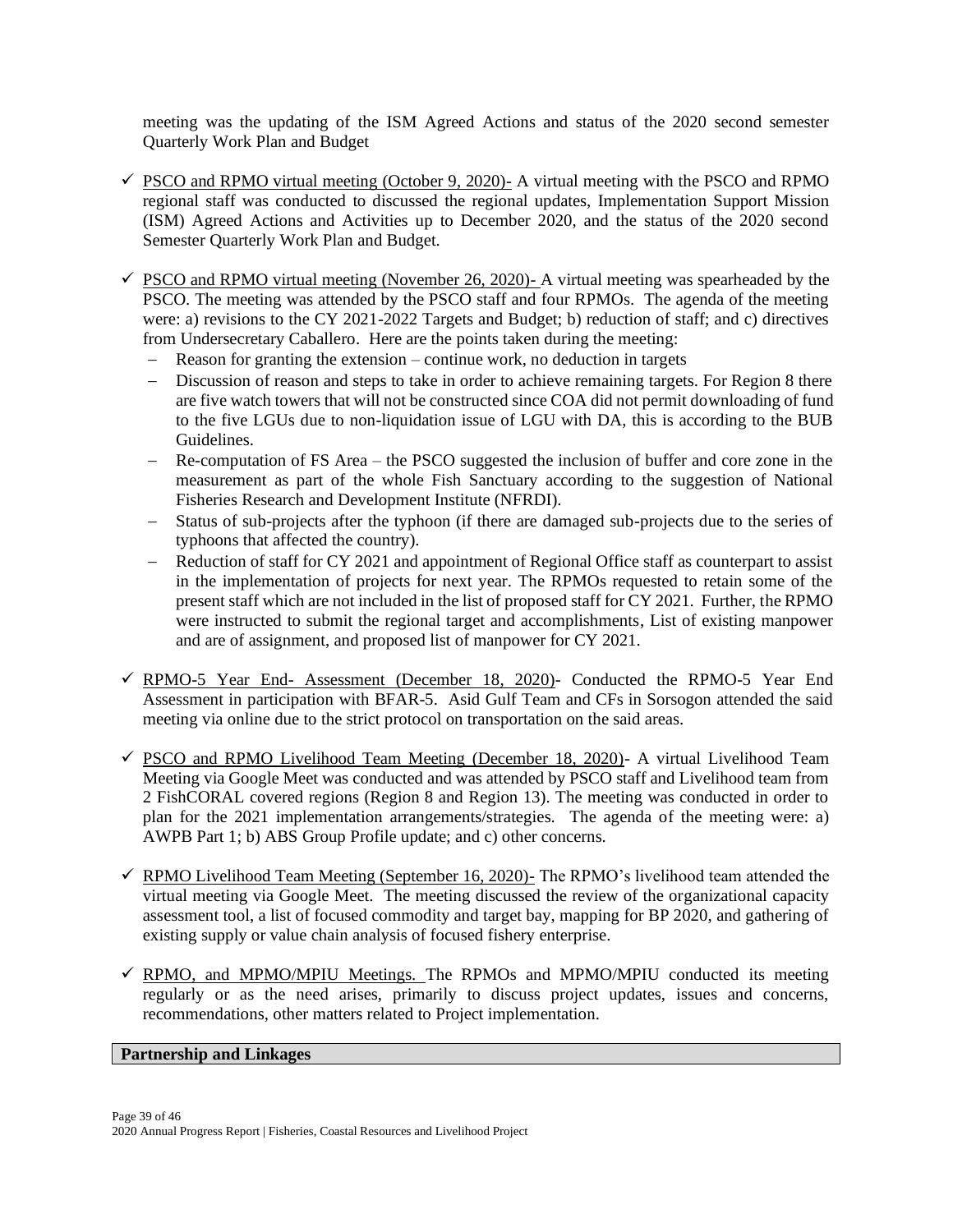meeting was the updating of the ISM Agreed Actions and status of the 2020 second semester Quarterly Work Plan and Budget

- ✓ PSCO and RPMO virtual meeting (October 9, 2020)- A virtual meeting with the PSCO and RPMO regional staff was conducted to discussed the regional updates, Implementation Support Mission (ISM) Agreed Actions and Activities up to December 2020, and the status of the 2020 second Semester Quarterly Work Plan and Budget.

- ✓ PSCO and RPMO virtual meeting (November 26, 2020)- A virtual meeting was spearheaded by the PSCO. The meeting was attended by the PSCO staff and four RPMOs. The agenda of the meeting were: a) revisions to the CY 2021-2022 Targets and Budget; b) reduction of staff; and c) directives from Undersecretary Caballero. Here are the points taken during the meeting:
  - Reason for granting the extension – continue work, no deduction in targets
  - Discussion of reason and steps to take in order to achieve remaining targets. For Region 8 there are five watch towers that will not be constructed since COA did not permit downloading of fund to the five LGUs due to non-liquidation issue of LGU with DA, this is according to the BUB Guidelines.
  - Re-computation of FS Area – the PSCO suggested the inclusion of buffer and core zone in the measurement as part of the whole Fish Sanctuary according to the suggestion of National Fisheries Research and Development Institute (NFRDI).
  - Status of sub-projects after the typhoon (if there are damaged sub-projects due to the series of typhoons that affected the country).
  - Reduction of staff for CY 2021 and appointment of Regional Office staff as counterpart to assist in the implementation of projects for next year. The RPMOs requested to retain some of the present staff which are not included in the list of proposed staff for CY 2021. Further, the RPMO were instructed to submit the regional target and accomplishments, List of existing manpower and are of assignment, and proposed list of manpower for CY 2021.

- ✓ RPMO-5 Year End- Assessment (December 18, 2020)- Conducted the RPMO-5 Year End Assessment in participation with BFAR-5. Asid Gulf Team and CFs in Sorsogon attended the said meeting via online due to the strict protocol on transportation on the said areas.

- ✓ PSCO and RPMO Livelihood Team Meeting (December 18, 2020)- A virtual Livelihood Team Meeting via Google Meet was conducted and was attended by PSCO staff and Livelihood team from 2 FishCORAL covered regions (Region 8 and Region 13). The meeting was conducted in order to plan for the 2021 implementation arrangements/strategies. The agenda of the meeting were: a) AWPB Part 1; b) ABS Group Profile update; and c) other concerns.

- ✓ RPMO Livelihood Team Meeting (September 16, 2020)- The RPMO's livelihood team attended the virtual meeting via Google Meet. The meeting discussed the review of the organizational capacity assessment tool, a list of focused commodity and target bay, mapping for BP 2020, and gathering of existing supply or value chain analysis of focused fishery enterprise.

- ✓ RPMO, and MPMO/MPIU Meetings. The RPMOs and MPMO/MPIU conducted its meeting regularly or as the need arises, primarily to discuss project updates, issues and concerns, recommendations, other matters related to Project implementation.

## Partnership and Linkages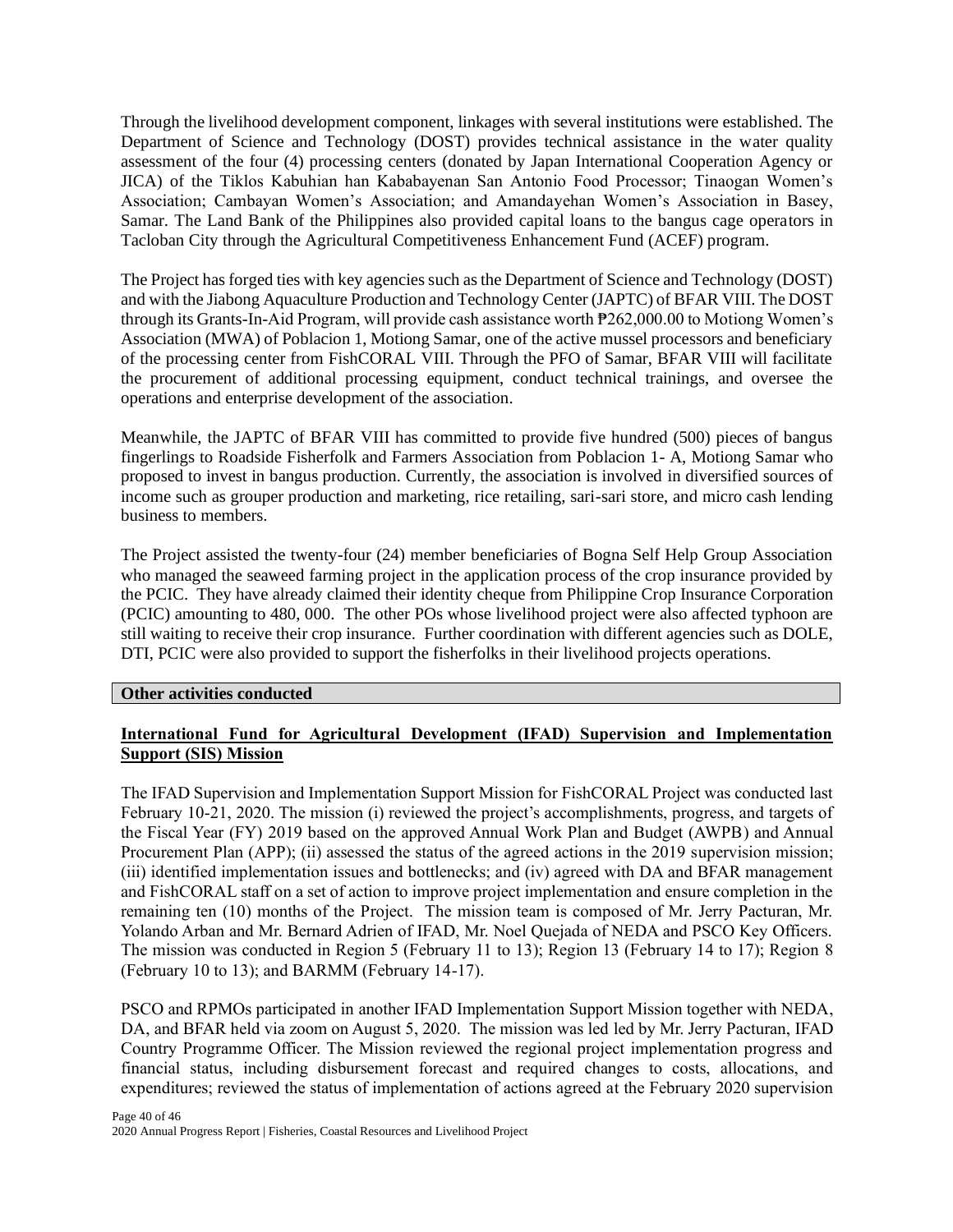Through the livelihood development component, linkages with several institutions were established. The Department of Science and Technology (DOST) provides technical assistance in the water quality assessment of the four (4) processing centers (donated by Japan International Cooperation Agency or JICA) of the Tiklos Kabuhian han Kababayenan San Antonio Food Processor; Tinaogan Women's Association; Cambayan Women's Association; and Amandayehan Women's Association in Basey, Samar. The Land Bank of the Philippines also provided capital loans to the bangus cage operators in Tacloban City through the Agricultural Competitiveness Enhancement Fund (ACEF) program.

The Project has forged ties with key agencies such as the Department of Science and Technology (DOST) and with the Jiabong Aquaculture Production and Technology Center (JAPTC) of BFAR VIII. The DOST through its Grants-In-Aid Program, will provide cash assistance worth ₱262,000.00 to Motiong Women's Association (MWA) of Poblacion 1, Motiong Samar, one of the active mussel processors and beneficiary of the processing center from FishCORAL VIII. Through the PFO of Samar, BFAR VIII will facilitate the procurement of additional processing equipment, conduct technical trainings, and oversee the operations and enterprise development of the association.

Meanwhile, the JAPTC of BFAR VIII has committed to provide five hundred (500) pieces of bangus fingerlings to Roadside Fisherfolk and Farmers Association from Poblacion 1- A, Motiong Samar who proposed to invest in bangus production. Currently, the association is involved in diversified sources of income such as grouper production and marketing, rice retailing, sari-sari store, and micro cash lending business to members.

The Project assisted the twenty-four (24) member beneficiaries of Bogna Self Help Group Association who managed the seaweed farming project in the application process of the crop insurance provided by the PCIC. They have already claimed their identity cheque from Philippine Crop Insurance Corporation (PCIC) amounting to 480, 000. The other POs whose livelihood project were also affected typhoon are still waiting to receive their crop insurance. Further coordination with different agencies such as DOLE, DTI, PCIC were also provided to support the fisherfolks in their livelihood projects operations.

**Other activities conducted**

**International Fund for Agricultural Development (IFAD) Supervision and Implementation Support (SIS) Mission**

The IFAD Supervision and Implementation Support Mission for FishCORAL Project was conducted last February 10-21, 2020. The mission (i) reviewed the project's accomplishments, progress, and targets of the Fiscal Year (FY) 2019 based on the approved Annual Work Plan and Budget (AWPB) and Annual Procurement Plan (APP); (ii) assessed the status of the agreed actions in the 2019 supervision mission; (iii) identified implementation issues and bottlenecks; and (iv) agreed with DA and BFAR management and FishCORAL staff on a set of action to improve project implementation and ensure completion in the remaining ten (10) months of the Project. The mission team is composed of Mr. Jerry Pacturan, Mr. Yolando Arban and Mr. Bernard Adrien of IFAD, Mr. Noel Quejada of NEDA and PSCO Key Officers. The mission was conducted in Region 5 (February 11 to 13); Region 13 (February 14 to 17); Region 8 (February 10 to 13); and BARMM (February 14-17).

PSCO and RPMOs participated in another IFAD Implementation Support Mission together with NEDA, DA, and BFAR held via zoom on August 5, 2020. The mission was led led by Mr. Jerry Pacturan, IFAD Country Programme Officer. The Mission reviewed the regional project implementation progress and financial status, including disbursement forecast and required changes to costs, allocations, and expenditures; reviewed the status of implementation of actions agreed at the February 2020 supervision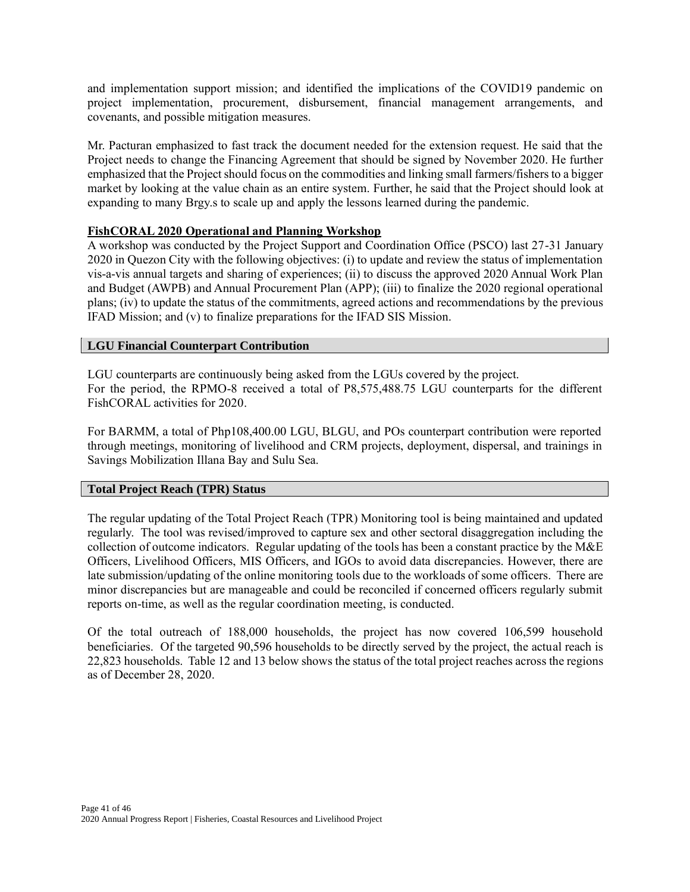and implementation support mission; and identified the implications of the COVID19 pandemic on project implementation, procurement, disbursement, financial management arrangements, and covenants, and possible mitigation measures.

Mr. Pacturan emphasized to fast track the document needed for the extension request. He said that the Project needs to change the Financing Agreement that should be signed by November 2020. He further emphasized that the Project should focus on the commodities and linking small farmers/fishers to a bigger market by looking at the value chain as an entire system. Further, he said that the Project should look at expanding to many Brgy.s to scale up and apply the lessons learned during the pandemic.

**FishCORAL 2020 Operational and Planning Workshop**

A workshop was conducted by the Project Support and Coordination Office (PSCO) last 27-31 January 2020 in Quezon City with the following objectives: (i) to update and review the status of implementation vis-a-vis annual targets and sharing of experiences; (ii) to discuss the approved 2020 Annual Work Plan and Budget (AWPB) and Annual Procurement Plan (APP); (iii) to finalize the 2020 regional operational plans; (iv) to update the status of the commitments, agreed actions and recommendations by the previous IFAD Mission; and (v) to finalize preparations for the IFAD SIS Mission.

## LGU Financial Counterpart Contribution

LGU counterparts are continuously being asked from the LGUs covered by the project.
For the period, the RPMO-8 received a total of P8,575,488.75 LGU counterparts for the different FishCORAL activities for 2020.

For BARMM, a total of Php108,400.00 LGU, BLGU, and POs counterpart contribution were reported through meetings, monitoring of livelihood and CRM projects, deployment, dispersal, and trainings in Savings Mobilization Illana Bay and Sulu Sea.

## Total Project Reach (TPR) Status

The regular updating of the Total Project Reach (TPR) Monitoring tool is being maintained and updated regularly. The tool was revised/improved to capture sex and other sectoral disaggregation including the collection of outcome indicators. Regular updating of the tools has been a constant practice by the M&E Officers, Livelihood Officers, MIS Officers, and IGOs to avoid data discrepancies. However, there are late submission/updating of the online monitoring tools due to the workloads of some officers. There are minor discrepancies but are manageable and could be reconciled if concerned officers regularly submit reports on-time, as well as the regular coordination meeting, is conducted.

Of the total outreach of 188,000 households, the project has now covered 106,599 household beneficiaries. Of the targeted 90,596 households to be directly served by the project, the actual reach is 22,823 households. Table 12 and 13 below shows the status of the total project reaches across the regions as of December 28, 2020.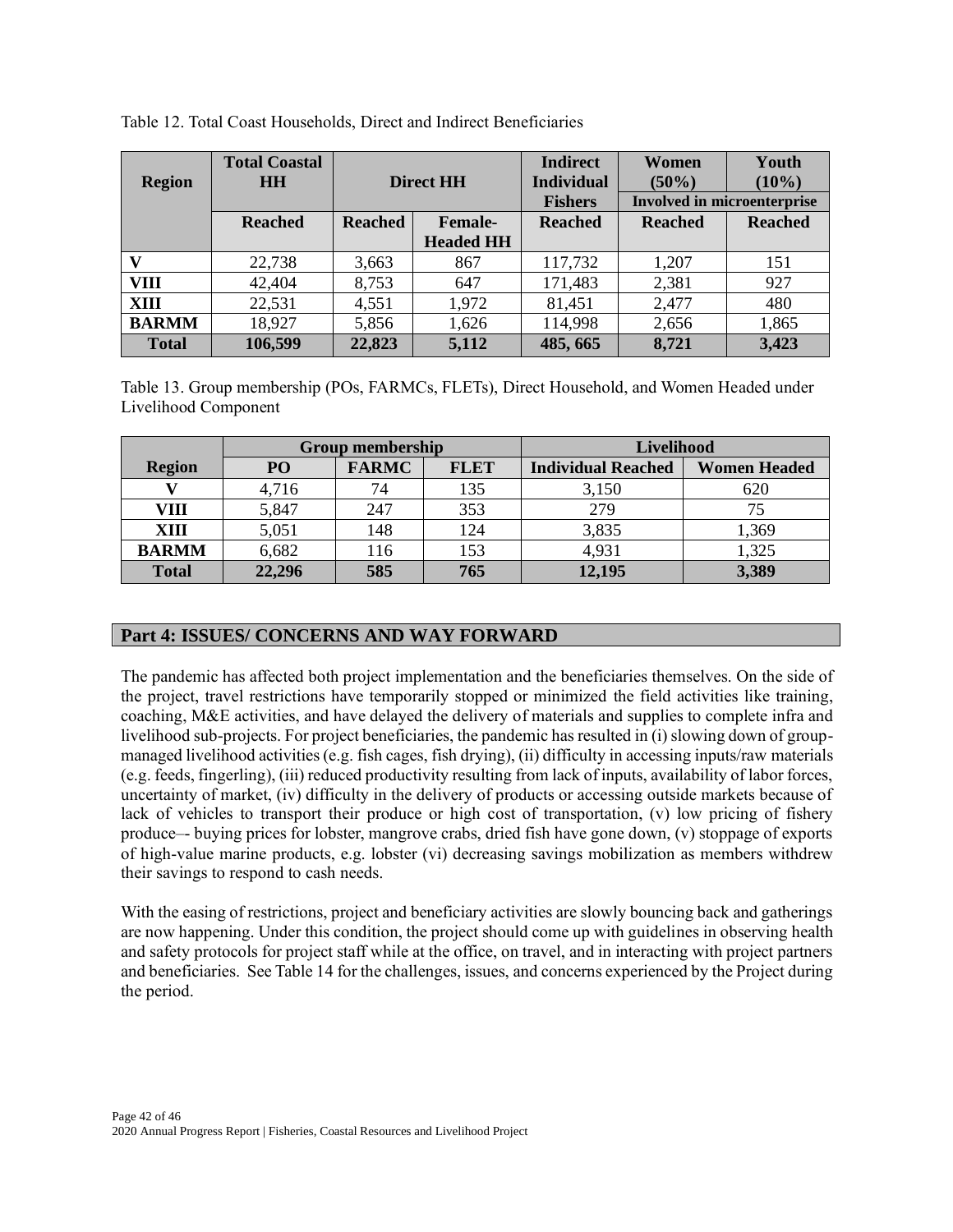Table 12. Total Coast Households, Direct and Indirect Beneficiaries

| Region | Total Coastal HH | Direct HH | | Indirect Individual Fishers | Women (50%) | Youth (10%) |
|---|---|---|---|---|---|---|
| | | | | | Involved in microenterprise | |
| | Reached | Reached | Female-Headed HH | Reached | Reached | Reached |
| **V** | 22,738 | 3,663 | 867 | 117,732 | 1,207 | 151 |
| **VIII** | 42,404 | 8,753 | 647 | 171,483 | 2,381 | 927 |
| **XIII** | 22,531 | 4,551 | 1,972 | 81,451 | 2,477 | 480 |
| **BARMM** | 18,927 | 5,856 | 1,626 | 114,998 | 2,656 | 1,865 |
| **Total** | **106,599** | **22,823** | **5,112** | **485, 665** | **8,721** | **3,423** |

Table 13. Group membership (POs, FARMCs, FLETs), Direct Household, and Women Headed under Livelihood Component

| | Group membership | | | Livelihood | |
|---|---|---|---|---|---|
| Region | PO | FARMC | FLET | Individual Reached | Women Headed |
| **V** | 4,716 | 74 | 135 | 3,150 | 620 |
| **VIII** | 5,847 | 247 | 353 | 279 | 75 |
| **XIII** | 5,051 | 148 | 124 | 3,835 | 1,369 |
| **BARMM** | 6,682 | 116 | 153 | 4,931 | 1,325 |
| **Total** | **22,296** | **585** | **765** | **12,195** | **3,389** |

## Part 4: ISSUES/ CONCERNS AND WAY FORWARD

The pandemic has affected both project implementation and the beneficiaries themselves. On the side of the project, travel restrictions have temporarily stopped or minimized the field activities like training, coaching, M&E activities, and have delayed the delivery of materials and supplies to complete infra and livelihood sub-projects. For project beneficiaries, the pandemic has resulted in (i) slowing down of group-managed livelihood activities (e.g. fish cages, fish drying), (ii) difficulty in accessing inputs/raw materials (e.g. feeds, fingerling), (iii) reduced productivity resulting from lack of inputs, availability of labor forces, uncertainty of market, (iv) difficulty in the delivery of products or accessing outside markets because of lack of vehicles to transport their produce or high cost of transportation, (v) low pricing of fishery produce–- buying prices for lobster, mangrove crabs, dried fish have gone down, (v) stoppage of exports of high-value marine products, e.g. lobster (vi) decreasing savings mobilization as members withdrew their savings to respond to cash needs.

With the easing of restrictions, project and beneficiary activities are slowly bouncing back and gatherings are now happening. Under this condition, the project should come up with guidelines in observing health and safety protocols for project staff while at the office, on travel, and in interacting with project partners and beneficiaries. See Table 14 for the challenges, issues, and concerns experienced by the Project during the period.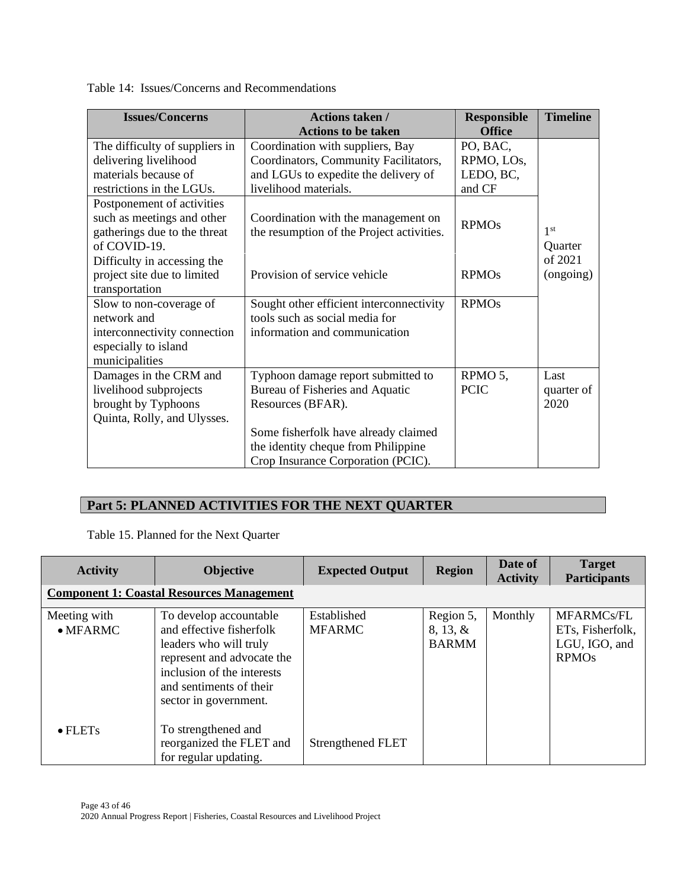Table 14: Issues/Concerns and Recommendations

| Issues/Concerns | Actions taken / Actions to be taken | Responsible Office | Timeline |
|---|---|---|---|
| The difficulty of suppliers in delivering livelihood materials because of restrictions in the LGUs. | Coordination with suppliers, Bay Coordinators, Community Facilitators, and LGUs to expedite the delivery of livelihood materials. | PO, BAC, RPMO, LOs, LEDO, BC, and CF | 1st Quarter of 2021 (ongoing) |
| Postponement of activities such as meetings and other gatherings due to the threat of COVID-19. | Coordination with the management on the resumption of the Project activities. | RPMOs | |
| Difficulty in accessing the project site due to limited transportation | Provision of service vehicle | RPMOs | |
| Slow to non-coverage of network and interconnectivity connection especially to island municipalities | Sought other efficient interconnectivity tools such as social media for information and communication | RPMOs | |
| Damages in the CRM and livelihood subprojects brought by Typhoons Quinta, Rolly, and Ulysses. | Typhoon damage report submitted to Bureau of Fisheries and Aquatic Resources (BFAR).<br><br>Some fisherfolk have already claimed the identity cheque from Philippine Crop Insurance Corporation (PCIC). | RPMO 5, PCIC | Last quarter of 2020 |

## Part 5: PLANNED ACTIVITIES FOR THE NEXT QUARTER

Table 15. Planned for the Next Quarter

| Activity | Objective | Expected Output | Region | Date of Activity | Target Participants |
|---|---|---|---|---|---|
| **Component 1: Coastal Resources Management** | | | | | |
| Meeting with<br>• MFARMC | To develop accountable and effective fisherfolk leaders who will truly represent and advocate the inclusion of the interests and sentiments of their sector in government. | Established MFARMC | Region 5, 8, 13, & BARMM | Monthly | MFARMCs/FLETs, Fisherfolk, LGU, IGO, and RPMOs |
| • FLETs | To strengthened and reorganized the FLET and for regular updating. | Strengthened FLET | | | |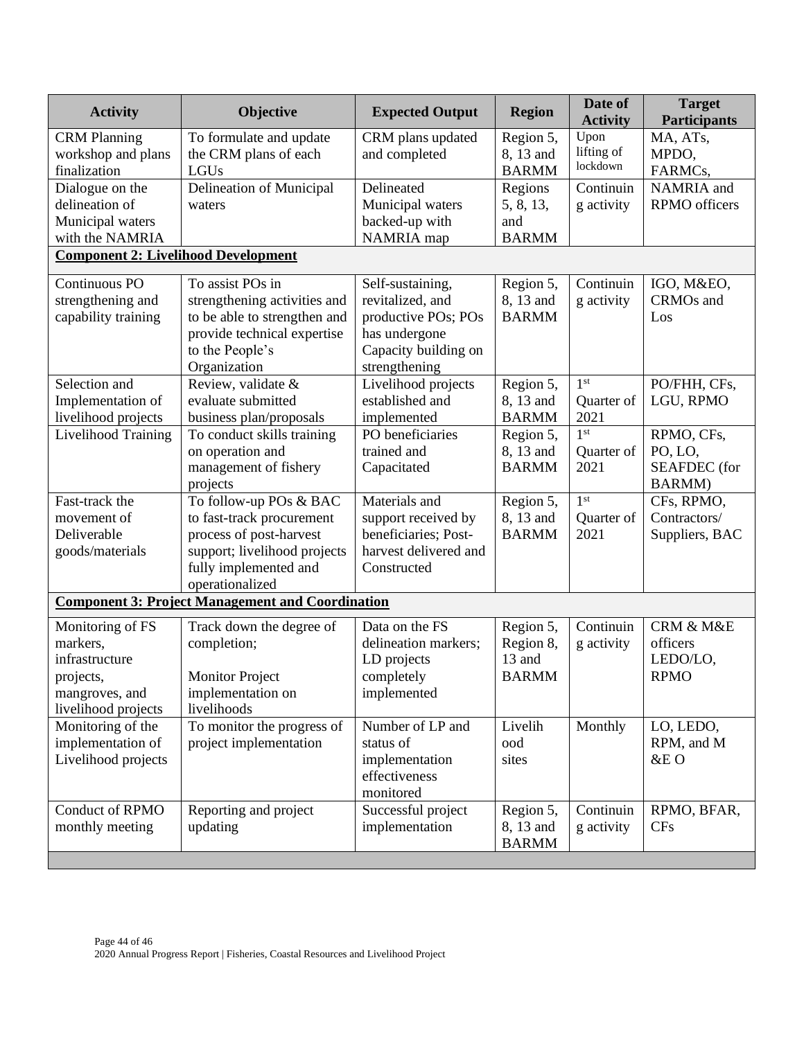| Activity | Objective | Expected Output | Region | Date of Activity | Target Participants |
|---|---|---|---|---|---|
| CRM Planning workshop and plans finalization | To formulate and update the CRM plans of each LGUs | CRM plans updated and completed | Region 5, 8, 13 and BARMM | Upon lifting of lockdown | MA, ATs, MPDO, FARMCs, |
| Dialogue on the delineation of Municipal waters with the NAMRIA | Delineation of Municipal waters | Delineated Municipal waters backed-up with NAMRIA map | Regions 5, 8, 13, and BARMM | Continuing activity | NAMRIA and RPMO officers |
| **Component 2: Livelihood Development** | | | | | |
| Continuous PO strengthening and capability training | To assist POs in strengthening activities and to be able to strengthen and provide technical expertise to the People's Organization | Self-sustaining, revitalized, and productive POs; POs has undergone Capacity building on strengthening | Region 5, 8, 13 and BARMM | Continuing activity | IGO, M&EO, CRMOs and Los |
| Selection and Implementation of livelihood projects | Review, validate & evaluate submitted business plan/proposals | Livelihood projects established and implemented | Region 5, 8, 13 and BARMM | 1st Quarter of 2021 | PO/FHH, CFs, LGU, RPMO |
| Livelihood Training | To conduct skills training on operation and management of fishery projects | PO beneficiaries trained and Capacitated | Region 5, 8, 13 and BARMM | 1st Quarter of 2021 | RPMO, CFs, PO, LO, SEAFDEC (for BARMM) |
| Fast-track the movement of Deliverable goods/materials | To follow-up POs & BAC to fast-track procurement process of post-harvest support; livelihood projects fully implemented and operationalized | Materials and support received by beneficiaries; Post-harvest delivered and Constructed | Region 5, 8, 13 and BARMM | 1st Quarter of 2021 | CFs, RPMO, Contractors/ Suppliers, BAC |
| **Component 3: Project Management and Coordination** | | | | | |
| Monitoring of FS markers, infrastructure projects, mangroves, and livelihood projects | Track down the degree of completion;<br><br>Monitor Project implementation on livelihoods | Data on the FS delineation markers; LD projects completely implemented | Region 5, Region 8, 13 and BARMM | Continuing activity | CRM & M&E officers LEDO/LO, RPMO |
| Monitoring of the implementation of Livelihood projects | To monitor the progress of project implementation | Number of LP and status of implementation effectiveness monitored | Livelihood sites | Monthly | LO, LEDO, RPM, and M &E O |
| Conduct of RPMO monthly meeting | Reporting and project updating | Successful project implementation | Region 5, 8, 13 and BARMM | Continuing activity | RPMO, BFAR, CFs |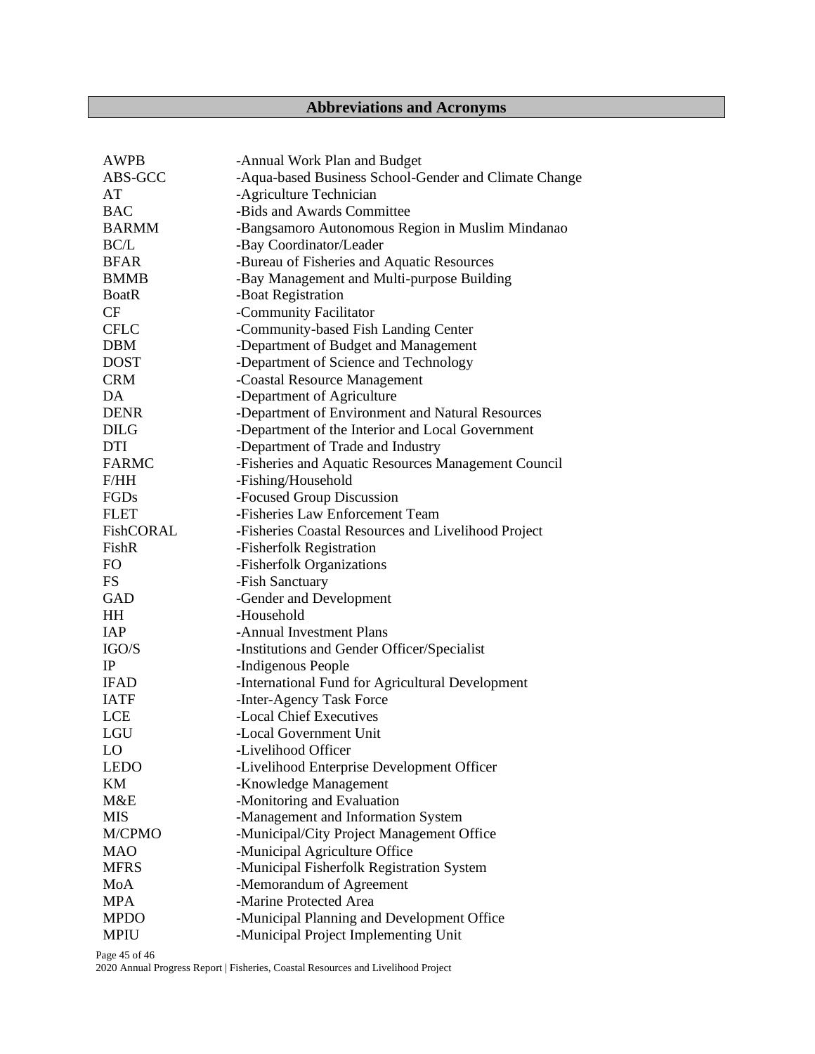## Abbreviations and Acronyms

| | |
|---|---|
| AWPB | -Annual Work Plan and Budget |
| ABS-GCC | -Aqua-based Business School-Gender and Climate Change |
| AT | -Agriculture Technician |
| BAC | -Bids and Awards Committee |
| BARMM | -Bangsamoro Autonomous Region in Muslim Mindanao |
| BC/L | -Bay Coordinator/Leader |
| BFAR | -Bureau of Fisheries and Aquatic Resources |
| BMMB | -Bay Management and Multi-purpose Building |
| BoatR | -Boat Registration |
| CF | -Community Facilitator |
| CFLC | -Community-based Fish Landing Center |
| DBM | -Department of Budget and Management |
| DOST | -Department of Science and Technology |
| CRM | -Coastal Resource Management |
| DA | -Department of Agriculture |
| DENR | -Department of Environment and Natural Resources |
| DILG | -Department of the Interior and Local Government |
| DTI | -Department of Trade and Industry |
| FARMC | -Fisheries and Aquatic Resources Management Council |
| F/HH | -Fishing/Household |
| FGDs | -Focused Group Discussion |
| FLET | -Fisheries Law Enforcement Team |
| FishCORAL | -Fisheries Coastal Resources and Livelihood Project |
| FishR | -Fisherfolk Registration |
| FO | -Fisherfolk Organizations |
| FS | -Fish Sanctuary |
| GAD | -Gender and Development |
| HH | -Household |
| IAP | -Annual Investment Plans |
| IGO/S | -Institutions and Gender Officer/Specialist |
| IP | -Indigenous People |
| IFAD | -International Fund for Agricultural Development |
| IATF | -Inter-Agency Task Force |
| LCE | -Local Chief Executives |
| LGU | -Local Government Unit |
| LO | -Livelihood Officer |
| LEDO | -Livelihood Enterprise Development Officer |
| KM | -Knowledge Management |
| M&E | -Monitoring and Evaluation |
| MIS | -Management and Information System |
| M/CPMO | -Municipal/City Project Management Office |
| MAO | -Municipal Agriculture Office |
| MFRS | -Municipal Fisherfolk Registration System |
| MoA | -Memorandum of Agreement |
| MPA | -Marine Protected Area |
| MPDO | -Municipal Planning and Development Office |
| MPIU | -Municipal Project Implementing Unit |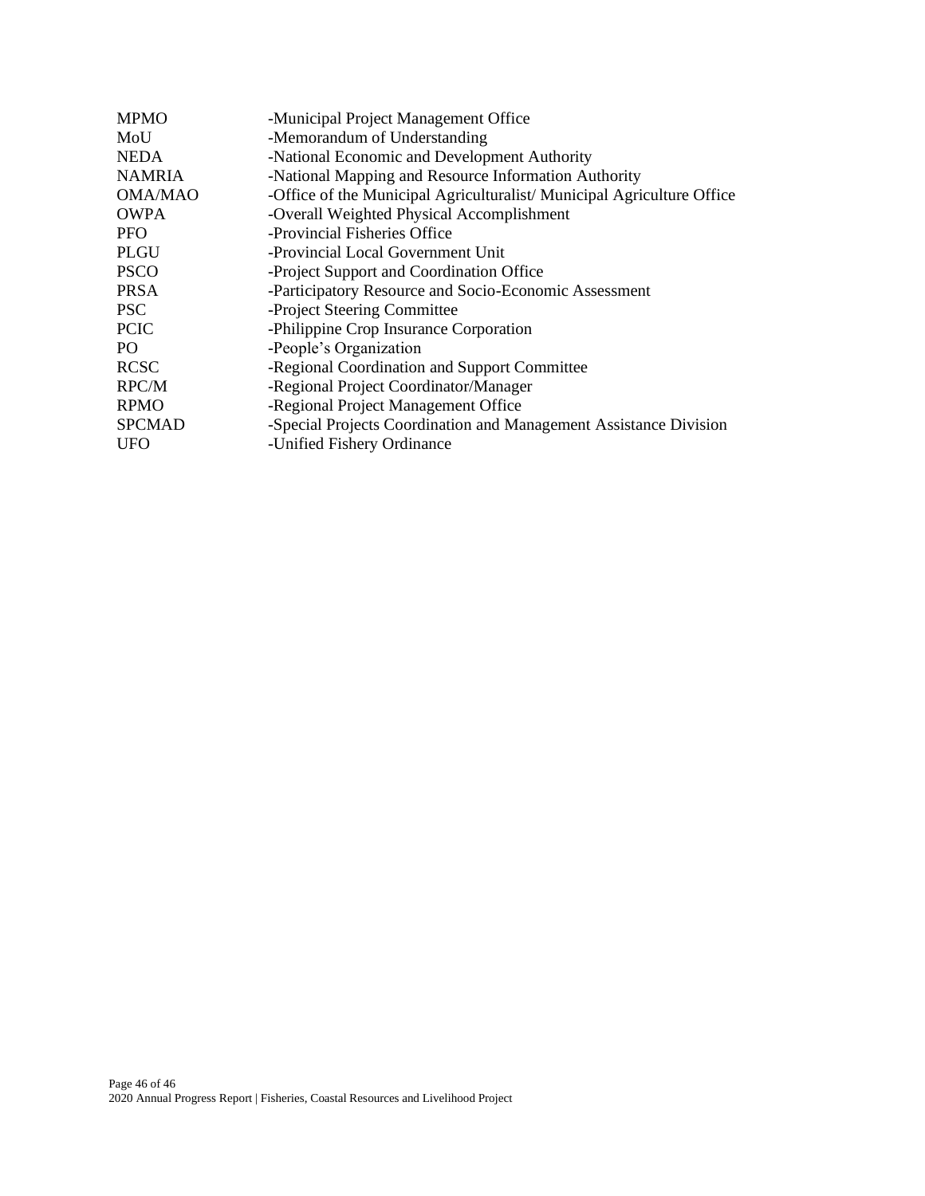| | |
|---|---|
| MPMO | -Municipal Project Management Office |
| MoU | -Memorandum of Understanding |
| NEDA | -National Economic and Development Authority |
| NAMRIA | -National Mapping and Resource Information Authority |
| OMA/MAO | -Office of the Municipal Agriculturalist/ Municipal Agriculture Office |
| OWPA | -Overall Weighted Physical Accomplishment |
| PFO | -Provincial Fisheries Office |
| PLGU | -Provincial Local Government Unit |
| PSCO | -Project Support and Coordination Office |
| PRSA | -Participatory Resource and Socio-Economic Assessment |
| PSC | -Project Steering Committee |
| PCIC | -Philippine Crop Insurance Corporation |
| PO | -People's Organization |
| RCSC | -Regional Coordination and Support Committee |
| RPC/M | -Regional Project Coordinator/Manager |
| RPMO | -Regional Project Management Office |
| SPCMAD | -Special Projects Coordination and Management Assistance Division |
| UFO | -Unified Fishery Ordinance |